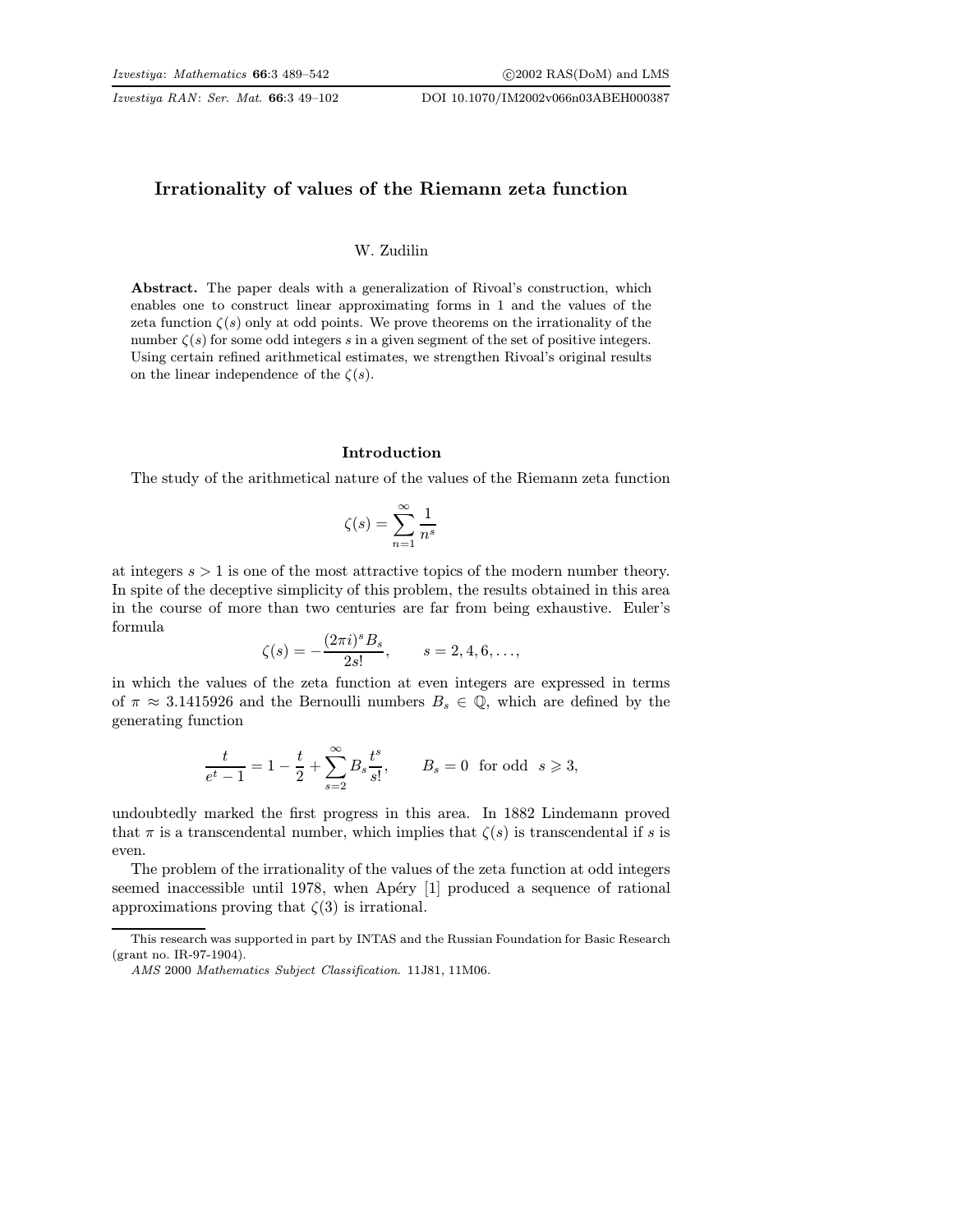# Irrationality of values of the Riemann zeta function

W. Zudilin

**Abstract.** The paper deals with a generalization of Rivoal's construction, which enables one to construct linear approximating forms in 1 and the values of the zeta function $\zeta(s)$ only at odd points. We prove theorems on the irrationality of the number $\zeta(s)$ for some odd integers $s$ in a given segment of the set of positive integers. Using certain refined arithmetical estimates, we strengthen Rivoal's original results on the linear independence of the $\zeta(s)$.

## Introduction

The study of the arithmetical nature of the values of the Riemann zeta function

$$\zeta(s) = \sum_{n=1}^{\infty} \frac{1}{n^s}$$

at integers $s > 1$ is one of the most attractive topics of the modern number theory. In spite of the deceptive simplicity of this problem, the results obtained in this area in the course of more than two centuries are far from being exhaustive. Euler's formula

$$\zeta(s) = -\frac{(2\pi i)^s B_s}{2s!}, \qquad s = 2, 4, 6, \dots,$$

in which the values of the zeta function at even integers are expressed in terms of $\pi \approx 3.1415926$ and the Bernoulli numbers $B_s \in \mathbb{Q}$, which are defined by the generating function

$$\frac{t}{e^t - 1} = 1 - \frac{t}{2} + \sum_{s=2}^{\infty} B_s \frac{t^s}{s!}, \qquad B_s = 0 \ \text{ for odd } \ s \geqslant 3,$$

undoubtedly marked the first progress in this area. In 1882 Lindemann proved that $\pi$ is a transcendental number, which implies that $\zeta(s)$ is transcendental if $s$ is even.

The problem of the irrationality of the values of the zeta function at odd integers seemed inaccessible until 1978, when Apéry [1] produced a sequence of rational approximations proving that $\zeta(3)$ is irrational.

---

This research was supported in part by INTAS and the Russian Foundation for Basic Research (grant no. IR-97-1904).

*AMS* 2000 *Mathematics Subject Classification.* 11J81, 11M06.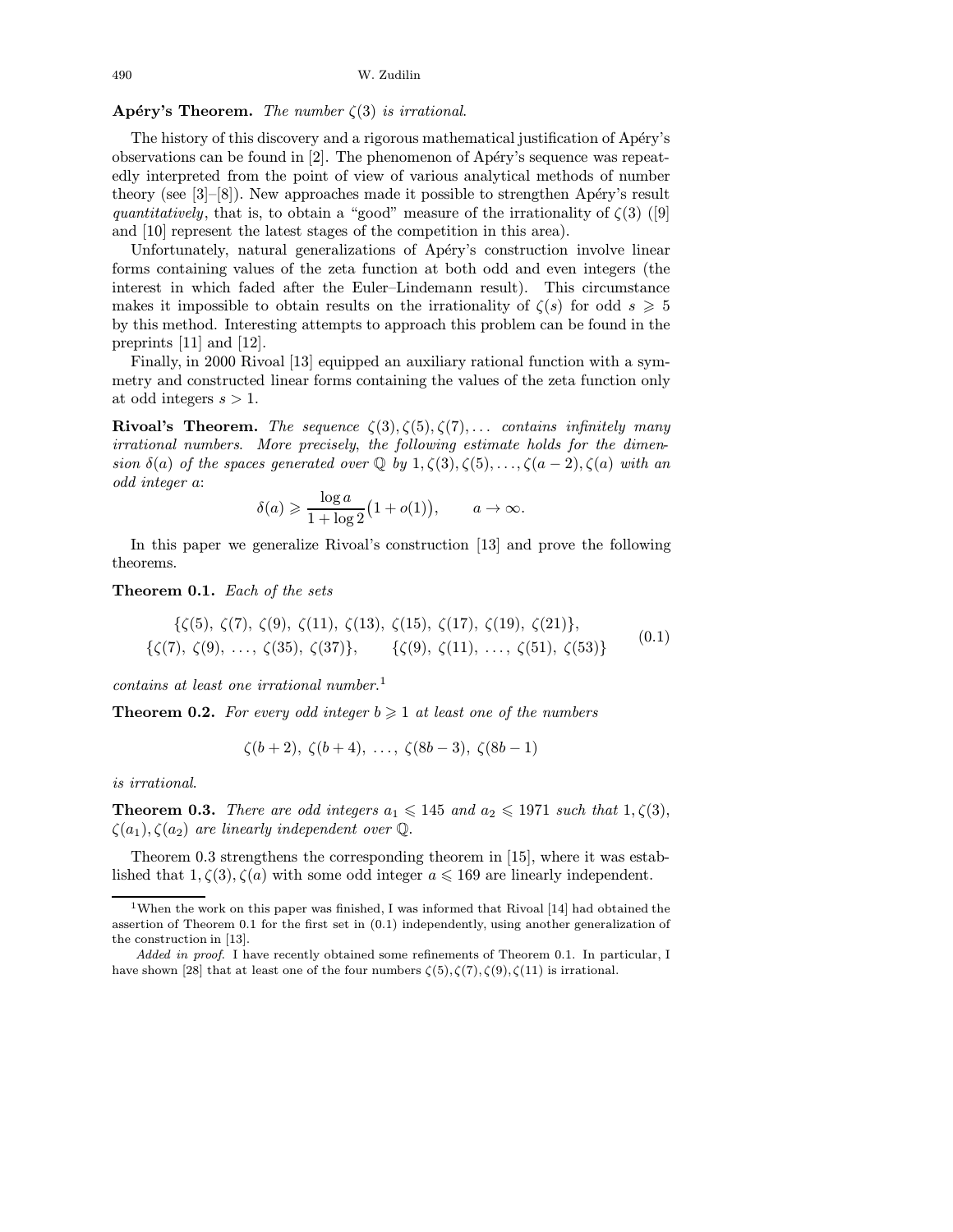**Apéry's Theorem.** *The number $\zeta(3)$ is irrational.*

The history of this discovery and a rigorous mathematical justification of Apéry's observations can be found in [2]. The phenomenon of Apéry's sequence was repeatedly interpreted from the point of view of various analytical methods of number theory (see [3]–[8]). New approaches made it possible to strengthen Apéry's result *quantitatively*, that is, to obtain a "good" measure of the irrationality of $\zeta(3)$ ([9] and [10] represent the latest stages of the competition in this area).

Unfortunately, natural generalizations of Apéry's construction involve linear forms containing values of the zeta function at both odd and even integers (the interest in which faded after the Euler–Lindemann result). This circumstance makes it impossible to obtain results on the irrationality of $\zeta(s)$ for odd $s \geqslant 5$ by this method. Interesting attempts to approach this problem can be found in the preprints [11] and [12].

Finally, in 2000 Rivoal [13] equipped an auxiliary rational function with a symmetry and constructed linear forms containing the values of the zeta function only at odd integers $s > 1$.

**Rivoal's Theorem.** *The sequence $\zeta(3), \zeta(5), \zeta(7), \dots$ contains infinitely many irrational numbers. More precisely, the following estimate holds for the dimension $\delta(a)$ of the spaces generated over $\mathbb{Q}$ by $1, \zeta(3), \zeta(5), \dots, \zeta(a-2), \zeta(a)$ with an odd integer $a$:*

$$\delta(a) \geqslant \frac{\log a}{1 + \log 2}\bigl(1 + o(1)\bigr), \qquad a \to \infty.$$

In this paper we generalize Rivoal's construction [13] and prove the following theorems.

**Theorem 0.1.** *Each of the sets*

$$\begin{gathered} \{\zeta(5),\ \zeta(7),\ \zeta(9),\ \zeta(11),\ \zeta(13),\ \zeta(15),\ \zeta(17),\ \zeta(19),\ \zeta(21)\}, \\ \{\zeta(7),\ \zeta(9),\ \dots,\ \zeta(35),\ \zeta(37)\}, \qquad \{\zeta(9),\ \zeta(11),\ \dots,\ \zeta(51),\ \zeta(53)\} \end{gathered} \tag{0.1}$$

*contains at least one irrational number.*[1]

**Theorem 0.2.** *For every odd integer $b \geqslant 1$ at least one of the numbers*

$$\zeta(b+2),\ \zeta(b+4),\ \dots,\ \zeta(8b-3),\ \zeta(8b-1)$$

*is irrational.*

**Theorem 0.3.** *There are odd integers $a_1 \leqslant 145$ and $a_2 \leqslant 1971$ such that $1, \zeta(3), \zeta(a_1), \zeta(a_2)$ are linearly independent over $\mathbb{Q}$.*

Theorem 0.3 strengthens the corresponding theorem in [15], where it was established that $1, \zeta(3), \zeta(a)$ with some odd integer $a \leqslant 169$ are linearly independent.

---

[1] When the work on this paper was finished, I was informed that Rivoal [14] had obtained the assertion of Theorem 0.1 for the first set in (0.1) independently, using another generalization of the construction in [13].

*Added in proof.* I have recently obtained some refinements of Theorem 0.1. In particular, I have shown [28] that at least one of the four numbers $\zeta(5), \zeta(7), \zeta(9), \zeta(11)$ is irrational.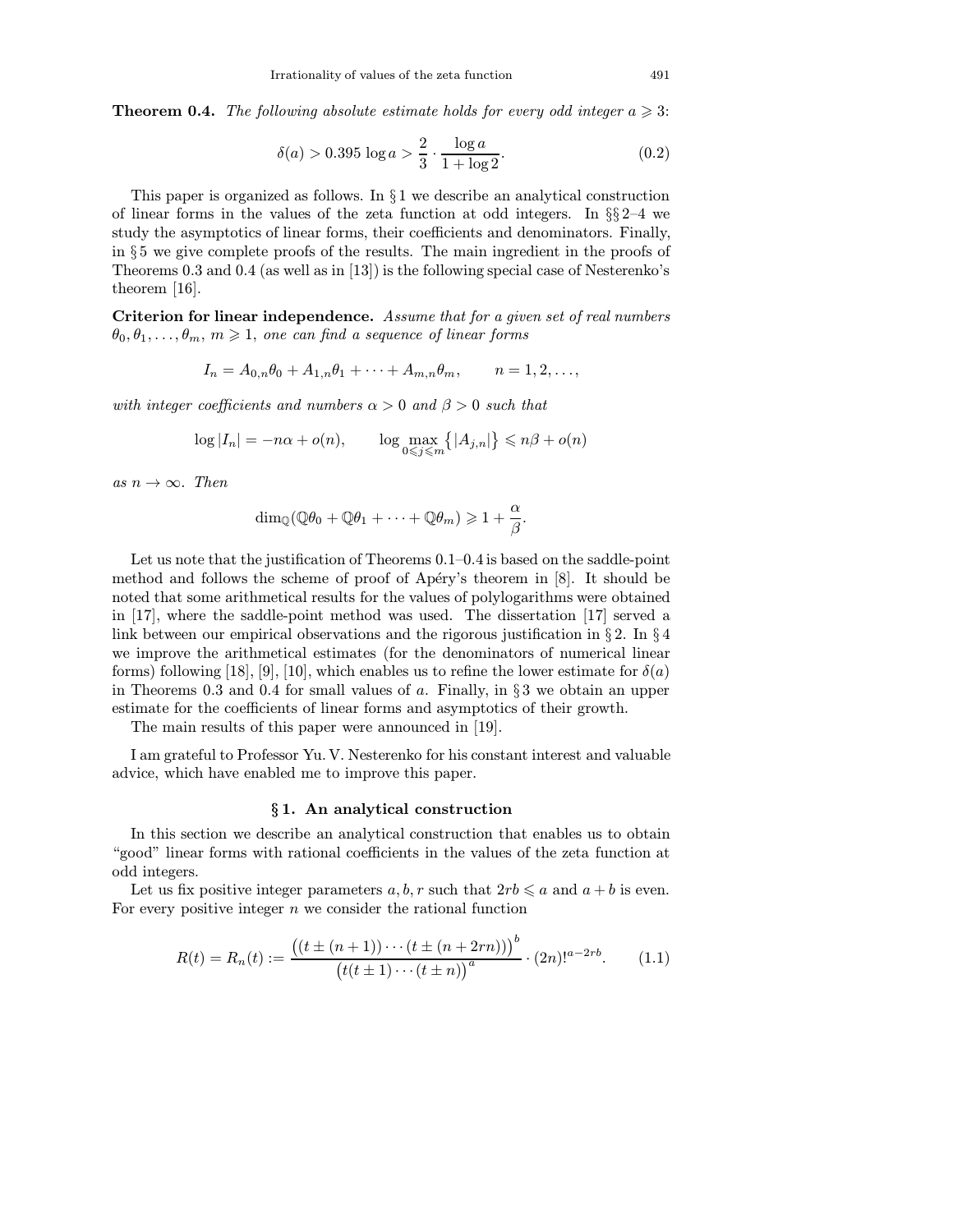**Theorem 0.4.** *The following absolute estimate holds for every odd integer $a \geqslant 3$:*

$$\delta(a) > 0.395 \log a > \frac{2}{3} \cdot \frac{\log a}{1 + \log 2}. \tag{0.2}$$

This paper is organized as follows. In § 1 we describe an analytical construction of linear forms in the values of the zeta function at odd integers. In §§ 2–4 we study the asymptotics of linear forms, their coefficients and denominators. Finally, in § 5 we give complete proofs of the results. The main ingredient in the proofs of Theorems 0.3 and 0.4 (as well as in [13]) is the following special case of Nesterenko's theorem [16].

**Criterion for linear independence.** *Assume that for a given set of real numbers $\theta_0, \theta_1, \dots, \theta_m$, $m \geqslant 1$, one can find a sequence of linear forms*

$$I_n = A_{0,n}\theta_0 + A_{1,n}\theta_1 + \dots + A_{m,n}\theta_m, \qquad n = 1, 2, \dots,$$

*with integer coefficients and numbers $\alpha > 0$ and $\beta > 0$ such that*

$$\log |I_n| = -n\alpha + o(n), \qquad \log \max_{0 \leqslant j \leqslant m} \bigl\{ |A_{j,n}| \bigr\} \leqslant n\beta + o(n)$$

*as $n \to \infty$. Then*

$$\dim_{\mathbb{Q}}(\mathbb{Q}\theta_0 + \mathbb{Q}\theta_1 + \dots + \mathbb{Q}\theta_m) \geqslant 1 + \frac{\alpha}{\beta}.$$

Let us note that the justification of Theorems 0.1–0.4 is based on the saddle-point method and follows the scheme of proof of Apéry's theorem in [8]. It should be noted that some arithmetical results for the values of polylogarithms were obtained in [17], where the saddle-point method was used. The dissertation [17] served a link between our empirical observations and the rigorous justification in § 2. In § 4 we improve the arithmetical estimates (for the denominators of numerical linear forms) following [18], [9], [10], which enables us to refine the lower estimate for $\delta(a)$ in Theorems 0.3 and 0.4 for small values of $a$. Finally, in § 3 we obtain an upper estimate for the coefficients of linear forms and asymptotics of their growth.

The main results of this paper were announced in [19].

I am grateful to Professor Yu. V. Nesterenko for his constant interest and valuable advice, which have enabled me to improve this paper.

## § 1. An analytical construction

In this section we describe an analytical construction that enables us to obtain "good" linear forms with rational coefficients in the values of the zeta function at odd integers.

Let us fix positive integer parameters $a, b, r$ such that $2rb \leqslant a$ and $a + b$ is even. For every positive integer $n$ we consider the rational function

$$R(t) = R_n(t) := \frac{\bigl((t \pm (n+1)) \cdots (t \pm (n + 2rn))\bigr)^b}{\bigl(t(t \pm 1) \cdots (t \pm n)\bigr)^a} \cdot (2n)!^{a-2rb}. \tag{1.1}$$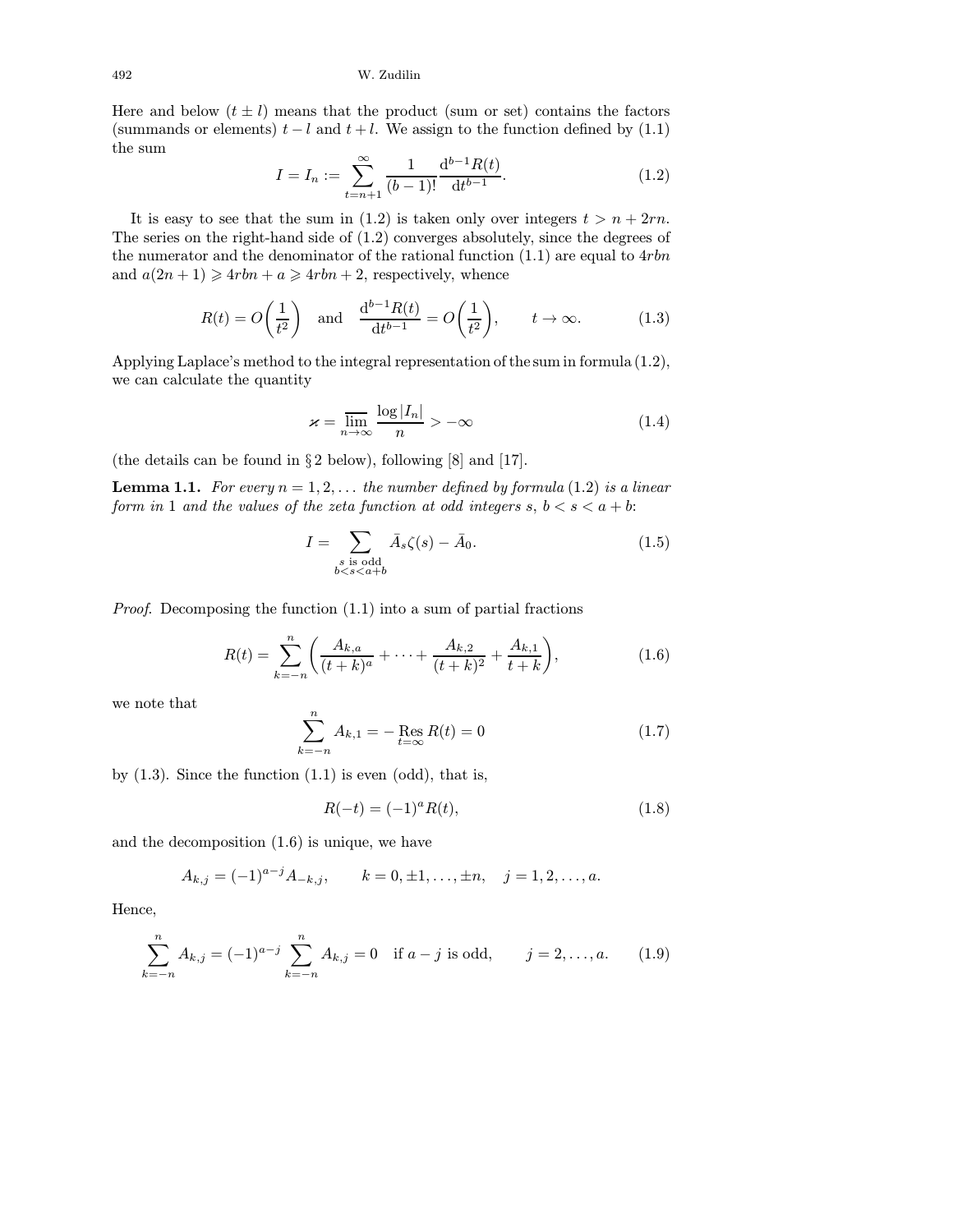Here and below $(t \pm l)$ means that the product (sum or set) contains the factors (summands or elements) $t-l$ and $t+l$. We assign to the function defined by (1.1) the sum

$$I = I_n := \sum_{t=n+1}^{\infty} \frac{1}{(b-1)!} \frac{\mathrm{d}^{b-1} R(t)}{\mathrm{d}t^{b-1}}. \tag{1.2}$$

It is easy to see that the sum in (1.2) is taken only over integers $t > n + 2rn$. The series on the right-hand side of (1.2) converges absolutely, since the degrees of the numerator and the denominator of the rational function (1.1) are equal to $4rbn$ and $a(2n+1) \geqslant 4rbn + a \geqslant 4rbn + 2$, respectively, whence

$$R(t) = O\biggl(\frac{1}{t^2}\biggr) \quad \text{and} \quad \frac{\mathrm{d}^{b-1} R(t)}{\mathrm{d}t^{b-1}} = O\biggl(\frac{1}{t^2}\biggr), \qquad t \to \infty. \tag{1.3}$$

Applying Laplace's method to the integral representation of the sum in formula (1.2), we can calculate the quantity

$$\varkappa = \varlimsup_{n \to \infty} \frac{\log |I_n|}{n} > -\infty \tag{1.4}$$

(the details can be found in § 2 below), following [8] and [17].

**Lemma 1.1.** *For every $n = 1, 2, \dots$ the number defined by formula* (1.2) *is a linear form in* 1 *and the values of the zeta function at odd integers $s$, $b < s < a+b$:*

$$I = \sum_{\substack{s \text{ is odd} \\ b < s < a+b}} \bar{A}_s \zeta(s) - \bar{A}_0. \tag{1.5}$$

*Proof.* Decomposing the function (1.1) into a sum of partial fractions

$$R(t) = \sum_{k=-n}^{n} \biggl( \frac{A_{k,a}}{(t+k)^a} + \dots + \frac{A_{k,2}}{(t+k)^2} + \frac{A_{k,1}}{t+k} \biggr), \tag{1.6}$$

we note that

$$\sum_{k=-n}^{n} A_{k,1} = -\operatorname*{Res}_{t=\infty} R(t) = 0 \tag{1.7}$$

by (1.3). Since the function (1.1) is even (odd), that is,

$$R(-t) = (-1)^a R(t), \tag{1.8}$$

and the decomposition (1.6) is unique, we have

$$A_{k,j} = (-1)^{a-j} A_{-k,j}, \qquad k = 0, \pm 1, \dots, \pm n, \quad j = 1, 2, \dots, a.$$

Hence,

$$\sum_{k=-n}^{n} A_{k,j} = (-1)^{a-j} \sum_{k=-n}^{n} A_{k,j} = 0 \quad \text{if } a-j \text{ is odd}, \qquad j = 2, \dots, a. \tag{1.9}$$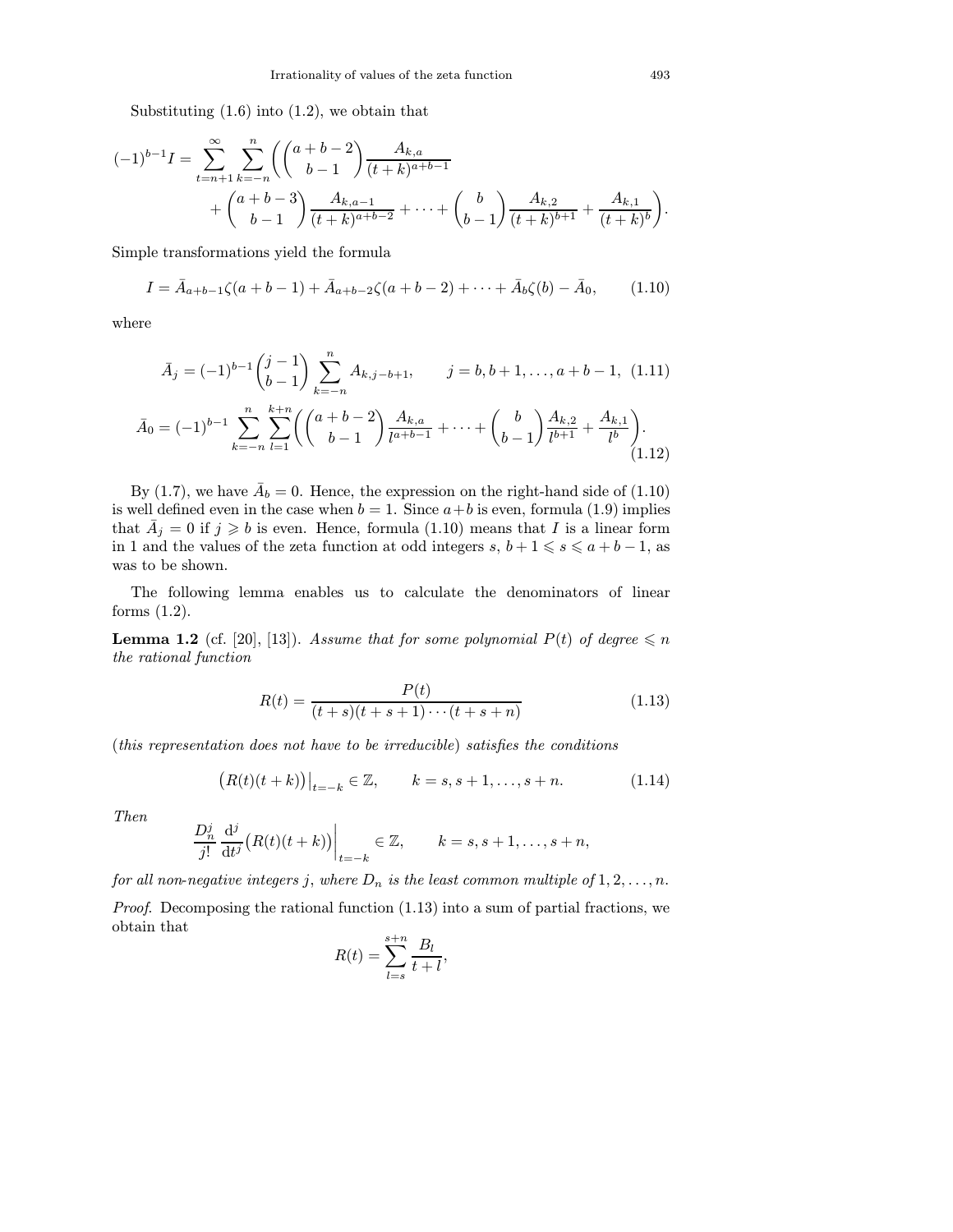Substituting (1.6) into (1.2), we obtain that

$$(-1)^{b-1}I = \sum_{t=n+1}^{\infty} \sum_{k=-n}^{n} \Bigg( \binom{a+b-2}{b-1} \frac{A_{k,a}}{(t+k)^{a+b-1}} + \binom{a+b-3}{b-1} \frac{A_{k,a-1}}{(t+k)^{a+b-2}} + \cdots + \binom{b}{b-1} \frac{A_{k,2}}{(t+k)^{b+1}} + \frac{A_{k,1}}{(t+k)^{b}} \Bigg).$$

Simple transformations yield the formula

$$I = \bar{A}_{a+b-1}\zeta(a+b-1) + \bar{A}_{a+b-2}\zeta(a+b-2) + \cdots + \bar{A}_{b}\zeta(b) - \bar{A}_0, \tag{1.10}$$

where

$$\bar{A}_j = (-1)^{b-1}\binom{j-1}{b-1} \sum_{k=-n}^{n} A_{k,j-b+1}, \qquad j = b, b+1, \ldots, a+b-1, \tag{1.11}$$

$$\bar{A}_0 = (-1)^{b-1} \sum_{k=-n}^{n} \sum_{l=1}^{k+n} \Bigg( \binom{a+b-2}{b-1} \frac{A_{k,a}}{l^{a+b-1}} + \cdots + \binom{b}{b-1} \frac{A_{k,2}}{l^{b+1}} + \frac{A_{k,1}}{l^{b}} \Bigg). \tag{1.12}$$

By (1.7), we have $\bar{A}_b = 0$. Hence, the expression on the right-hand side of (1.10) is well defined even in the case when $b = 1$. Since $a+b$ is even, formula (1.9) implies that $\bar{A}_j = 0$ if $j \geqslant b$ is even. Hence, formula (1.10) means that $I$ is a linear form in 1 and the values of the zeta function at odd integers $s$, $b+1 \leqslant s \leqslant a+b-1$, as was to be shown.

The following lemma enables us to calculate the denominators of linear forms (1.2).

**Lemma 1.2** (cf. [20], [13]). *Assume that for some polynomial $P(t)$ of degree $\leqslant n$ the rational function*

$$R(t) = \frac{P(t)}{(t+s)(t+s+1)\cdots(t+s+n)} \tag{1.13}$$

(*this representation does not have to be irreducible*) *satisfies the conditions*

$$\big(R(t)(t+k)\big)\big|_{t=-k} \in \mathbb{Z}, \qquad k = s, s+1, \ldots, s+n. \tag{1.14}$$

*Then*

$$\frac{D_n^j}{j!} \frac{\mathrm{d}^j}{\mathrm{d}t^j}\big(R(t)(t+k)\big)\bigg|_{t=-k} \in \mathbb{Z}, \qquad k = s, s+1, \ldots, s+n,$$

*for all non-negative integers $j$, where $D_n$ is the least common multiple of $1, 2, \ldots, n$.*

*Proof.* Decomposing the rational function (1.13) into a sum of partial fractions, we obtain that

$$R(t) = \sum_{l=s}^{s+n} \frac{B_l}{t+l},$$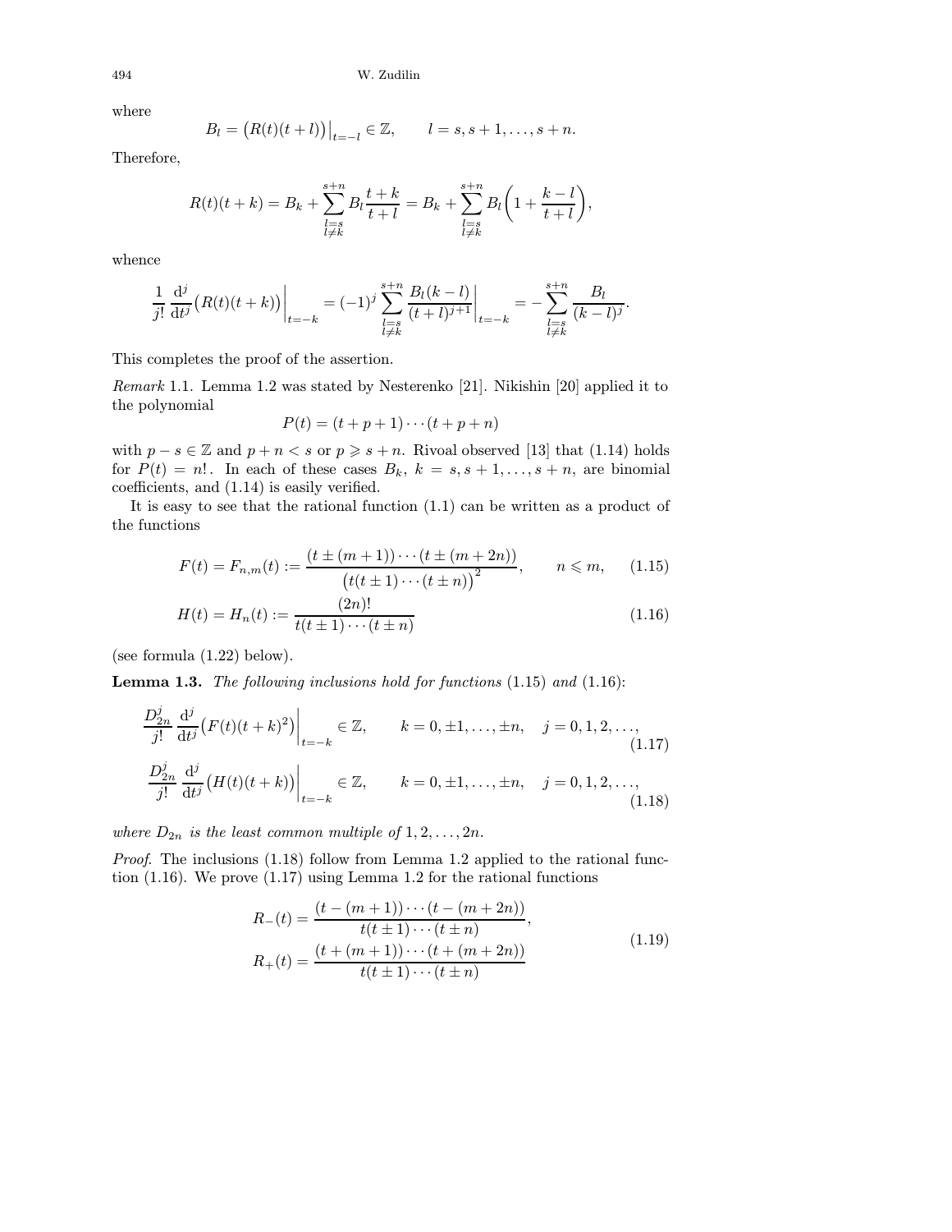where

$$B_l = \big(R(t)(t+l)\big)\big|_{t=-l} \in \mathbb{Z}, \qquad l = s, s+1, \dots, s+n.$$

Therefore,

$$R(t)(t+k) = B_k + \sum_{\substack{l=s \\ l\neq k}}^{s+n} B_l \frac{t+k}{t+l} = B_k + \sum_{\substack{l=s \\ l\neq k}}^{s+n} B_l \bigg(1 + \frac{k-l}{t+l}\bigg),$$

whence

$$\frac{1}{j!}\frac{\mathrm{d}^j}{\mathrm{d}t^j}\big(R(t)(t+k)\big)\bigg|_{t=-k} = (-1)^j \sum_{\substack{l=s \\ l\neq k}}^{s+n} \frac{B_l(k-l)}{(t+l)^{j+1}}\bigg|_{t=-k} = -\sum_{\substack{l=s \\ l\neq k}}^{s+n} \frac{B_l}{(k-l)^j}.$$

This completes the proof of the assertion.

*Remark* 1.1. Lemma 1.2 was stated by Nesterenko [21]. Nikishin [20] applied it to the polynomial

$$P(t) = (t+p+1)\cdots(t+p+n)$$

with $p - s \in \mathbb{Z}$ and $p + n < s$ or $p \geqslant s + n$. Rivoal observed [13] that (1.14) holds for $P(t) = n!$. In each of these cases $B_k$, $k = s, s+1, \dots, s+n$, are binomial coefficients, and (1.14) is easily verified.

It is easy to see that the rational function (1.1) can be written as a product of the functions

$$F(t) = F_{n,m}(t) := \frac{(t \pm (m+1))\cdots(t \pm (m+2n))}{\big(t(t\pm 1)\cdots(t\pm n)\big)^2}, \qquad n \leqslant m, \tag{1.15}$$

$$H(t) = H_n(t) := \frac{(2n)!}{t(t\pm 1)\cdots(t\pm n)} \tag{1.16}$$

(see formula (1.22) below).

**Lemma 1.3.** *The following inclusions hold for functions* (1.15) *and* (1.16):

$$\frac{D_{2n}^j}{j!}\frac{\mathrm{d}^j}{\mathrm{d}t^j}\big(F(t)(t+k)^2\big)\bigg|_{t=-k} \in \mathbb{Z}, \qquad k = 0, \pm 1, \dots, \pm n, \quad j = 0, 1, 2, \dots, \tag{1.17}$$

$$\frac{D_{2n}^j}{j!}\frac{\mathrm{d}^j}{\mathrm{d}t^j}\big(H(t)(t+k)\big)\bigg|_{t=-k} \in \mathbb{Z}, \qquad k = 0, \pm 1, \dots, \pm n, \quad j = 0, 1, 2, \dots, \tag{1.18}$$

*where $D_{2n}$ is the least common multiple of* $1, 2, \dots, 2n$.

*Proof.* The inclusions (1.18) follow from Lemma 1.2 applied to the rational function (1.16). We prove (1.17) using Lemma 1.2 for the rational functions

$$\begin{aligned} R_-(t) &= \frac{(t-(m+1))\cdots(t-(m+2n))}{t(t\pm 1)\cdots(t\pm n)}, \\ R_+(t) &= \frac{(t+(m+1))\cdots(t+(m+2n))}{t(t\pm 1)\cdots(t\pm n)} \end{aligned} \tag{1.19}$$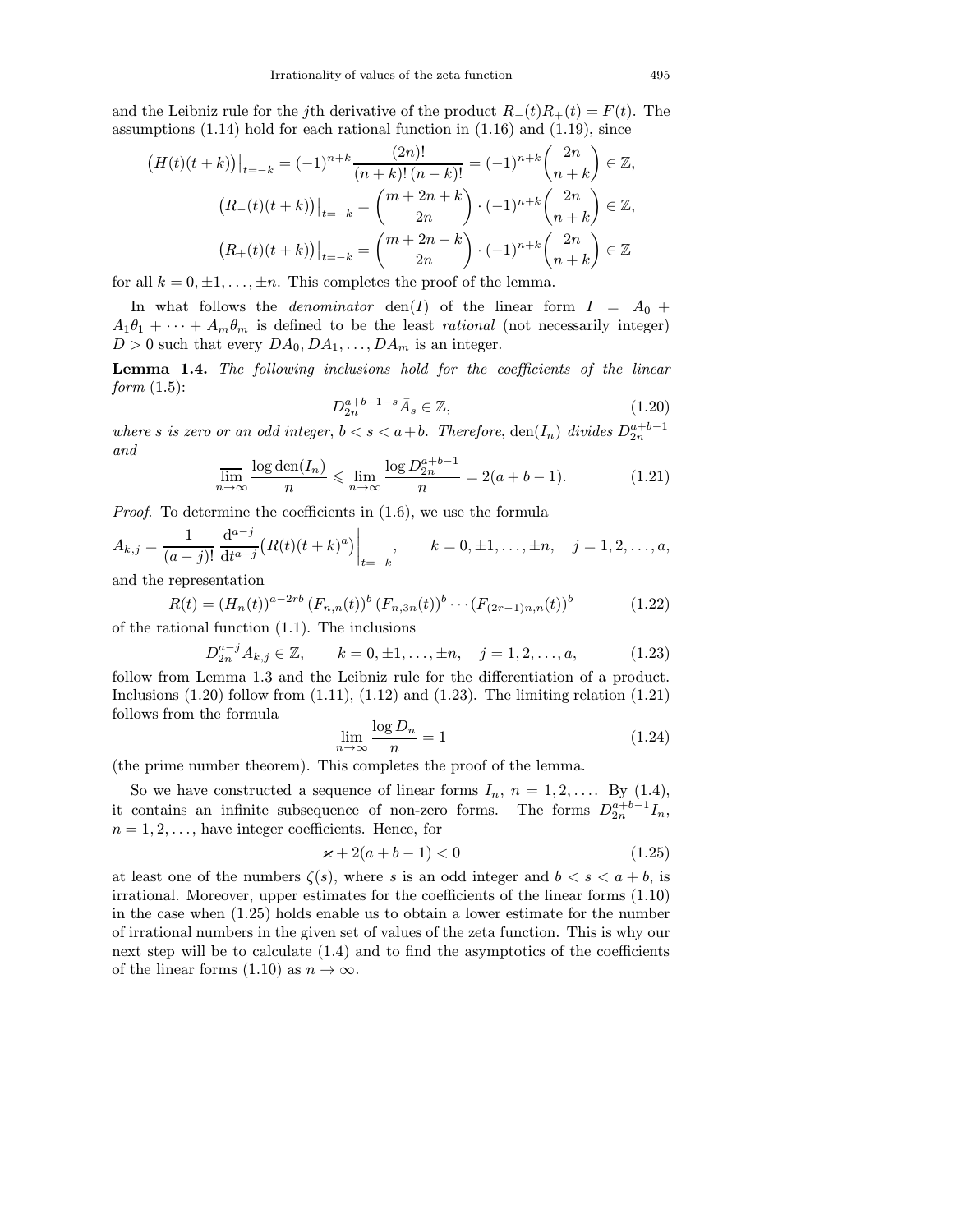and the Leibniz rule for the $j$th derivative of the product $R_-(t)R_+(t) = F(t)$. The assumptions (1.14) hold for each rational function in (1.16) and (1.19), since

$$\big(H(t)(t+k)\big)\big|_{t=-k} = (-1)^{n+k}\frac{(2n)!}{(n+k)!\,(n-k)!} = (-1)^{n+k}\binom{2n}{n+k} \in \mathbb{Z},$$

$$\big(R_-(t)(t+k)\big)\big|_{t=-k} = \binom{m+2n+k}{2n}\cdot(-1)^{n+k}\binom{2n}{n+k} \in \mathbb{Z},$$

$$\big(R_+(t)(t+k)\big)\big|_{t=-k} = \binom{m+2n-k}{2n}\cdot(-1)^{n+k}\binom{2n}{n+k} \in \mathbb{Z}$$

for all $k = 0, \pm 1, \ldots, \pm n$. This completes the proof of the lemma.

In what follows the *denominator* $\operatorname{den}(I)$ of the linear form $I = A_0 + A_1\theta_1 + \cdots + A_m\theta_m$ is defined to be the least *rational* (not necessarily integer) $D > 0$ such that every $DA_0, DA_1, \ldots, DA_m$ is an integer.

**Lemma 1.4.** *The following inclusions hold for the coefficients of the linear form* (1.5):

$$D_{2n}^{a+b-1-s}\bar{A}_s \in \mathbb{Z}, \tag{1.20}$$

*where $s$ is zero or an odd integer, $b < s < a+b$. Therefore, $\operatorname{den}(I_n)$ divides $D_{2n}^{a+b-1}$ and*

$$\varlimsup_{n\to\infty}\frac{\log\operatorname{den}(I_n)}{n} \leqslant \lim_{n\to\infty}\frac{\log D_{2n}^{a+b-1}}{n} = 2(a+b-1). \tag{1.21}$$

*Proof.* To determine the coefficients in (1.6), we use the formula

$$A_{k,j} = \frac{1}{(a-j)!}\,\frac{\mathrm{d}^{a-j}}{\mathrm{d}t^{a-j}}\big(R(t)(t+k)^a\big)\bigg|_{t=-k}, \qquad k = 0, \pm 1, \ldots, \pm n, \quad j = 1, 2, \ldots, a,$$

and the representation

$$R(t) = (H_n(t))^{a-2rb}\,(F_{n,n}(t))^b\,(F_{n,3n}(t))^b \cdots (F_{(2r-1)n,n}(t))^b \tag{1.22}$$

of the rational function (1.1). The inclusions

$$D_{2n}^{a-j}A_{k,j} \in \mathbb{Z}, \qquad k = 0, \pm 1, \ldots, \pm n, \quad j = 1, 2, \ldots, a, \tag{1.23}$$

follow from Lemma 1.3 and the Leibniz rule for the differentiation of a product. Inclusions (1.20) follow from (1.11), (1.12) and (1.23). The limiting relation (1.21) follows from the formula

$$\lim_{n\to\infty}\frac{\log D_n}{n} = 1 \tag{1.24}$$

(the prime number theorem). This completes the proof of the lemma.

So we have constructed a sequence of linear forms $I_n$, $n = 1, 2, \ldots$. By (1.4), it contains an infinite subsequence of non-zero forms. The forms $D_{2n}^{a+b-1}I_n$, $n = 1, 2, \ldots$, have integer coefficients. Hence, for

$$\varkappa + 2(a+b-1) < 0 \tag{1.25}$$

at least one of the numbers $\zeta(s)$, where $s$ is an odd integer and $b < s < a+b$, is irrational. Moreover, upper estimates for the coefficients of the linear forms (1.10) in the case when (1.25) holds enable us to obtain a lower estimate for the number of irrational numbers in the given set of values of the zeta function. This is why our next step will be to calculate (1.4) and to find the asymptotics of the coefficients of the linear forms (1.10) as $n \to \infty$.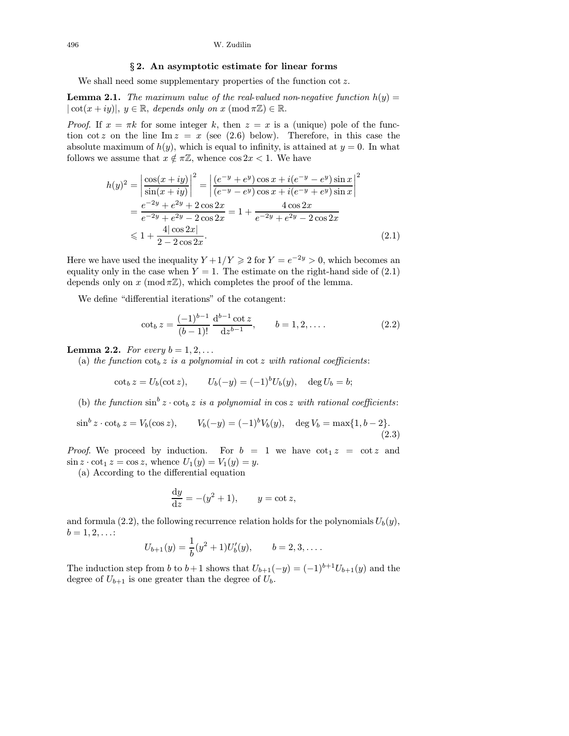## § 2. An asymptotic estimate for linear forms

We shall need some supplementary properties of the function $\cot z$.

**Lemma 2.1.** *The maximum value of the real-valued non-negative function $h(y) = |\cot(x+iy)|$, $y \in \mathbb{R}$, depends only on $x \pmod{\pi\mathbb{Z}} \in \mathbb{R}$.*

*Proof.* If $x = \pi k$ for some integer $k$, then $z = x$ is a (unique) pole of the function $\cot z$ on the line $\operatorname{Im} z = x$ (see (2.6) below). Therefore, in this case the absolute maximum of $h(y)$, which is equal to infinity, is attained at $y = 0$. In what follows we assume that $x \notin \pi\mathbb{Z}$, whence $\cos 2x < 1$. We have

$$
\begin{aligned}
h(y)^2 &= \left|\frac{\cos(x+iy)}{\sin(x+iy)}\right|^2 = \left|\frac{(e^{-y}+e^{y})\cos x + i(e^{-y}-e^{y})\sin x}{(e^{-y}-e^{y})\cos x + i(e^{-y}+e^{y})\sin x}\right|^2 \\
&= \frac{e^{-2y}+e^{2y}+2\cos 2x}{e^{-2y}+e^{2y}-2\cos 2x} = 1 + \frac{4\cos 2x}{e^{-2y}+e^{2y}-2\cos 2x} \\
&\leqslant 1 + \frac{4|\cos 2x|}{2-2\cos 2x}.
\end{aligned}
\tag{2.1}
$$

Here we have used the inequality $Y + 1/Y \geqslant 2$ for $Y = e^{-2y} > 0$, which becomes an equality only in the case when $Y = 1$. The estimate on the right-hand side of (2.1) depends only on $x \pmod{\pi\mathbb{Z}}$, which completes the proof of the lemma.

We define "differential iterations" of the cotangent:

$$
\cot_b z = \frac{(-1)^{b-1}}{(b-1)!}\,\frac{\mathrm{d}^{b-1}\cot z}{\mathrm{d}z^{b-1}}, \qquad b = 1, 2, \dots. \tag{2.2}
$$

**Lemma 2.2.** *For every $b = 1, 2, \dots$*

(a) *the function $\cot_b z$ is a polynomial in $\cot z$ with rational coefficients*:

$$
\cot_b z = U_b(\cot z), \qquad U_b(-y) = (-1)^b U_b(y), \quad \deg U_b = b;
$$

(b) *the function $\sin^b z \cdot \cot_b z$ is a polynomial in $\cos z$ with rational coefficients*:

$$
\sin^b z \cdot \cot_b z = V_b(\cos z), \qquad V_b(-y) = (-1)^b V_b(y), \quad \deg V_b = \max\{1, b-2\}. \tag{2.3}
$$

*Proof.* We proceed by induction. For $b = 1$ we have $\cot_1 z = \cot z$ and $\sin z \cdot \cot_1 z = \cos z$, whence $U_1(y) = V_1(y) = y$.

(a) According to the differential equation

$$
\frac{\mathrm{d}y}{\mathrm{d}z} = -(y^2+1), \qquad y = \cot z,
$$

and formula (2.2), the following recurrence relation holds for the polynomials $U_b(y)$, $b = 1, 2, \dots$:

$$
U_{b+1}(y) = \frac{1}{b}(y^2+1)U_b'(y), \qquad b = 2, 3, \dots.
$$

The induction step from $b$ to $b+1$ shows that $U_{b+1}(-y) = (-1)^{b+1}U_{b+1}(y)$ and the degree of $U_{b+1}$ is one greater than the degree of $U_b$.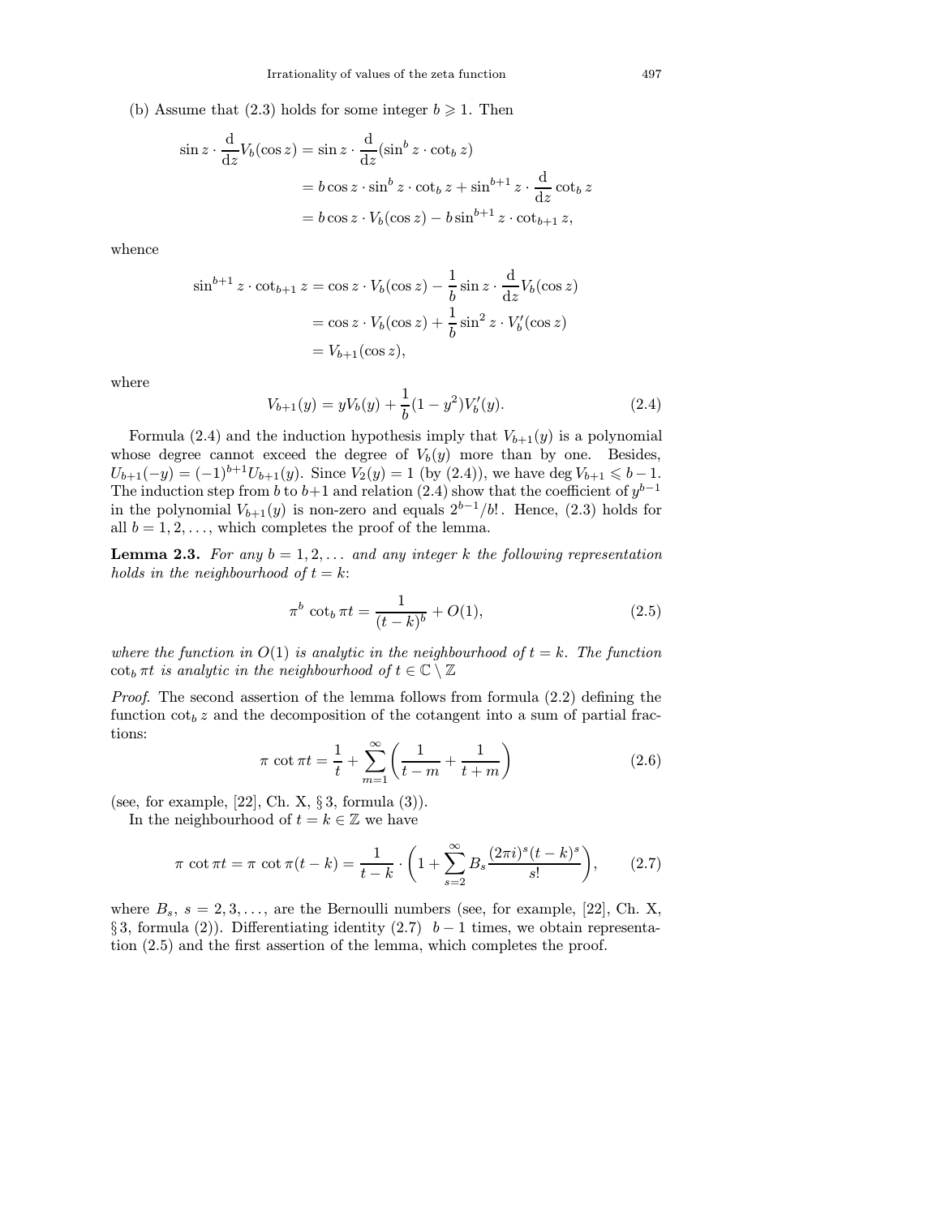(b) Assume that (2.3) holds for some integer $b \geqslant 1$. Then

$$\begin{aligned}
\sin z \cdot \frac{\mathrm{d}}{\mathrm{d}z} V_b(\cos z) &= \sin z \cdot \frac{\mathrm{d}}{\mathrm{d}z}(\sin^b z \cdot \cot_b z) \\
&= b \cos z \cdot \sin^b z \cdot \cot_b z + \sin^{b+1} z \cdot \frac{\mathrm{d}}{\mathrm{d}z} \cot_b z \\
&= b \cos z \cdot V_b(\cos z) - b \sin^{b+1} z \cdot \cot_{b+1} z,
\end{aligned}$$

whence

$$\begin{aligned}
\sin^{b+1} z \cdot \cot_{b+1} z &= \cos z \cdot V_b(\cos z) - \frac{1}{b} \sin z \cdot \frac{\mathrm{d}}{\mathrm{d}z} V_b(\cos z) \\
&= \cos z \cdot V_b(\cos z) + \frac{1}{b} \sin^2 z \cdot V_b'(\cos z) \\
&= V_{b+1}(\cos z),
\end{aligned}$$

where

$$V_{b+1}(y) = y V_b(y) + \frac{1}{b}(1 - y^2) V_b'(y). \tag{2.4}$$

Formula (2.4) and the induction hypothesis imply that $V_{b+1}(y)$ is a polynomial whose degree cannot exceed the degree of $V_b(y)$ more than by one. Besides, $U_{b+1}(-y) = (-1)^{b+1} U_{b+1}(y)$. Since $V_2(y) = 1$ (by (2.4)), we have $\deg V_{b+1} \leqslant b - 1$. The induction step from $b$ to $b+1$ and relation (2.4) show that the coefficient of $y^{b-1}$ in the polynomial $V_{b+1}(y)$ is non-zero and equals $2^{b-1}/b!$. Hence, (2.3) holds for all $b = 1, 2, \ldots$, which completes the proof of the lemma.

**Lemma 2.3.** *For any $b = 1, 2, \ldots$ and any integer $k$ the following representation holds in the neighbourhood of $t = k$:*

$$\pi^b \cot_b \pi t = \frac{1}{(t-k)^b} + O(1), \tag{2.5}$$

*where the function in $O(1)$ is analytic in the neighbourhood of $t = k$. The function $\cot_b \pi t$ is analytic in the neighbourhood of $t \in \mathbb{C} \setminus \mathbb{Z}$*

*Proof.* The second assertion of the lemma follows from formula (2.2) defining the function $\cot_b z$ and the decomposition of the cotangent into a sum of partial fractions:

$$\pi \cot \pi t = \frac{1}{t} + \sum_{m=1}^{\infty} \left( \frac{1}{t-m} + \frac{1}{t+m} \right) \tag{2.6}$$

(see, for example, [22], Ch. X, § 3, formula (3)).

In the neighbourhood of $t = k \in \mathbb{Z}$ we have

$$\pi \cot \pi t = \pi \cot \pi (t-k) = \frac{1}{t-k} \cdot \left( 1 + \sum_{s=2}^{\infty} B_s \frac{(2\pi i)^s (t-k)^s}{s!} \right), \tag{2.7}$$

where $B_s$, $s = 2, 3, \ldots$, are the Bernoulli numbers (see, for example, [22], Ch. X, § 3, formula (2)). Differentiating identity (2.7) $b-1$ times, we obtain representation (2.5) and the first assertion of the lemma, which completes the proof.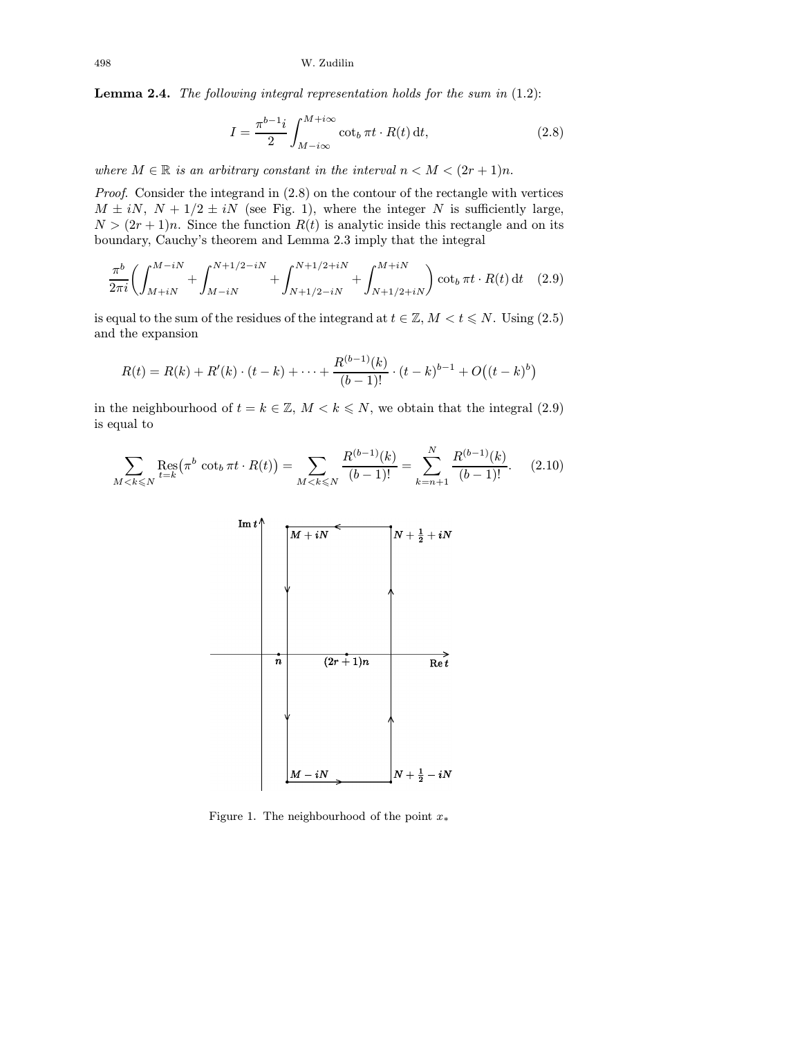**Lemma 2.4.** *The following integral representation holds for the sum in* (1.2):

$$I = \frac{\pi^{b-1} i}{2} \int_{M-i\infty}^{M+i\infty} \cot_b \pi t \cdot R(t)\,\mathrm{d}t, \tag{2.8}$$

*where $M \in \mathbb{R}$ is an arbitrary constant in the interval $n < M < (2r+1)n$.*

*Proof.* Consider the integrand in (2.8) on the contour of the rectangle with vertices $M \pm iN$, $N + 1/2 \pm iN$ (see Fig. 1), where the integer $N$ is sufficiently large, $N > (2r+1)n$. Since the function $R(t)$ is analytic inside this rectangle and on its boundary, Cauchy's theorem and Lemma 2.3 imply that the integral

$$\frac{\pi^b}{2\pi i}\biggl(\int_{M+iN}^{M-iN} + \int_{M-iN}^{N+1/2-iN} + \int_{N+1/2-iN}^{N+1/2+iN} + \int_{N+1/2+iN}^{M+iN}\biggr) \cot_b \pi t \cdot R(t)\,\mathrm{d}t \tag{2.9}$$

is equal to the sum of the residues of the integrand at $t \in \mathbb{Z}$, $M < t \leqslant N$. Using (2.5) and the expansion

$$R(t) = R(k) + R'(k)\cdot(t-k) + \dots + \frac{R^{(b-1)}(k)}{(b-1)!}\cdot(t-k)^{b-1} + O\bigl((t-k)^b\bigr)$$

in the neighbourhood of $t = k \in \mathbb{Z}$, $M < k \leqslant N$, we obtain that the integral (2.9) is equal to

$$\sum_{M<k\leqslant N} \operatorname*{Res}_{t=k}\bigl(\pi^b \cot_b \pi t \cdot R(t)\bigr) = \sum_{M<k\leqslant N} \frac{R^{(b-1)}(k)}{(b-1)!} = \sum_{k=n+1}^{N} \frac{R^{(b-1)}(k)}{(b-1)!}. \tag{2.10}$$

Figure 1. The neighbourhood of the point $x_*$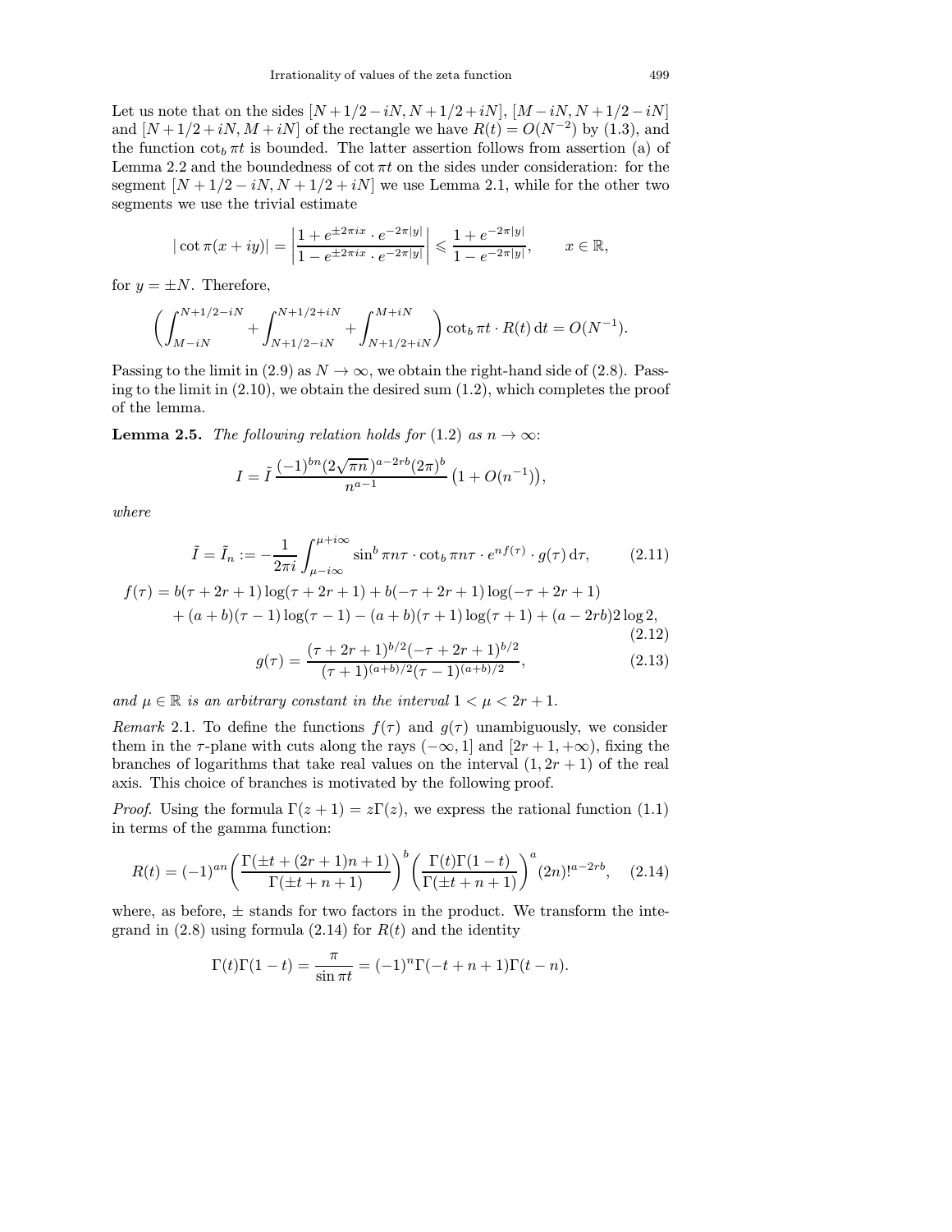Let us note that on the sides $[N+1/2-iN, N+1/2+iN]$, $[M-iN, N+1/2-iN]$ and $[N+1/2+iN, M+iN]$ of the rectangle we have $R(t)=O(N^{-2})$ by (1.3), and the function $\cot_b \pi t$ is bounded. The latter assertion follows from assertion (a) of Lemma 2.2 and the boundedness of $\cot \pi t$ on the sides under consideration: for the segment $[N+1/2-iN, N+1/2+iN]$ we use Lemma 2.1, while for the other two segments we use the trivial estimate

$$|\cot \pi(x+iy)| = \left|\frac{1+e^{\pm 2\pi i x}\cdot e^{-2\pi|y|}}{1-e^{\pm 2\pi i x}\cdot e^{-2\pi|y|}}\right| \leqslant \frac{1+e^{-2\pi|y|}}{1-e^{-2\pi|y|}}, \qquad x\in\mathbb{R},$$

for $y=\pm N$. Therefore,

$$\left(\int_{M-iN}^{N+1/2-iN} + \int_{N+1/2-iN}^{N+1/2+iN} + \int_{N+1/2+iN}^{M+iN}\right) \cot_b \pi t \cdot R(t)\,\mathrm{d}t = O(N^{-1}).$$

Passing to the limit in (2.9) as $N\to\infty$, we obtain the right-hand side of (2.8). Passing to the limit in (2.10), we obtain the desired sum (1.2), which completes the proof of the lemma.

**Lemma 2.5.** *The following relation holds for* (1.2) *as* $n\to\infty$*:*

$$I = \tilde{I}\,\frac{(-1)^{bn}(2\sqrt{\pi n})^{a-2rb}(2\pi)^b}{n^{a-1}}\bigl(1+O(n^{-1})\bigr),$$

*where*

$$\tilde{I} = \tilde{I}_n := -\frac{1}{2\pi i}\int_{\mu-i\infty}^{\mu+i\infty} \sin^b \pi n\tau \cdot \cot_b \pi n\tau \cdot e^{nf(\tau)}\cdot g(\tau)\,\mathrm{d}\tau, \tag{2.11}$$

$$\begin{aligned} f(\tau) &= b(\tau+2r+1)\log(\tau+2r+1) + b(-\tau+2r+1)\log(-\tau+2r+1) \\ &\quad + (a+b)(\tau-1)\log(\tau-1) - (a+b)(\tau+1)\log(\tau+1) + (a-2rb)2\log 2, \end{aligned} \tag{2.12}$$

$$g(\tau) = \frac{(\tau+2r+1)^{b/2}(-\tau+2r+1)^{b/2}}{(\tau+1)^{(a+b)/2}(\tau-1)^{(a+b)/2}}, \tag{2.13}$$

*and* $\mu\in\mathbb{R}$ *is an arbitrary constant in the interval* $1<\mu<2r+1$.

*Remark* 2.1. To define the functions $f(\tau)$ and $g(\tau)$ unambiguously, we consider them in the $\tau$-plane with cuts along the rays $(-\infty,1]$ and $[2r+1,+\infty)$, fixing the branches of logarithms that take real values on the interval $(1,2r+1)$ of the real axis. This choice of branches is motivated by the following proof.

*Proof.* Using the formula $\Gamma(z+1)=z\Gamma(z)$, we express the rational function (1.1) in terms of the gamma function:

$$R(t) = (-1)^{an}\left(\frac{\Gamma(\pm t+(2r+1)n+1)}{\Gamma(\pm t+n+1)}\right)^b \left(\frac{\Gamma(t)\Gamma(1-t)}{\Gamma(\pm t+n+1)}\right)^a (2n)!^{a-2rb}, \tag{2.14}$$

where, as before, $\pm$ stands for two factors in the product. We transform the integrand in (2.8) using formula (2.14) for $R(t)$ and the identity

$$\Gamma(t)\Gamma(1-t) = \frac{\pi}{\sin \pi t} = (-1)^n\Gamma(-t+n+1)\Gamma(t-n).$$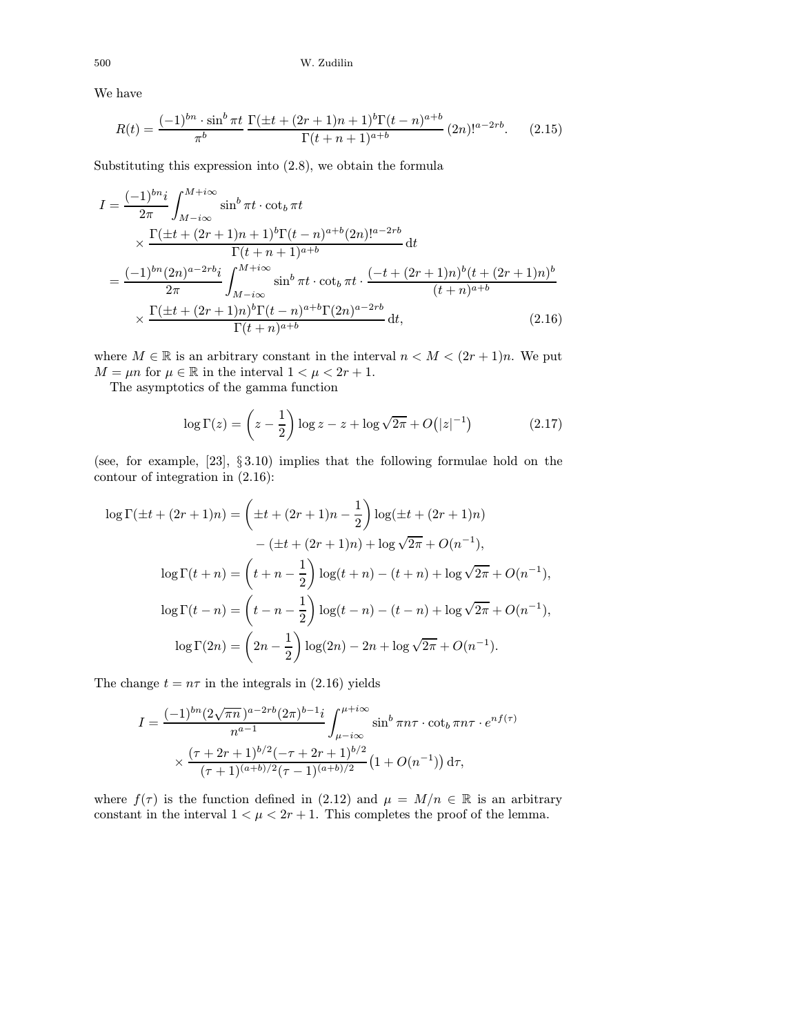We have

$$R(t) = \frac{(-1)^{bn} \cdot \sin^b \pi t}{\pi^b} \, \frac{\Gamma(\pm t + (2r+1)n + 1)^b \Gamma(t-n)^{a+b}}{\Gamma(t+n+1)^{a+b}} \, (2n)!^{a-2rb}. \tag{2.15}$$

Substituting this expression into (2.8), we obtain the formula

$$\begin{aligned}
I &= \frac{(-1)^{bn} i}{2\pi} \int_{M-i\infty}^{M+i\infty} \sin^b \pi t \cdot \cot_b \pi t \\
&\qquad \times \frac{\Gamma(\pm t + (2r+1)n + 1)^b \Gamma(t-n)^{a+b} (2n)!^{a-2rb}}{\Gamma(t+n+1)^{a+b}} \, \mathrm{d}t \\
&= \frac{(-1)^{bn} (2n)^{a-2rb} i}{2\pi} \int_{M-i\infty}^{M+i\infty} \sin^b \pi t \cdot \cot_b \pi t \cdot \frac{(-t + (2r+1)n)^b (t + (2r+1)n)^b}{(t+n)^{a+b}} \\
&\qquad \times \frac{\Gamma(\pm t + (2r+1)n)^b \Gamma(t-n)^{a+b} \Gamma(2n)^{a-2rb}}{\Gamma(t+n)^{a+b}} \, \mathrm{d}t,
\end{aligned} \tag{2.16}$$

where $M \in \mathbb{R}$ is an arbitrary constant in the interval $n < M < (2r+1)n$. We put $M = \mu n$ for $\mu \in \mathbb{R}$ in the interval $1 < \mu < 2r+1$.

The asymptotics of the gamma function

$$\log \Gamma(z) = \left(z - \frac{1}{2}\right) \log z - z + \log \sqrt{2\pi} + O\big(|z|^{-1}\big) \tag{2.17}$$

(see, for example, [23], § 3.10) implies that the following formulae hold on the contour of integration in (2.16):

$$\begin{aligned}
\log \Gamma(\pm t + (2r+1)n) &= \left(\pm t + (2r+1)n - \frac{1}{2}\right) \log(\pm t + (2r+1)n) \\
&\qquad - (\pm t + (2r+1)n) + \log \sqrt{2\pi} + O(n^{-1}), \\
\log \Gamma(t+n) &= \left(t + n - \frac{1}{2}\right) \log(t+n) - (t+n) + \log \sqrt{2\pi} + O(n^{-1}), \\
\log \Gamma(t-n) &= \left(t - n - \frac{1}{2}\right) \log(t-n) - (t-n) + \log \sqrt{2\pi} + O(n^{-1}), \\
\log \Gamma(2n) &= \left(2n - \frac{1}{2}\right) \log(2n) - 2n + \log \sqrt{2\pi} + O(n^{-1}).
\end{aligned}$$

The change $t = n\tau$ in the integrals in (2.16) yields

$$\begin{aligned}
I = \frac{(-1)^{bn} (2\sqrt{\pi n})^{a-2rb} (2\pi)^{b-1} i}{n^{a-1}} & \int_{\mu - i\infty}^{\mu + i\infty} \sin^b \pi n\tau \cdot \cot_b \pi n\tau \cdot e^{n f(\tau)} \\
& \times \frac{(\tau + 2r + 1)^{b/2} (-\tau + 2r + 1)^{b/2}}{(\tau + 1)^{(a+b)/2} (\tau - 1)^{(a+b)/2}} \big(1 + O(n^{-1})\big) \, \mathrm{d}\tau,
\end{aligned}$$

where $f(\tau)$ is the function defined in (2.12) and $\mu = M/n \in \mathbb{R}$ is an arbitrary constant in the interval $1 < \mu < 2r+1$. This completes the proof of the lemma.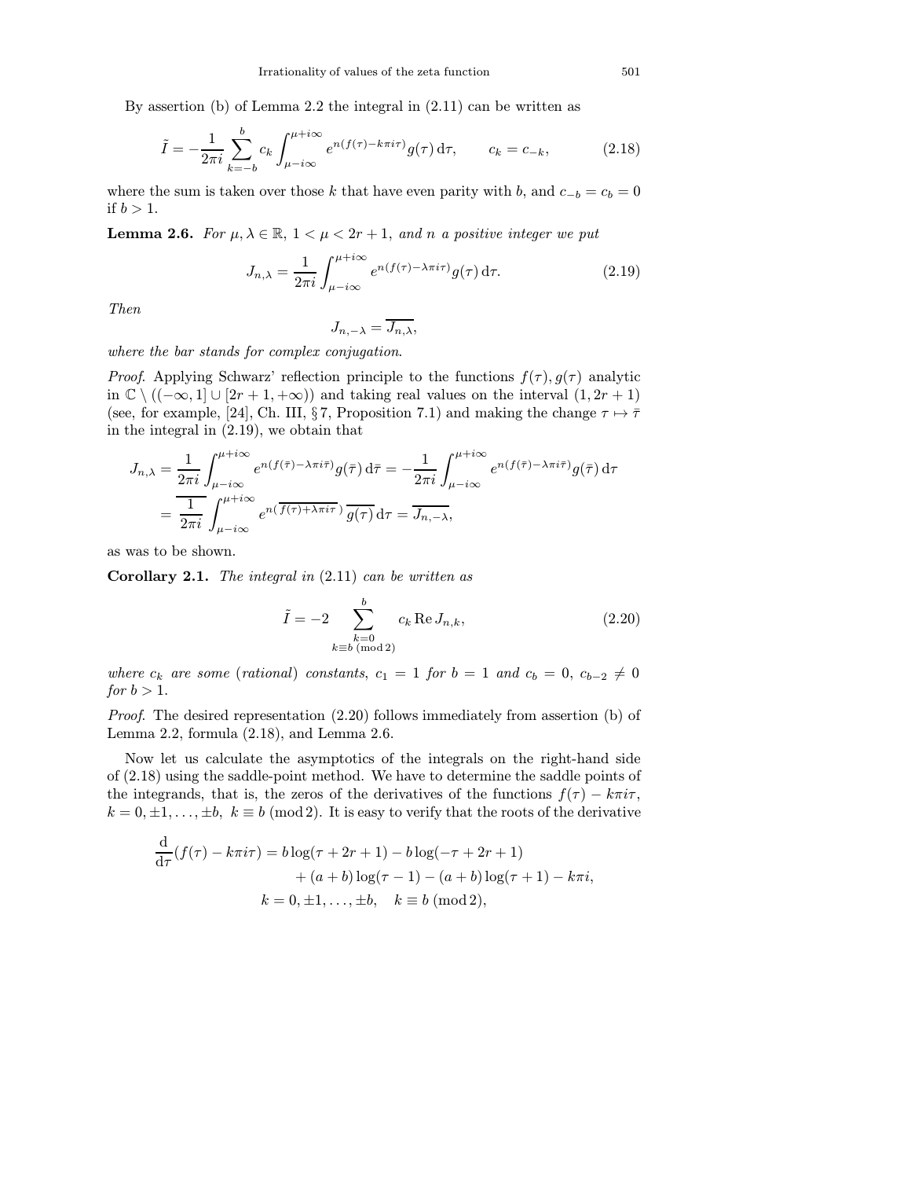By assertion (b) of Lemma 2.2 the integral in (2.11) can be written as

$$\tilde{I} = -\frac{1}{2\pi i} \sum_{k=-b}^{b} c_k \int_{\mu - i\infty}^{\mu + i\infty} e^{n(f(\tau) - k\pi i\tau)} g(\tau)\,\mathrm{d}\tau, \qquad c_k = c_{-k}, \tag{2.18}$$

where the sum is taken over those $k$ that have even parity with $b$, and $c_{-b} = c_b = 0$ if $b > 1$.

**Lemma 2.6.** *For $\mu, \lambda \in \mathbb{R}$, $1 < \mu < 2r + 1$, and $n$ a positive integer we put*

$$J_{n,\lambda} = \frac{1}{2\pi i} \int_{\mu - i\infty}^{\mu + i\infty} e^{n(f(\tau) - \lambda\pi i\tau)} g(\tau)\,\mathrm{d}\tau. \tag{2.19}$$

*Then*

$$J_{n,-\lambda} = \overline{J_{n,\lambda}},$$

*where the bar stands for complex conjugation.*

*Proof.* Applying Schwarz' reflection principle to the functions $f(\tau), g(\tau)$ analytic in $\mathbb{C} \setminus ((-\infty, 1] \cup [2r + 1, +\infty))$ and taking real values on the interval $(1, 2r + 1)$ (see, for example, [24], Ch. III, § 7, Proposition 7.1) and making the change $\tau \mapsto \bar{\tau}$ in the integral in (2.19), we obtain that

$$\begin{aligned}
J_{n,\lambda} &= \frac{1}{2\pi i} \int_{\mu - i\infty}^{\mu + i\infty} e^{n(f(\bar{\tau}) - \lambda\pi i\bar{\tau})} g(\bar{\tau})\,\mathrm{d}\bar{\tau} = -\frac{1}{2\pi i} \int_{\mu - i\infty}^{\mu + i\infty} e^{n(f(\bar{\tau}) - \lambda\pi i\bar{\tau})} g(\bar{\tau})\,\mathrm{d}\tau \\
&= \overline{\frac{1}{2\pi i}} \int_{\mu - i\infty}^{\mu + i\infty} e^{n(\overline{f(\tau) + \lambda\pi i\tau})}\, \overline{g(\tau)}\,\mathrm{d}\tau = \overline{J_{n,-\lambda}},
\end{aligned}$$

as was to be shown.

**Corollary 2.1.** *The integral in* (2.11) *can be written as*

$$\tilde{I} = -2 \sum_{\substack{k=0 \\ k \equiv b \ (\mathrm{mod}\ 2)}}^{b} c_k \operatorname{Re} J_{n,k}, \tag{2.20}$$

*where $c_k$ are some* (*rational*) *constants, $c_1 = 1$ for $b = 1$ and $c_b = 0$, $c_{b-2} \neq 0$ for $b > 1$.*

*Proof.* The desired representation (2.20) follows immediately from assertion (b) of Lemma 2.2, formula (2.18), and Lemma 2.6.

Now let us calculate the asymptotics of the integrals on the right-hand side of (2.18) using the saddle-point method. We have to determine the saddle points of the integrands, that is, the zeros of the derivatives of the functions $f(\tau) - k\pi i\tau$, $k = 0, \pm 1, \dots, \pm b$, $k \equiv b \ (\mathrm{mod}\ 2)$. It is easy to verify that the roots of the derivative

$$\begin{aligned}
\frac{\mathrm{d}}{\mathrm{d}\tau}(f(\tau) - k\pi i\tau) &= b\log(\tau + 2r + 1) - b\log(-\tau + 2r + 1) \\
&\quad + (a + b)\log(\tau - 1) - (a + b)\log(\tau + 1) - k\pi i, \\
&\quad k = 0, \pm 1, \dots, \pm b, \quad k \equiv b \ (\mathrm{mod}\ 2),
\end{aligned}$$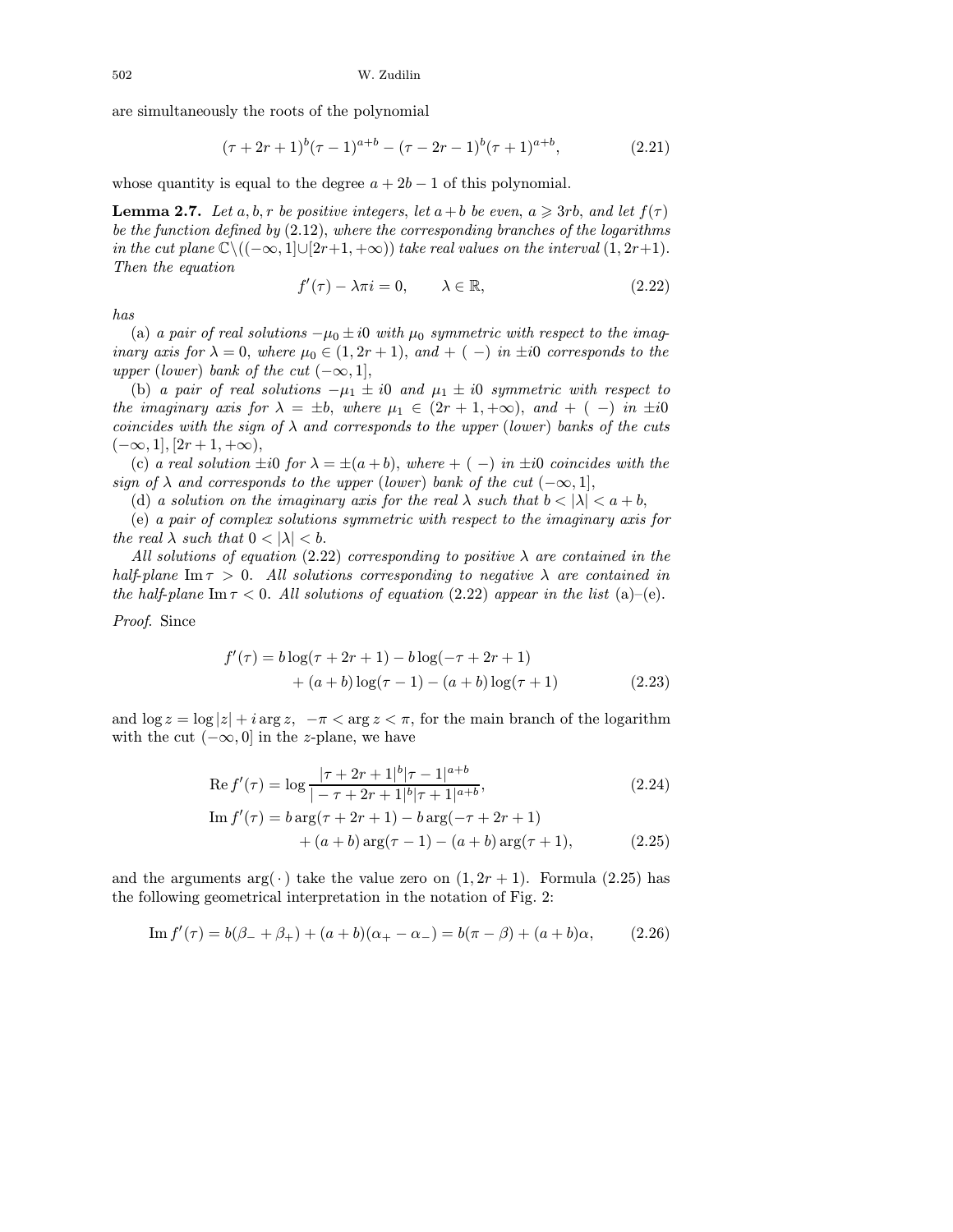are simultaneously the roots of the polynomial

$$(\tau+2r+1)^b(\tau-1)^{a+b}-(\tau-2r-1)^b(\tau+1)^{a+b}, \tag{2.21}$$

whose quantity is equal to the degree $a+2b-1$ of this polynomial.

**Lemma 2.7.** *Let $a,b,r$ be positive integers, let $a+b$ be even, $a\geqslant 3rb$, and let $f(\tau)$ be the function defined by* (2.12)*, where the corresponding branches of the logarithms in the cut plane $\mathbb{C}\backslash((-\infty,1]\cup[2r+1,+\infty))$ take real values on the interval $(1,2r+1)$. Then the equation*

$$f'(\tau)-\lambda\pi i=0, \qquad \lambda\in\mathbb{R}, \tag{2.22}$$

*has*

(a) *a pair of real solutions $-\mu_0\pm i0$ with $\mu_0$ symmetric with respect to the imaginary axis for $\lambda=0$, where $\mu_0\in(1,2r+1)$, and $+$ $(\,-)$ in $\pm i0$ corresponds to the upper* (*lower*) *bank of the cut $(-\infty,1]$*,

(b) *a pair of real solutions $-\mu_1\pm i0$ and $\mu_1\pm i0$ symmetric with respect to the imaginary axis for $\lambda=\pm b$, where $\mu_1\in(2r+1,+\infty)$, and $+$ $(\,-)$ in $\pm i0$ coincides with the sign of $\lambda$ and corresponds to the upper* (*lower*) *banks of the cuts $(-\infty,1],[2r+1,+\infty)$*,

(c) *a real solution $\pm i0$ for $\lambda=\pm(a+b)$, where $+$ $(\,-)$ in $\pm i0$ coincides with the sign of $\lambda$ and corresponds to the upper* (*lower*) *bank of the cut $(-\infty,1]$*,

(d) *a solution on the imaginary axis for the real $\lambda$ such that $b<|\lambda|<a+b$*,

(e) *a pair of complex solutions symmetric with respect to the imaginary axis for the real $\lambda$ such that $0<|\lambda|<b$.*

*All solutions of equation* (2.22) *corresponding to positive $\lambda$ are contained in the half-plane $\operatorname{Im}\tau>0$. All solutions corresponding to negative $\lambda$ are contained in the half-plane $\operatorname{Im}\tau<0$. All solutions of equation* (2.22) *appear in the list* (a)–(e).

*Proof.* Since

$$\begin{aligned} f'(\tau) &= b\log(\tau+2r+1)-b\log(-\tau+2r+1) \\ &\quad +(a+b)\log(\tau-1)-(a+b)\log(\tau+1) \end{aligned} \tag{2.23}$$

and $\log z=\log|z|+i\arg z$, $-\pi<\arg z<\pi$, for the main branch of the logarithm with the cut $(-\infty,0]$ in the $z$-plane, we have

$$\operatorname{Re} f'(\tau)=\log\frac{|\tau+2r+1|^b|\tau-1|^{a+b}}{|-\tau+2r+1|^b|\tau+1|^{a+b}}, \tag{2.24}$$

$$\begin{aligned} \operatorname{Im} f'(\tau) &= b\arg(\tau+2r+1)-b\arg(-\tau+2r+1) \\ &\quad +(a+b)\arg(\tau-1)-(a+b)\arg(\tau+1), \end{aligned} \tag{2.25}$$

and the arguments $\arg(\,\cdot\,)$ take the value zero on $(1,2r+1)$. Formula (2.25) has the following geometrical interpretation in the notation of Fig. 2:

$$\operatorname{Im} f'(\tau)=b(\beta_-+\beta_+)+(a+b)(\alpha_+-\alpha_-)=b(\pi-\beta)+(a+b)\alpha, \tag{2.26}$$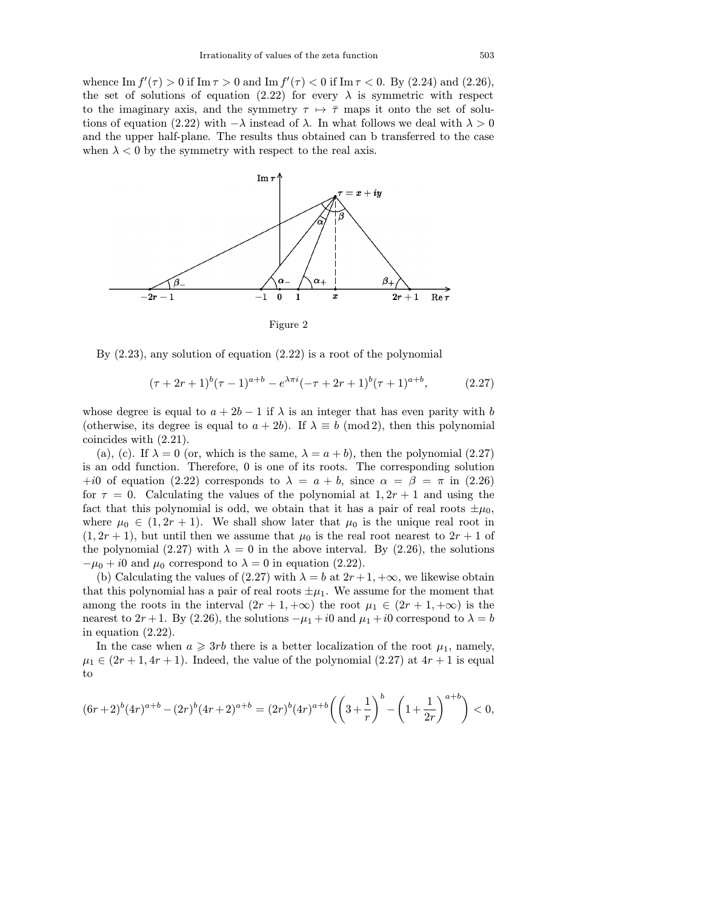whence $\operatorname{Im} f'(\tau) > 0$ if $\operatorname{Im}\tau > 0$ and $\operatorname{Im} f'(\tau) < 0$ if $\operatorname{Im}\tau < 0$. By (2.24) and (2.26), the set of solutions of equation (2.22) for every $\lambda$ is symmetric with respect to the imaginary axis, and the symmetry $\tau \mapsto \bar{\tau}$ maps it onto the set of solutions of equation (2.22) with $-\lambda$ instead of $\lambda$. In what follows we deal with $\lambda > 0$ and the upper half-plane. The results thus obtained can b transferred to the case when $\lambda < 0$ by the symmetry with respect to the real axis.

Figure 2

By (2.23), any solution of equation (2.22) is a root of the polynomial

$$(\tau + 2r + 1)^b(\tau - 1)^{a+b} - e^{\lambda\pi i}(-\tau + 2r + 1)^b(\tau + 1)^{a+b}, \tag{2.27}$$

whose degree is equal to $a + 2b - 1$ if $\lambda$ is an integer that has even parity with $b$ (otherwise, its degree is equal to $a + 2b$). If $\lambda \equiv b \pmod 2$, then this polynomial coincides with (2.21).

(a), (c). If $\lambda = 0$ (or, which is the same, $\lambda = a + b$), then the polynomial (2.27) is an odd function. Therefore, 0 is one of its roots. The corresponding solution $+i0$ of equation (2.22) corresponds to $\lambda = a + b$, since $\alpha = \beta = \pi$ in (2.26) for $\tau = 0$. Calculating the values of the polynomial at $1, 2r + 1$ and using the fact that this polynomial is odd, we obtain that it has a pair of real roots $\pm\mu_0$, where $\mu_0 \in (1, 2r + 1)$. We shall show later that $\mu_0$ is the unique real root in $(1, 2r + 1)$, but until then we assume that $\mu_0$ is the real root nearest to $2r + 1$ of the polynomial (2.27) with $\lambda = 0$ in the above interval. By (2.26), the solutions $-\mu_0 + i0$ and $\mu_0$ correspond to $\lambda = 0$ in equation (2.22).

(b) Calculating the values of (2.27) with $\lambda = b$ at $2r+1, +\infty$, we likewise obtain that this polynomial has a pair of real roots $\pm\mu_1$. We assume for the moment that among the roots in the interval $(2r + 1, +\infty)$ the root $\mu_1 \in (2r + 1, +\infty)$ is the nearest to $2r+1$. By (2.26), the solutions $-\mu_1 + i0$ and $\mu_1 + i0$ correspond to $\lambda = b$ in equation (2.22).

In the case when $a \geqslant 3rb$ there is a better localization of the root $\mu_1$, namely, $\mu_1 \in (2r + 1, 4r + 1)$. Indeed, the value of the polynomial (2.27) at $4r + 1$ is equal to

$$(6r+2)^b(4r)^{a+b} - (2r)^b(4r+2)^{a+b} = (2r)^b(4r)^{a+b}\biggl(\Bigl(3+\frac{1}{r}\Bigr)^b - \Bigl(1+\frac{1}{2r}\Bigr)^{a+b}\biggr) < 0,$$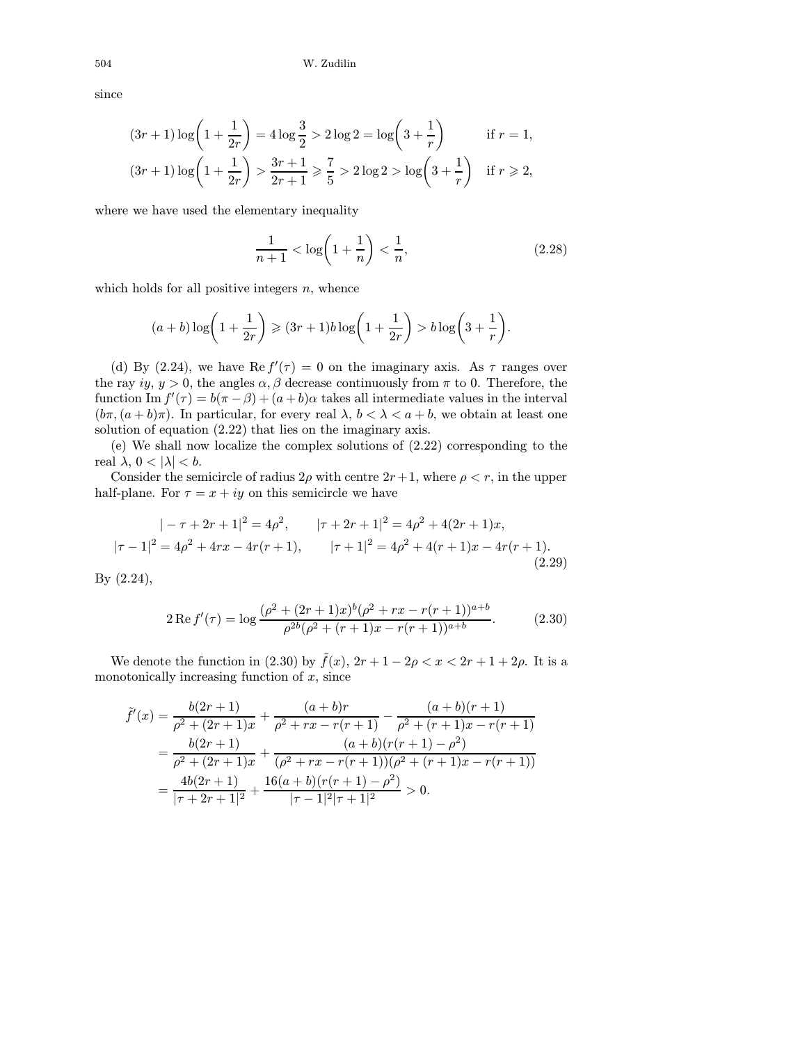since

$$
\begin{aligned}
(3r+1)\log\left(1+\frac{1}{2r}\right) &= 4\log\frac{3}{2} > 2\log 2 = \log\left(3+\frac{1}{r}\right) && \text{if } r=1,\\
(3r+1)\log\left(1+\frac{1}{2r}\right) &> \frac{3r+1}{2r+1} \geqslant \frac{7}{5} > 2\log 2 > \log\left(3+\frac{1}{r}\right) && \text{if } r\geqslant 2,
\end{aligned}
$$

where we have used the elementary inequality

$$
\frac{1}{n+1} < \log\left(1+\frac{1}{n}\right) < \frac{1}{n}, \tag{2.28}
$$

which holds for all positive integers $n$, whence

$$
(a+b)\log\left(1+\frac{1}{2r}\right) \geqslant (3r+1)b\log\left(1+\frac{1}{2r}\right) > b\log\left(3+\frac{1}{r}\right).
$$

(d) By (2.24), we have $\operatorname{Re} f'(\tau)=0$ on the imaginary axis. As $\tau$ ranges over the ray $iy$, $y>0$, the angles $\alpha,\beta$ decrease continuously from $\pi$ to 0. Therefore, the function $\operatorname{Im} f'(\tau) = b(\pi-\beta)+(a+b)\alpha$ takes all intermediate values in the interval $(b\pi,(a+b)\pi)$. In particular, for every real $\lambda$, $b<\lambda<a+b$, we obtain at least one solution of equation (2.22) that lies on the imaginary axis.

(e) We shall now localize the complex solutions of (2.22) corresponding to the real $\lambda$, $0<|\lambda|<b$.

Consider the semicircle of radius $2\rho$ with centre $2r+1$, where $\rho<r$, in the upper half-plane. For $\tau=x+iy$ on this semicircle we have

$$
\begin{aligned}
|-\tau+2r+1|^2 &= 4\rho^2, \qquad |\tau+2r+1|^2 = 4\rho^2+4(2r+1)x,\\
|\tau-1|^2 = 4\rho^2+4rx-4r(r+1), &\qquad |\tau+1|^2 = 4\rho^2+4(r+1)x-4r(r+1).
\end{aligned} \tag{2.29}
$$

By (2.24),

$$
2\operatorname{Re} f'(\tau) = \log\frac{(\rho^2+(2r+1)x)^b(\rho^2+rx-r(r+1))^{a+b}}{\rho^{2b}(\rho^2+(r+1)x-r(r+1))^{a+b}}. \tag{2.30}
$$

We denote the function in (2.30) by $\tilde f(x)$, $2r+1-2\rho<x<2r+1+2\rho$. It is a monotonically increasing function of $x$, since

$$
\begin{aligned}
\tilde f'(x) &= \frac{b(2r+1)}{\rho^2+(2r+1)x} + \frac{(a+b)r}{\rho^2+rx-r(r+1)} - \frac{(a+b)(r+1)}{\rho^2+(r+1)x-r(r+1)}\\
&= \frac{b(2r+1)}{\rho^2+(2r+1)x} + \frac{(a+b)(r(r+1)-\rho^2)}{(\rho^2+rx-r(r+1))(\rho^2+(r+1)x-r(r+1))}\\
&= \frac{4b(2r+1)}{|\tau+2r+1|^2} + \frac{16(a+b)(r(r+1)-\rho^2)}{|\tau-1|^2|\tau+1|^2} > 0.
\end{aligned}
$$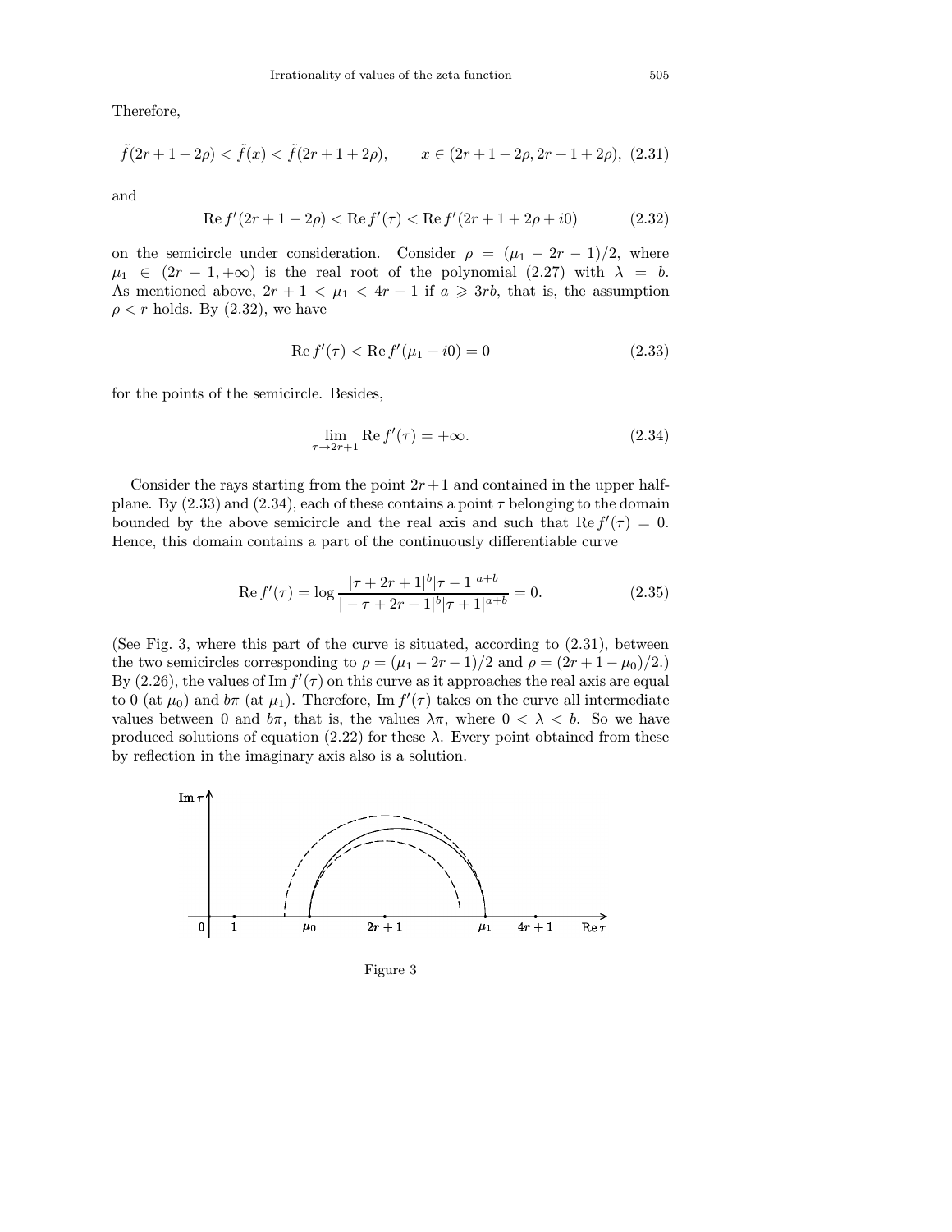Therefore,

$$\tilde{f}(2r+1-2\rho) < \tilde{f}(x) < \tilde{f}(2r+1+2\rho), \qquad x \in (2r+1-2\rho, 2r+1+2\rho), \tag{2.31}$$

and

$$\operatorname{Re} f'(2r+1-2\rho) < \operatorname{Re} f'(\tau) < \operatorname{Re} f'(2r+1+2\rho+i0) \tag{2.32}$$

on the semicircle under consideration. Consider $\rho = (\mu_1 - 2r - 1)/2$, where $\mu_1 \in (2r+1, +\infty)$ is the real root of the polynomial (2.27) with $\lambda = b$. As mentioned above, $2r+1 < \mu_1 < 4r+1$ if $a \geqslant 3rb$, that is, the assumption $\rho < r$ holds. By (2.32), we have

$$\operatorname{Re} f'(\tau) < \operatorname{Re} f'(\mu_1 + i0) = 0 \tag{2.33}$$

for the points of the semicircle. Besides,

$$\lim_{\tau \to 2r+1} \operatorname{Re} f'(\tau) = +\infty. \tag{2.34}$$

Consider the rays starting from the point $2r+1$ and contained in the upper half-plane. By (2.33) and (2.34), each of these contains a point $\tau$ belonging to the domain bounded by the above semicircle and the real axis and such that $\operatorname{Re} f'(\tau) = 0$. Hence, this domain contains a part of the continuously differentiable curve

$$\operatorname{Re} f'(\tau) = \log \frac{|\tau + 2r + 1|^b |\tau - 1|^{a+b}}{|-\tau + 2r + 1|^b |\tau + 1|^{a+b}} = 0. \tag{2.35}$$

(See Fig. 3, where this part of the curve is situated, according to (2.31), between the two semicircles corresponding to $\rho = (\mu_1 - 2r - 1)/2$ and $\rho = (2r + 1 - \mu_0)/2$.) By (2.26), the values of $\operatorname{Im} f'(\tau)$ on this curve as it approaches the real axis are equal to 0 (at $\mu_0$) and $b\pi$ (at $\mu_1$). Therefore, $\operatorname{Im} f'(\tau)$ takes on the curve all intermediate values between 0 and $b\pi$, that is, the values $\lambda\pi$, where $0 < \lambda < b$. So we have produced solutions of equation (2.22) for these $\lambda$. Every point obtained from these by reflection in the imaginary axis also is a solution.

Figure 3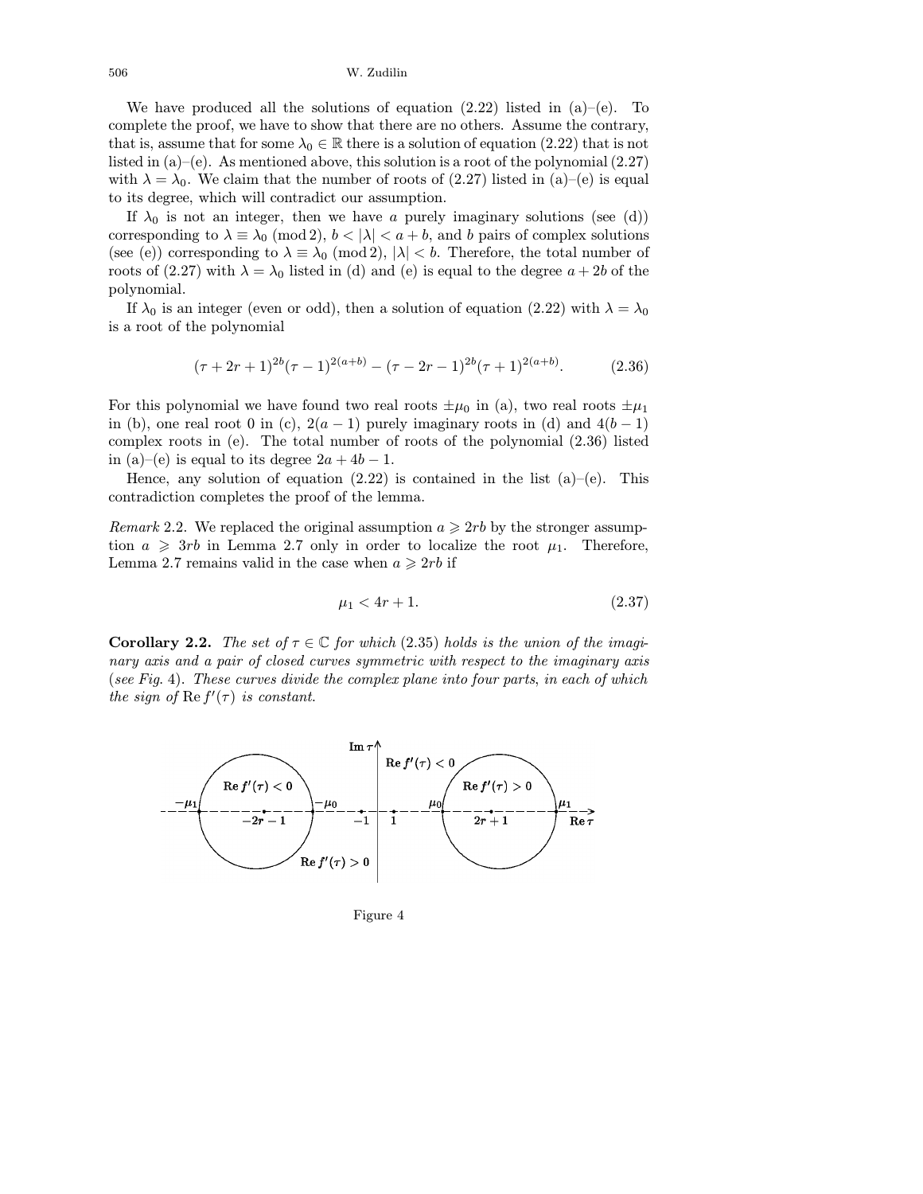We have produced all the solutions of equation (2.22) listed in (a)–(e). To complete the proof, we have to show that there are no others. Assume the contrary, that is, assume that for some $\lambda_0 \in \mathbb{R}$ there is a solution of equation (2.22) that is not listed in (a)–(e). As mentioned above, this solution is a root of the polynomial (2.27) with $\lambda = \lambda_0$. We claim that the number of roots of (2.27) listed in (a)–(e) is equal to its degree, which will contradict our assumption.

If $\lambda_0$ is not an integer, then we have $a$ purely imaginary solutions (see (d)) corresponding to $\lambda \equiv \lambda_0 \pmod 2$, $b < |\lambda| < a+b$, and $b$ pairs of complex solutions (see (e)) corresponding to $\lambda \equiv \lambda_0 \pmod 2$, $|\lambda| < b$. Therefore, the total number of roots of (2.27) with $\lambda = \lambda_0$ listed in (d) and (e) is equal to the degree $a + 2b$ of the polynomial.

If $\lambda_0$ is an integer (even or odd), then a solution of equation (2.22) with $\lambda = \lambda_0$ is a root of the polynomial

$$(\tau + 2r + 1)^{2b}(\tau - 1)^{2(a+b)} - (\tau - 2r - 1)^{2b}(\tau + 1)^{2(a+b)}. \tag{2.36}$$

For this polynomial we have found two real roots $\pm\mu_0$ in (a), two real roots $\pm\mu_1$ in (b), one real root 0 in (c), $2(a-1)$ purely imaginary roots in (d) and $4(b-1)$ complex roots in (e). The total number of roots of the polynomial (2.36) listed in (a)–(e) is equal to its degree $2a + 4b - 1$.

Hence, any solution of equation (2.22) is contained in the list (a)–(e). This contradiction completes the proof of the lemma.

*Remark* 2.2. We replaced the original assumption $a \geqslant 2rb$ by the stronger assumption $a \geqslant 3rb$ in Lemma 2.7 only in order to localize the root $\mu_1$. Therefore, Lemma 2.7 remains valid in the case when $a \geqslant 2rb$ if

$$\mu_1 < 4r + 1. \tag{2.37}$$

**Corollary 2.2.** *The set of $\tau \in \mathbb{C}$ for which* (2.35) *holds is the union of the imaginary axis and a pair of closed curves symmetric with respect to the imaginary axis* (*see Fig.* 4). *These curves divide the complex plane into four parts, in each of which the sign of $\operatorname{Re} f'(\tau)$ is constant.*

Figure 4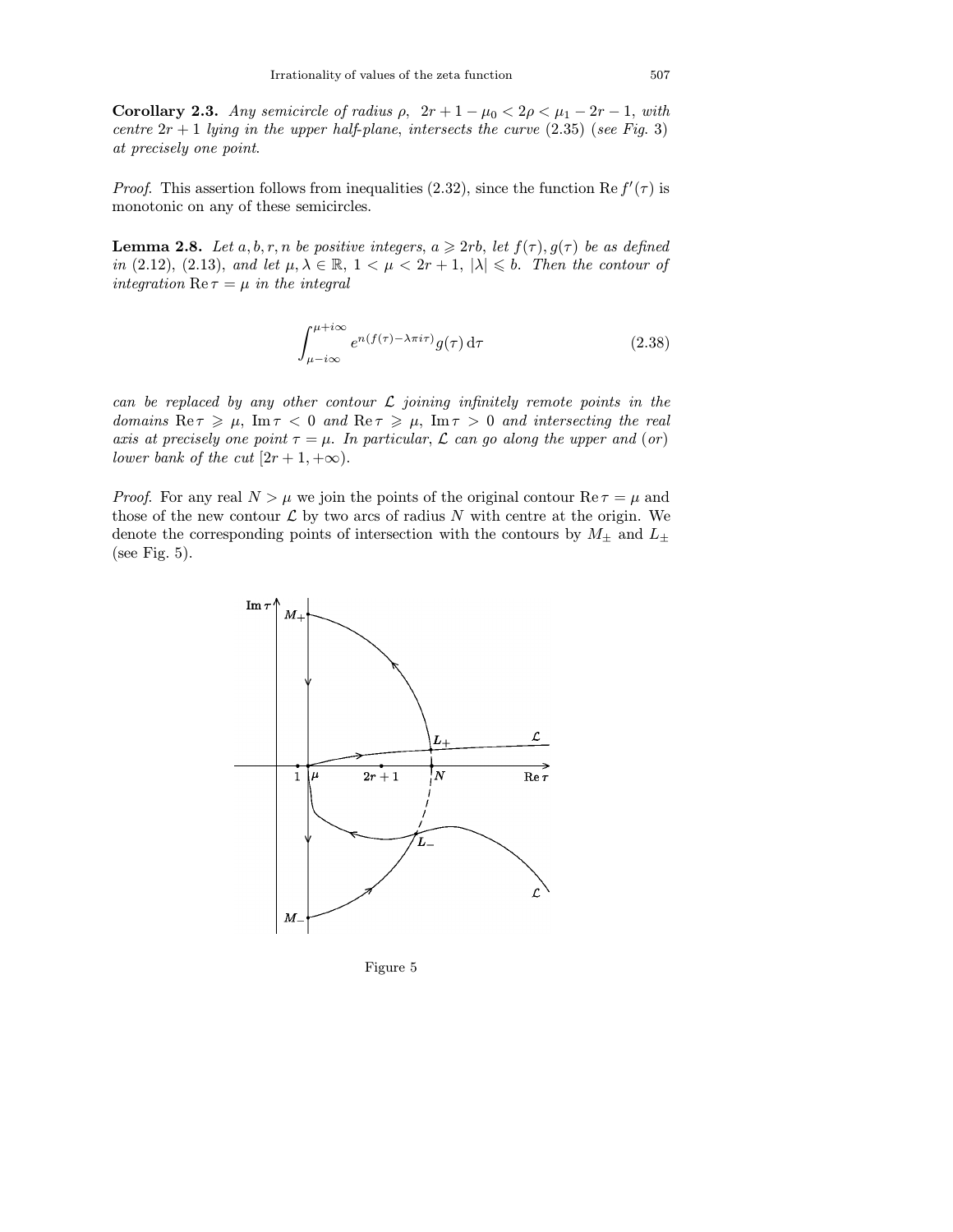**Corollary 2.3.** *Any semicircle of radius $\rho$, $2r+1-\mu_0 < 2\rho < \mu_1 - 2r - 1$, with centre $2r+1$ lying in the upper half-plane, intersects the curve* (2.35) (*see Fig.* 3) *at precisely one point*.

*Proof.* This assertion follows from inequalities (2.32), since the function $\operatorname{Re} f'(\tau)$ is monotonic on any of these semicircles.

**Lemma 2.8.** *Let $a, b, r, n$ be positive integers, $a \geqslant 2rb$, let $f(\tau), g(\tau)$ be as defined in* (2.12), (2.13), *and let $\mu, \lambda \in \mathbb{R}$, $1 < \mu < 2r+1$, $|\lambda| \leqslant b$. Then the contour of integration $\operatorname{Re}\tau = \mu$ in the integral*

$$\int_{\mu - i\infty}^{\mu + i\infty} e^{n(f(\tau) - \lambda\pi i \tau)} g(\tau)\, \mathrm{d}\tau \tag{2.38}$$

*can be replaced by any other contour $\mathcal{L}$ joining infinitely remote points in the domains $\operatorname{Re}\tau \geqslant \mu$, $\operatorname{Im}\tau < 0$ and $\operatorname{Re}\tau \geqslant \mu$, $\operatorname{Im}\tau > 0$ and intersecting the real axis at precisely one point $\tau = \mu$. In particular, $\mathcal{L}$ can go along the upper and* (*or*) *lower bank of the cut $[2r+1, +\infty)$.*

*Proof.* For any real $N > \mu$ we join the points of the original contour $\operatorname{Re}\tau = \mu$ and those of the new contour $\mathcal{L}$ by two arcs of radius $N$ with centre at the origin. We denote the corresponding points of intersection with the contours by $M_\pm$ and $L_\pm$ (see Fig. 5).

Figure 5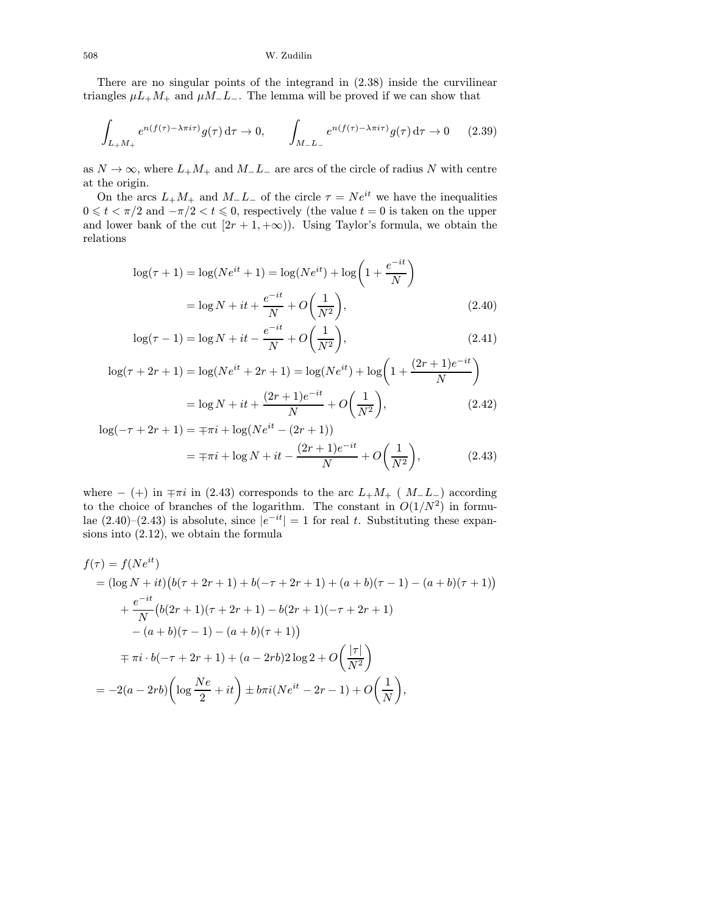There are no singular points of the integrand in (2.38) inside the curvilinear triangles $\mu L_+ M_+$ and $\mu M_- L_-$. The lemma will be proved if we can show that

$$\int_{L_+M_+} e^{n(f(\tau)-\lambda\pi i\tau)} g(\tau)\,\mathrm{d}\tau \to 0, \qquad \int_{M_-L_-} e^{n(f(\tau)-\lambda\pi i\tau)} g(\tau)\,\mathrm{d}\tau \to 0 \tag{2.39}$$

as $N \to \infty$, where $L_+M_+$ and $M_-L_-$ are arcs of the circle of radius $N$ with centre at the origin.

On the arcs $L_+M_+$ and $M_-L_-$ of the circle $\tau = Ne^{it}$ we have the inequalities $0 \leqslant t < \pi/2$ and $-\pi/2 < t \leqslant 0$, respectively (the value $t = 0$ is taken on the upper and lower bank of the cut $[2r+1, +\infty)$). Using Taylor's formula, we obtain the relations

$$\begin{aligned}
\log(\tau+1) &= \log(Ne^{it}+1) = \log(Ne^{it}) + \log\biggl(1 + \frac{e^{-it}}{N}\biggr) \\
&= \log N + it + \frac{e^{-it}}{N} + O\biggl(\frac{1}{N^2}\biggr), 
\end{aligned}\tag{2.40}$$

$$\log(\tau-1) = \log N + it - \frac{e^{-it}}{N} + O\biggl(\frac{1}{N^2}\biggr), \tag{2.41}$$

$$\begin{aligned}
\log(\tau+2r+1) &= \log(Ne^{it}+2r+1) = \log(Ne^{it}) + \log\biggl(1 + \frac{(2r+1)e^{-it}}{N}\biggr) \\
&= \log N + it + \frac{(2r+1)e^{-it}}{N} + O\biggl(\frac{1}{N^2}\biggr),
\end{aligned}\tag{2.42}$$

$$\begin{aligned}
\log(-\tau+2r+1) &= \mp\pi i + \log(Ne^{it} - (2r+1)) \\
&= \mp\pi i + \log N + it - \frac{(2r+1)e^{-it}}{N} + O\biggl(\frac{1}{N^2}\biggr),
\end{aligned}\tag{2.43}$$

where $-$ $(+)$ in $\mp\pi i$ in (2.43) corresponds to the arc $L_+M_+$ ( $M_-L_-$) according to the choice of branches of the logarithm. The constant in $O(1/N^2)$ in formulae (2.40)–(2.43) is absolute, since $|e^{-it}| = 1$ for real $t$. Substituting these expansions into (2.12), we obtain the formula

$$\begin{aligned}
f(\tau) &= f(Ne^{it}) \\
&= (\log N + it)\bigl(b(\tau+2r+1) + b(-\tau+2r+1) + (a+b)(\tau-1) - (a+b)(\tau+1)\bigr) \\
&\quad + \frac{e^{-it}}{N}\bigl(b(2r+1)(\tau+2r+1) - b(2r+1)(-\tau+2r+1) \\
&\quad - (a+b)(\tau-1) - (a+b)(\tau+1)\bigr) \\
&\quad \mp \pi i \cdot b(-\tau+2r+1) + (a-2rb)2\log 2 + O\biggl(\frac{|\tau|}{N^2}\biggr) \\
&= -2(a-2rb)\biggl(\log\frac{Ne}{2} + it\biggr) \pm b\pi i(Ne^{it} - 2r - 1) + O\biggl(\frac{1}{N}\biggr),
\end{aligned}$$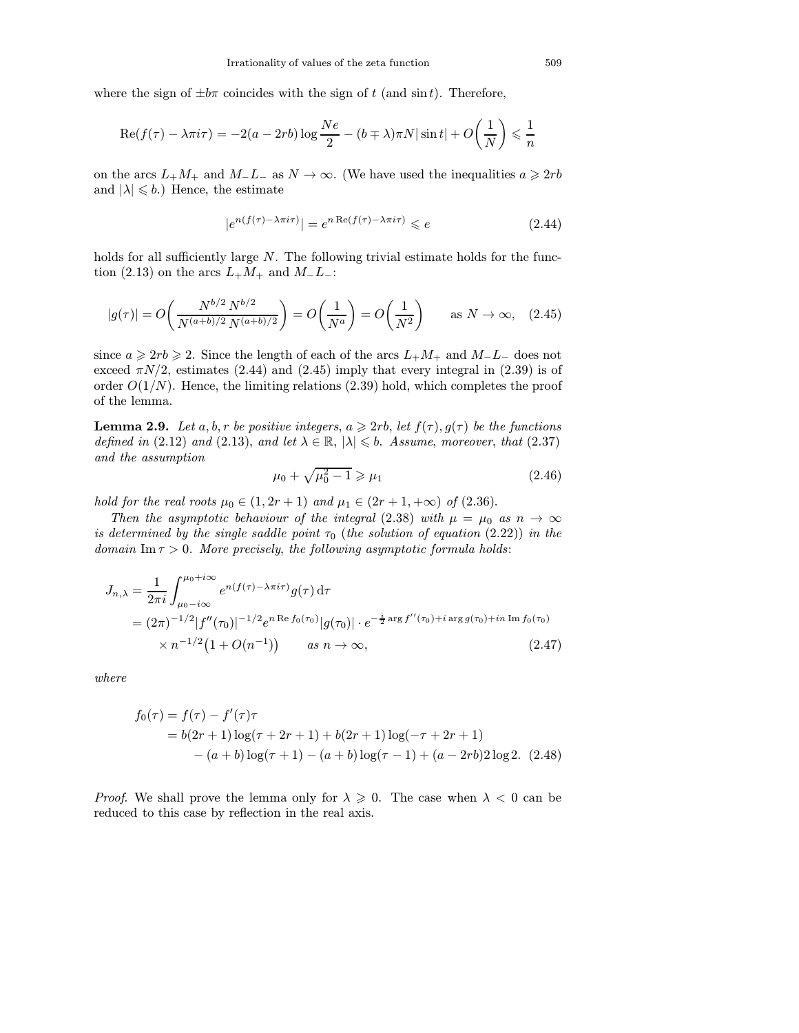where the sign of $\pm b\pi$ coincides with the sign of $t$ (and $\sin t$). Therefore,

$$\operatorname{Re}(f(\tau) - \lambda\pi i\tau) = -2(a-2rb)\log\frac{Ne}{2} - (b \mp \lambda)\pi N|\sin t| + O\biggl(\frac{1}{N}\biggr) \leqslant \frac{1}{n}$$

on the arcs $L_+M_+$ and $M_-L_-$ as $N \to \infty$. (We have used the inequalities $a \geqslant 2rb$ and $|\lambda| \leqslant b$.) Hence, the estimate

$$|e^{n(f(\tau)-\lambda\pi i\tau)}| = e^{n\operatorname{Re}(f(\tau)-\lambda\pi i\tau)} \leqslant e \tag{2.44}$$

holds for all sufficiently large $N$. The following trivial estimate holds for the function (2.13) on the arcs $L_+M_+$ and $M_-L_-$:

$$|g(\tau)| = O\biggl(\frac{N^{b/2}\,N^{b/2}}{N^{(a+b)/2}\,N^{(a+b)/2}}\biggr) = O\biggl(\frac{1}{N^a}\biggr) = O\biggl(\frac{1}{N^2}\biggr) \qquad \text{as } N\to\infty, \tag{2.45}$$

since $a \geqslant 2rb \geqslant 2$. Since the length of each of the arcs $L_+M_+$ and $M_-L_-$ does not exceed $\pi N/2$, estimates (2.44) and (2.45) imply that every integral in (2.39) is of order $O(1/N)$. Hence, the limiting relations (2.39) hold, which completes the proof of the lemma.

**Lemma 2.9.** *Let $a, b, r$ be positive integers, $a \geqslant 2rb$, let $f(\tau), g(\tau)$ be the functions defined in* (2.12) *and* (2.13), *and let $\lambda \in \mathbb{R}$, $|\lambda| \leqslant b$. Assume, moreover, that* (2.37) *and the assumption*

$$\mu_0 + \sqrt{\mu_0^2 - 1} \geqslant \mu_1 \tag{2.46}$$

*hold for the real roots $\mu_0 \in (1, 2r+1)$ and $\mu_1 \in (2r+1, +\infty)$ of* (2.36).

*Then the asymptotic behaviour of the integral* (2.38) *with $\mu = \mu_0$ as $n \to \infty$ is determined by the single saddle point $\tau_0$* (*the solution of equation* (2.22)) *in the domain $\operatorname{Im}\tau > 0$. More precisely, the following asymptotic formula holds*:

$$\begin{aligned}
J_{n,\lambda} &= \frac{1}{2\pi i}\int_{\mu_0 - i\infty}^{\mu_0 + i\infty} e^{n(f(\tau)-\lambda\pi i\tau)} g(\tau)\,\mathrm{d}\tau \\
&= (2\pi)^{-1/2}|f''(\tau_0)|^{-1/2} e^{n\operatorname{Re} f_0(\tau_0)}|g(\tau_0)| \cdot e^{-\frac{i}{2}\arg f''(\tau_0) + i\arg g(\tau_0) + in\operatorname{Im} f_0(\tau_0)} \\
&\qquad \times n^{-1/2}\bigl(1 + O(n^{-1})\bigr) \qquad \text{as } n\to\infty,
\end{aligned} \tag{2.47}$$

*where*

$$\begin{aligned}
f_0(\tau) &= f(\tau) - f'(\tau)\tau \\
&= b(2r+1)\log(\tau + 2r + 1) + b(2r+1)\log(-\tau + 2r + 1) \\
&\qquad - (a+b)\log(\tau+1) - (a+b)\log(\tau-1) + (a-2rb)2\log 2.
\end{aligned} \tag{2.48}$$

*Proof.* We shall prove the lemma only for $\lambda \geqslant 0$. The case when $\lambda < 0$ can be reduced to this case by reflection in the real axis.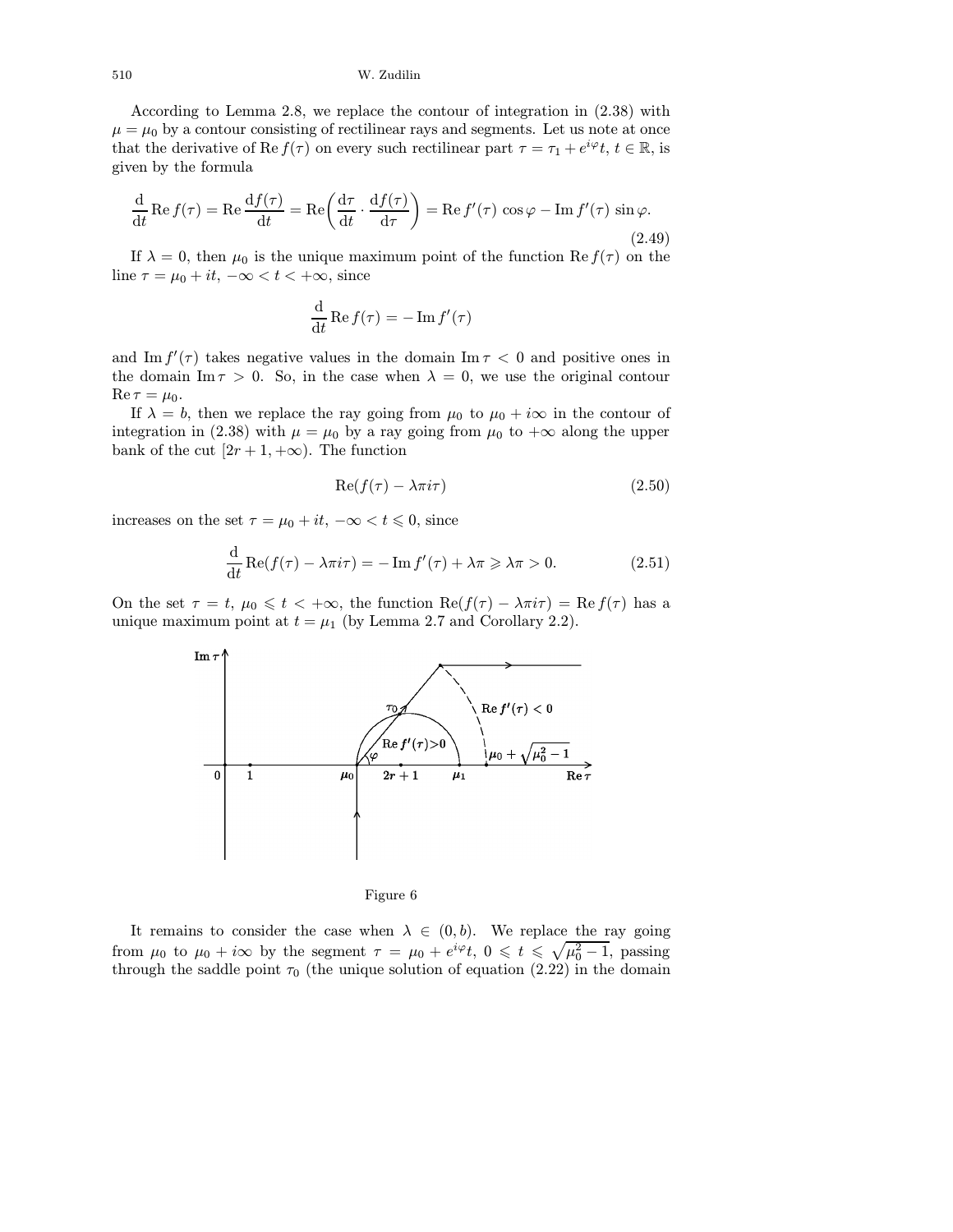According to Lemma 2.8, we replace the contour of integration in (2.38) with $\mu = \mu_0$ by a contour consisting of rectilinear rays and segments. Let us note at once that the derivative of $\operatorname{Re} f(\tau)$ on every such rectilinear part $\tau = \tau_1 + e^{i\varphi}t$, $t \in \mathbb{R}$, is given by the formula

$$\frac{\mathrm{d}}{\mathrm{d}t} \operatorname{Re} f(\tau) = \operatorname{Re} \frac{\mathrm{d}f(\tau)}{\mathrm{d}t} = \operatorname{Re}\biggl(\frac{\mathrm{d}\tau}{\mathrm{d}t} \cdot \frac{\mathrm{d}f(\tau)}{\mathrm{d}\tau}\biggr) = \operatorname{Re} f'(\tau)\,\cos\varphi - \operatorname{Im} f'(\tau)\,\sin\varphi. \tag{2.49}$$

If $\lambda = 0$, then $\mu_0$ is the unique maximum point of the function $\operatorname{Re} f(\tau)$ on the line $\tau = \mu_0 + it$, $-\infty < t < +\infty$, since

$$\frac{\mathrm{d}}{\mathrm{d}t} \operatorname{Re} f(\tau) = -\operatorname{Im} f'(\tau)$$

and $\operatorname{Im} f'(\tau)$ takes negative values in the domain $\operatorname{Im}\tau < 0$ and positive ones in the domain $\operatorname{Im}\tau > 0$. So, in the case when $\lambda = 0$, we use the original contour $\operatorname{Re}\tau = \mu_0$.

If $\lambda = b$, then we replace the ray going from $\mu_0$ to $\mu_0 + i\infty$ in the contour of integration in (2.38) with $\mu = \mu_0$ by a ray going from $\mu_0$ to $+\infty$ along the upper bank of the cut $[2r+1, +\infty)$. The function

$$\operatorname{Re}(f(\tau) - \lambda\pi i\tau) \tag{2.50}$$

increases on the set $\tau = \mu_0 + it$, $-\infty < t \leqslant 0$, since

$$\frac{\mathrm{d}}{\mathrm{d}t} \operatorname{Re}(f(\tau) - \lambda\pi i\tau) = -\operatorname{Im} f'(\tau) + \lambda\pi \geqslant \lambda\pi > 0. \tag{2.51}$$

On the set $\tau = t$, $\mu_0 \leqslant t < +\infty$, the function $\operatorname{Re}(f(\tau) - \lambda\pi i\tau) = \operatorname{Re} f(\tau)$ has a unique maximum point at $t = \mu_1$ (by Lemma 2.7 and Corollary 2.2).

Figure 6

It remains to consider the case when $\lambda \in (0, b)$. We replace the ray going from $\mu_0$ to $\mu_0 + i\infty$ by the segment $\tau = \mu_0 + e^{i\varphi}t$, $0 \leqslant t \leqslant \sqrt{\mu_0^2 - 1}$, passing through the saddle point $\tau_0$ (the unique solution of equation (2.22) in the domain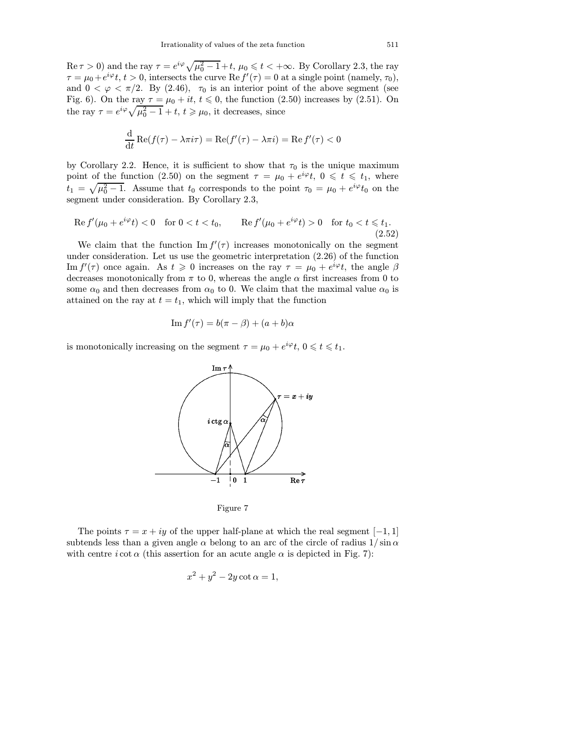$\operatorname{Re}\tau > 0$) and the ray $\tau = e^{i\varphi}\sqrt{\mu_0^2-1}+t$, $\mu_0 \leqslant t < +\infty$. By Corollary 2.3, the ray $\tau = \mu_0 + e^{i\varphi}t$, $t > 0$, intersects the curve $\operatorname{Re} f'(\tau) = 0$ at a single point (namely, $\tau_0$), and $0 < \varphi < \pi/2$. By (2.46), $\tau_0$ is an interior point of the above segment (see Fig. 6). On the ray $\tau = \mu_0 + it$, $t \leqslant 0$, the function (2.50) increases by (2.51). On the ray $\tau = e^{i\varphi}\sqrt{\mu_0^2-1}+t$, $t \geqslant \mu_0$, it decreases, since

$$\frac{\mathrm{d}}{\mathrm{d}t}\operatorname{Re}(f(\tau) - \lambda\pi i\tau) = \operatorname{Re}(f'(\tau) - \lambda\pi i) = \operatorname{Re} f'(\tau) < 0$$

by Corollary 2.2. Hence, it is sufficient to show that $\tau_0$ is the unique maximum point of the function (2.50) on the segment $\tau = \mu_0 + e^{i\varphi}t$, $0 \leqslant t \leqslant t_1$, where $t_1 = \sqrt{\mu_0^2-1}$. Assume that $t_0$ corresponds to the point $\tau_0 = \mu_0 + e^{i\varphi}t_0$ on the segment under consideration. By Corollary 2.3,

$$\operatorname{Re} f'(\mu_0 + e^{i\varphi}t) < 0 \quad \text{for } 0 < t < t_0, \qquad \operatorname{Re} f'(\mu_0 + e^{i\varphi}t) > 0 \quad \text{for } t_0 < t \leqslant t_1. \tag{2.52}$$

We claim that the function $\operatorname{Im} f'(\tau)$ increases monotonically on the segment under consideration. Let us use the geometric interpretation (2.26) of the function $\operatorname{Im} f'(\tau)$ once again. As $t \geqslant 0$ increases on the ray $\tau = \mu_0 + e^{i\varphi}t$, the angle $\beta$ decreases monotonically from $\pi$ to 0, whereas the angle $\alpha$ first increases from 0 to some $\alpha_0$ and then decreases from $\alpha_0$ to 0. We claim that the maximal value $\alpha_0$ is attained on the ray at $t = t_1$, which will imply that the function

$$\operatorname{Im} f'(\tau) = b(\pi - \beta) + (a+b)\alpha$$

is monotonically increasing on the segment $\tau = \mu_0 + e^{i\varphi}t$, $0 \leqslant t \leqslant t_1$.

Figure 7

The points $\tau = x + iy$ of the upper half-plane at which the real segment $[-1, 1]$ subtends less than a given angle $\alpha$ belong to an arc of the circle of radius $1/\sin\alpha$ with centre $i\cot\alpha$ (this assertion for an acute angle $\alpha$ is depicted in Fig. 7):

$$x^2 + y^2 - 2y\cot\alpha = 1,$$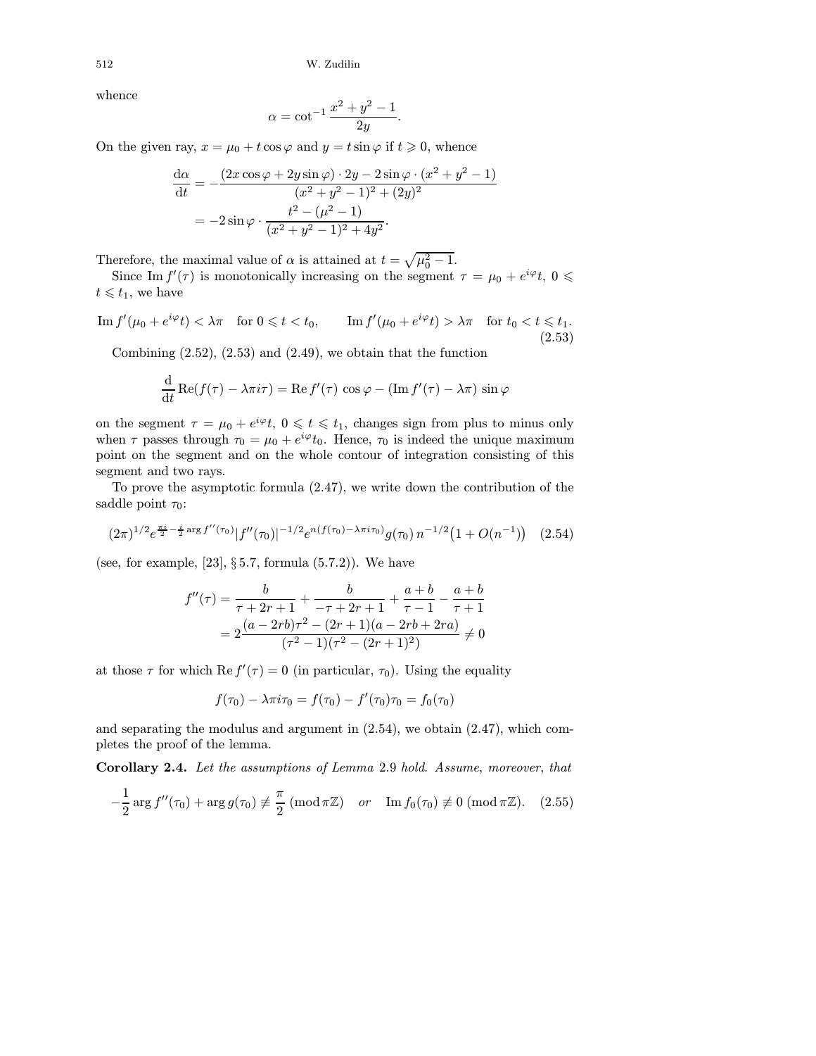whence

$$\alpha = \cot^{-1} \frac{x^2 + y^2 - 1}{2y}.$$

On the given ray, $x = \mu_0 + t\cos\varphi$ and $y = t\sin\varphi$ if $t \geqslant 0$, whence

$$\begin{aligned}
\frac{\mathrm{d}\alpha}{\mathrm{d}t} &= -\frac{(2x\cos\varphi + 2y\sin\varphi)\cdot 2y - 2\sin\varphi \cdot (x^2+y^2-1)}{(x^2+y^2-1)^2 + (2y)^2} \\
&= -2\sin\varphi \cdot \frac{t^2 - (\mu^2 - 1)}{(x^2+y^2-1)^2 + 4y^2}.
\end{aligned}$$

Therefore, the maximal value of $\alpha$ is attained at $t = \sqrt{\mu_0^2 - 1}$.

Since $\operatorname{Im} f'(\tau)$ is monotonically increasing on the segment $\tau = \mu_0 + e^{i\varphi}t$, $0 \leqslant t \leqslant t_1$, we have

$$\operatorname{Im} f'(\mu_0 + e^{i\varphi}t) < \lambda\pi \quad \text{for } 0 \leqslant t < t_0, \qquad \operatorname{Im} f'(\mu_0 + e^{i\varphi}t) > \lambda\pi \quad \text{for } t_0 < t \leqslant t_1. \tag{2.53}$$

Combining (2.52), (2.53) and (2.49), we obtain that the function

$$\frac{\mathrm{d}}{\mathrm{d}t}\operatorname{Re}(f(\tau) - \lambda\pi i\tau) = \operatorname{Re} f'(\tau)\,\cos\varphi - (\operatorname{Im} f'(\tau) - \lambda\pi)\,\sin\varphi$$

on the segment $\tau = \mu_0 + e^{i\varphi}t$, $0 \leqslant t \leqslant t_1$, changes sign from plus to minus only when $\tau$ passes through $\tau_0 = \mu_0 + e^{i\varphi}t_0$. Hence, $\tau_0$ is indeed the unique maximum point on the segment and on the whole contour of integration consisting of this segment and two rays.

To prove the asymptotic formula (2.47), we write down the contribution of the saddle point $\tau_0$:

$$(2\pi)^{1/2} e^{\frac{\pi i}{2} - \frac{i}{2}\arg f''(\tau_0)} |f''(\tau_0)|^{-1/2} e^{n(f(\tau_0) - \lambda\pi i\tau_0)} g(\tau_0)\, n^{-1/2}\big(1 + O(n^{-1})\big) \tag{2.54}$$

(see, for example, [23], § 5.7, formula (5.7.2)). We have

$$\begin{aligned}
f''(\tau) &= \frac{b}{\tau + 2r + 1} + \frac{b}{-\tau + 2r + 1} + \frac{a+b}{\tau - 1} - \frac{a+b}{\tau + 1} \\
&= 2\frac{(a - 2rb)\tau^2 - (2r+1)(a - 2rb + 2ra)}{(\tau^2 - 1)(\tau^2 - (2r+1)^2)} \neq 0
\end{aligned}$$

at those $\tau$ for which $\operatorname{Re} f'(\tau) = 0$ (in particular, $\tau_0$). Using the equality

$$f(\tau_0) - \lambda\pi i\tau_0 = f(\tau_0) - f'(\tau_0)\tau_0 = f_0(\tau_0)$$

and separating the modulus and argument in (2.54), we obtain (2.47), which completes the proof of the lemma.

**Corollary 2.4.** *Let the assumptions of Lemma* 2.9 *hold. Assume*, *moreover*, *that*

$$-\frac{1}{2}\arg f''(\tau_0) + \arg g(\tau_0) \not\equiv \frac{\pi}{2} \pmod{\pi\mathbb{Z}} \quad \textit{or} \quad \operatorname{Im} f_0(\tau_0) \not\equiv 0 \pmod{\pi\mathbb{Z}}. \tag{2.55}$$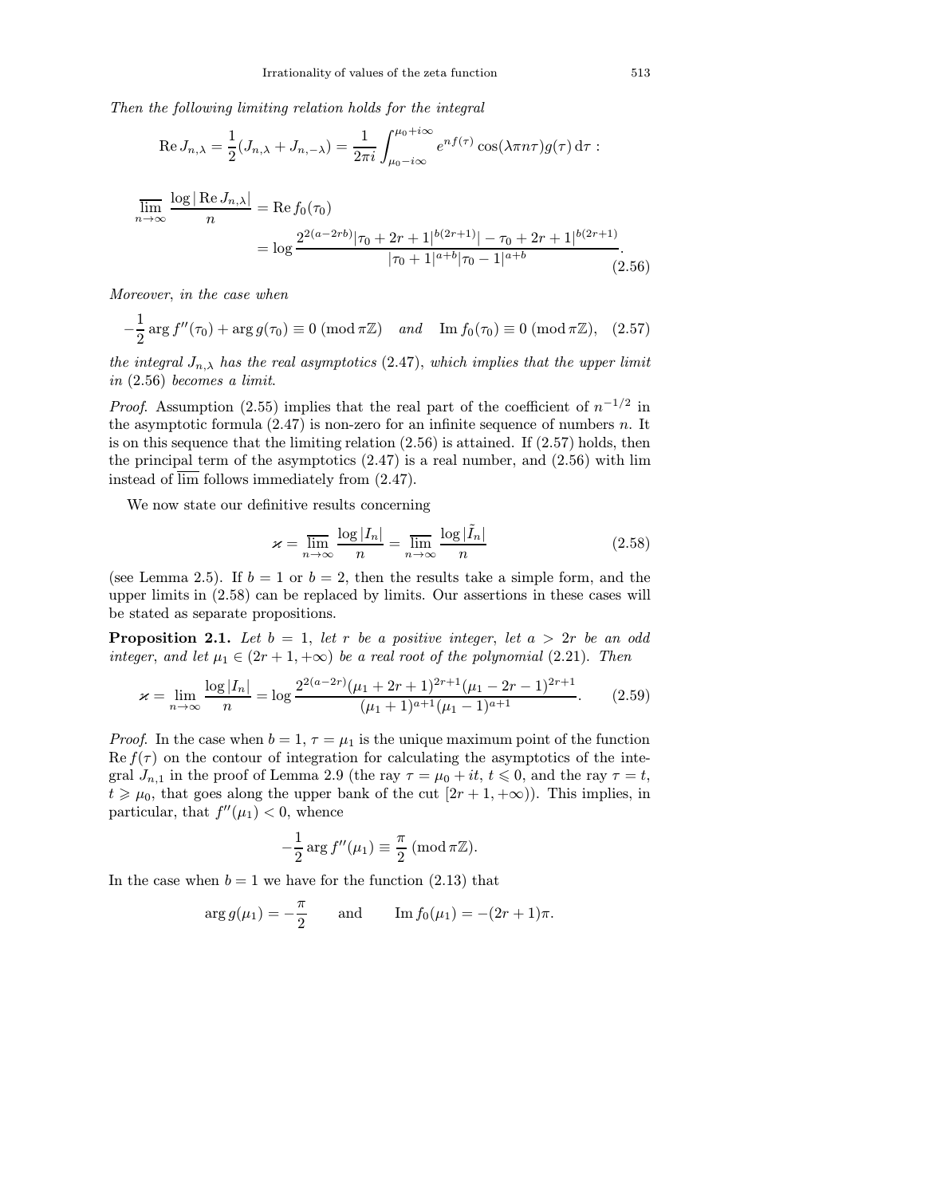*Then the following limiting relation holds for the integral*

$$\operatorname{Re} J_{n,\lambda} = \frac{1}{2}(J_{n,\lambda} + J_{n,-\lambda}) = \frac{1}{2\pi i}\int_{\mu_0 - i\infty}^{\mu_0 + i\infty} e^{nf(\tau)} \cos(\lambda\pi n\tau) g(\tau)\,\mathrm{d}\tau :$$

$$\begin{aligned}\varlimsup_{n\to\infty} \frac{\log|\operatorname{Re} J_{n,\lambda}|}{n} &= \operatorname{Re} f_0(\tau_0) \\ &= \log \frac{2^{2(a-2rb)}|\tau_0 + 2r + 1|^{b(2r+1)}| - \tau_0 + 2r + 1|^{b(2r+1)}}{|\tau_0 + 1|^{a+b}|\tau_0 - 1|^{a+b}}.\end{aligned} \tag{2.56}$$

*Moreover, in the case when*

$$-\frac{1}{2}\arg f''(\tau_0) + \arg g(\tau_0) \equiv 0 \pmod{\pi\mathbb{Z}} \quad \textit{and} \quad \operatorname{Im} f_0(\tau_0) \equiv 0 \pmod{\pi\mathbb{Z}}, \tag{2.57}$$

*the integral $J_{n,\lambda}$ has the real asymptotics* (2.47), *which implies that the upper limit in* (2.56) *becomes a limit*.

*Proof*. Assumption (2.55) implies that the real part of the coefficient of $n^{-1/2}$ in the asymptotic formula (2.47) is non-zero for an infinite sequence of numbers $n$. It is on this sequence that the limiting relation (2.56) is attained. If (2.57) holds, then the principal term of the asymptotics (2.47) is a real number, and (2.56) with lim instead of $\varlimsup$ follows immediately from (2.47).

We now state our definitive results concerning

$$\varkappa = \varlimsup_{n\to\infty} \frac{\log|I_n|}{n} = \varlimsup_{n\to\infty} \frac{\log|\tilde{I}_n|}{n} \tag{2.58}$$

(see Lemma 2.5). If $b = 1$ or $b = 2$, then the results take a simple form, and the upper limits in (2.58) can be replaced by limits. Our assertions in these cases will be stated as separate propositions.

**Proposition 2.1.** *Let $b = 1$, let $r$ be a positive integer, let $a > 2r$ be an odd integer, and let $\mu_1 \in (2r+1, +\infty)$ be a real root of the polynomial* (2.21). *Then*

$$\varkappa = \lim_{n\to\infty} \frac{\log|I_n|}{n} = \log \frac{2^{2(a-2r)}(\mu_1 + 2r + 1)^{2r+1}(\mu_1 - 2r - 1)^{2r+1}}{(\mu_1 + 1)^{a+1}(\mu_1 - 1)^{a+1}}. \tag{2.59}$$

*Proof*. In the case when $b = 1$, $\tau = \mu_1$ is the unique maximum point of the function $\operatorname{Re} f(\tau)$ on the contour of integration for calculating the asymptotics of the integral $J_{n,1}$ in the proof of Lemma 2.9 (the ray $\tau = \mu_0 + it$, $t \leqslant 0$, and the ray $\tau = t$, $t \geqslant \mu_0$, that goes along the upper bank of the cut $[2r+1, +\infty)$). This implies, in particular, that $f''(\mu_1) < 0$, whence

$$-\frac{1}{2}\arg f''(\mu_1) \equiv \frac{\pi}{2} \pmod{\pi\mathbb{Z}}.$$

In the case when $b = 1$ we have for the function (2.13) that

$$\arg g(\mu_1) = -\frac{\pi}{2} \qquad \text{and} \qquad \operatorname{Im} f_0(\mu_1) = -(2r+1)\pi.$$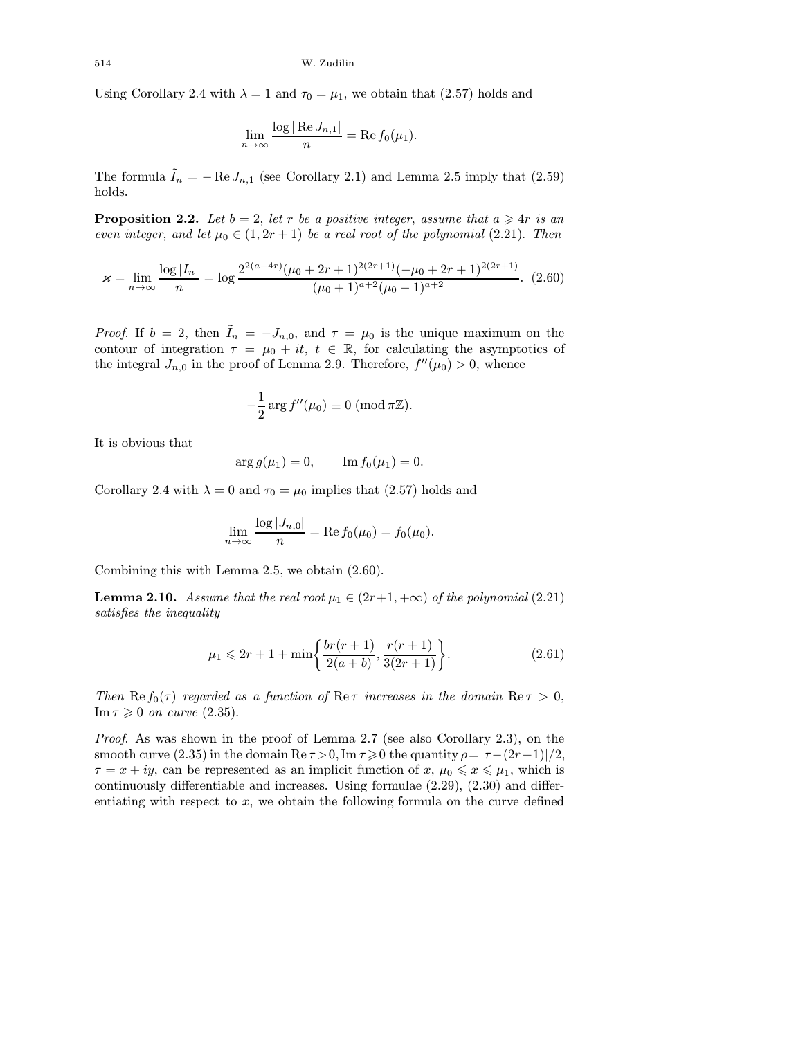Using Corollary 2.4 with $\lambda = 1$ and $\tau_0 = \mu_1$, we obtain that (2.57) holds and

$$\lim_{n\to\infty} \frac{\log|\operatorname{Re} J_{n,1}|}{n} = \operatorname{Re} f_0(\mu_1).$$

The formula $\tilde{I}_n = -\operatorname{Re} J_{n,1}$ (see Corollary 2.1) and Lemma 2.5 imply that (2.59) holds.

**Proposition 2.2.** *Let $b = 2$, let $r$ be a positive integer, assume that $a \geqslant 4r$ is an even integer, and let $\mu_0 \in (1, 2r+1)$ be a real root of the polynomial* (2.21). *Then*

$$\varkappa = \lim_{n\to\infty} \frac{\log|I_n|}{n} = \log \frac{2^{2(a-4r)}(\mu_0 + 2r + 1)^{2(2r+1)}(-\mu_0 + 2r + 1)^{2(2r+1)}}{(\mu_0 + 1)^{a+2}(\mu_0 - 1)^{a+2}}. \quad (2.60)$$

*Proof.* If $b = 2$, then $\tilde{I}_n = -J_{n,0}$, and $\tau = \mu_0$ is the unique maximum on the contour of integration $\tau = \mu_0 + it$, $t \in \mathbb{R}$, for calculating the asymptotics of the integral $J_{n,0}$ in the proof of Lemma 2.9. Therefore, $f''(\mu_0) > 0$, whence

$$-\frac{1}{2}\arg f''(\mu_0) \equiv 0 \ (\operatorname{mod} \pi\mathbb{Z}).$$

It is obvious that

$$\arg g(\mu_1) = 0, \qquad \operatorname{Im} f_0(\mu_1) = 0.$$

Corollary 2.4 with $\lambda = 0$ and $\tau_0 = \mu_0$ implies that (2.57) holds and

$$\lim_{n\to\infty} \frac{\log|J_{n,0}|}{n} = \operatorname{Re} f_0(\mu_0) = f_0(\mu_0).$$

Combining this with Lemma 2.5, we obtain (2.60).

**Lemma 2.10.** *Assume that the real root $\mu_1 \in (2r+1, +\infty)$ of the polynomial* (2.21) *satisfies the inequality*

$$\mu_1 \leqslant 2r + 1 + \min\left\{\frac{br(r+1)}{2(a+b)}, \frac{r(r+1)}{3(2r+1)}\right\}. \quad (2.61)$$

*Then $\operatorname{Re} f_0(\tau)$ regarded as a function of $\operatorname{Re}\tau$ increases in the domain $\operatorname{Re}\tau > 0$, $\operatorname{Im}\tau \geqslant 0$ on curve* (2.35).

*Proof.* As was shown in the proof of Lemma 2.7 (see also Corollary 2.3), on the smooth curve (2.35) in the domain $\operatorname{Re}\tau > 0, \operatorname{Im}\tau \geqslant 0$ the quantity $\rho = |\tau - (2r+1)|/2$, $\tau = x + iy$, can be represented as an implicit function of $x$, $\mu_0 \leqslant x \leqslant \mu_1$, which is continuously differentiable and increases. Using formulae (2.29), (2.30) and differentiating with respect to $x$, we obtain the following formula on the curve defined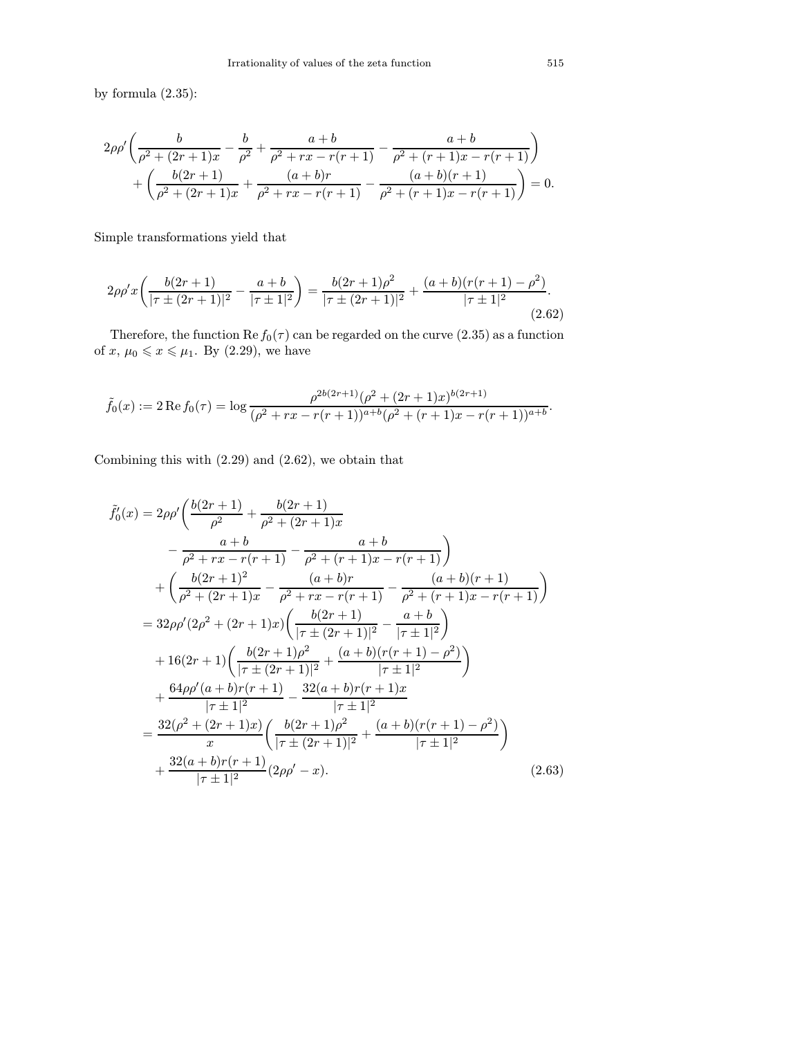by formula (2.35):

$$2\rho\rho'\biggl(\frac{b}{\rho^2+(2r+1)x}-\frac{b}{\rho^2}+\frac{a+b}{\rho^2+rx-r(r+1)}-\frac{a+b}{\rho^2+(r+1)x-r(r+1)}\biggr)$$
$$+\biggl(\frac{b(2r+1)}{\rho^2+(2r+1)x}+\frac{(a+b)r}{\rho^2+rx-r(r+1)}-\frac{(a+b)(r+1)}{\rho^2+(r+1)x-r(r+1)}\biggr)=0.$$

Simple transformations yield that

$$2\rho\rho' x\biggl(\frac{b(2r+1)}{|\tau\pm(2r+1)|^2}-\frac{a+b}{|\tau\pm 1|^2}\biggr)=\frac{b(2r+1)\rho^2}{|\tau\pm(2r+1)|^2}+\frac{(a+b)(r(r+1)-\rho^2)}{|\tau\pm 1|^2}. \tag{2.62}$$

Therefore, the function $\operatorname{Re} f_0(\tau)$ can be regarded on the curve (2.35) as a function of $x$, $\mu_0\leqslant x\leqslant\mu_1$. By (2.29), we have

$$\tilde f_0(x):=2\operatorname{Re} f_0(\tau)=\log\frac{\rho^{2b(2r+1)}(\rho^2+(2r+1)x)^{b(2r+1)}}{(\rho^2+rx-r(r+1))^{a+b}(\rho^2+(r+1)x-r(r+1))^{a+b}}.$$

Combining this with (2.29) and (2.62), we obtain that

$$\begin{aligned}
\tilde f_0'(x)&=2\rho\rho'\biggl(\frac{b(2r+1)}{\rho^2}+\frac{b(2r+1)}{\rho^2+(2r+1)x}\\
&\qquad-\frac{a+b}{\rho^2+rx-r(r+1)}-\frac{a+b}{\rho^2+(r+1)x-r(r+1)}\biggr)\\
&\quad+\biggl(\frac{b(2r+1)^2}{\rho^2+(2r+1)x}-\frac{(a+b)r}{\rho^2+rx-r(r+1)}-\frac{(a+b)(r+1)}{\rho^2+(r+1)x-r(r+1)}\biggr)\\
&=32\rho\rho'(2\rho^2+(2r+1)x)\biggl(\frac{b(2r+1)}{|\tau\pm(2r+1)|^2}-\frac{a+b}{|\tau\pm 1|^2}\biggr)\\
&\quad+16(2r+1)\biggl(\frac{b(2r+1)\rho^2}{|\tau\pm(2r+1)|^2}+\frac{(a+b)(r(r+1)-\rho^2)}{|\tau\pm 1|^2}\biggr)\\
&\quad+\frac{64\rho\rho'(a+b)r(r+1)}{|\tau\pm 1|^2}-\frac{32(a+b)r(r+1)x}{|\tau\pm 1|^2}\\
&=\frac{32(\rho^2+(2r+1)x)}{x}\biggl(\frac{b(2r+1)\rho^2}{|\tau\pm(2r+1)|^2}+\frac{(a+b)(r(r+1)-\rho^2)}{|\tau\pm 1|^2}\biggr)\\
&\quad+\frac{32(a+b)r(r+1)}{|\tau\pm 1|^2}(2\rho\rho'-x).
\end{aligned} \tag{2.63}$$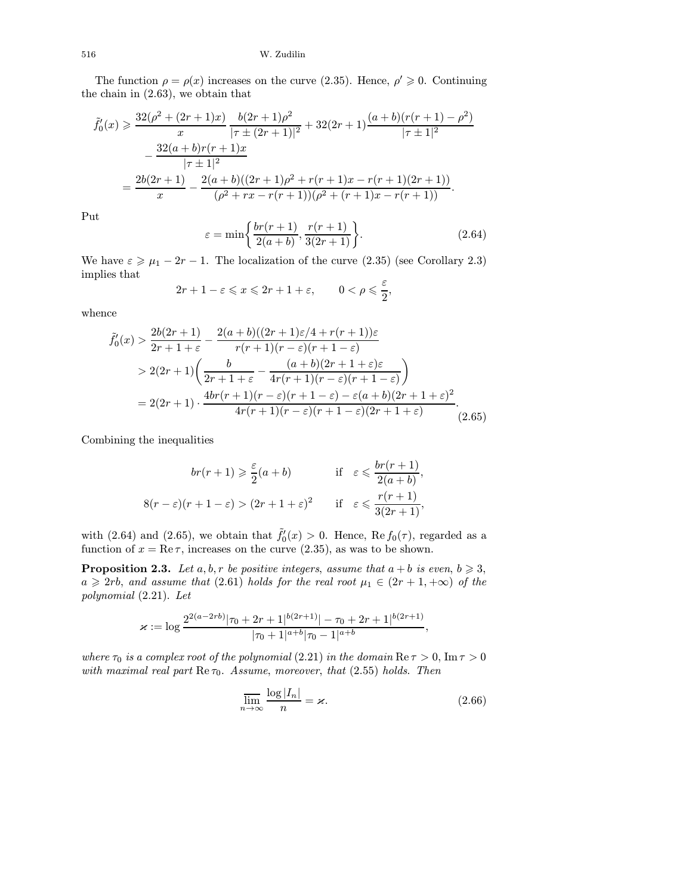The function $\rho = \rho(x)$ increases on the curve (2.35). Hence, $\rho' \geqslant 0$. Continuing the chain in (2.63), we obtain that

$$
\begin{aligned}
\tilde{f}_0'(x) &\geqslant \frac{32(\rho^2 + (2r+1)x)}{x} \, \frac{b(2r+1)\rho^2}{|\tau \pm (2r+1)|^2} + 32(2r+1)\frac{(a+b)(r(r+1) - \rho^2)}{|\tau \pm 1|^2} \\
&\quad - \frac{32(a+b)r(r+1)x}{|\tau \pm 1|^2} \\
&= \frac{2b(2r+1)}{x} - \frac{2(a+b)((2r+1)\rho^2 + r(r+1)x - r(r+1)(2r+1))}{(\rho^2 + rx - r(r+1))(\rho^2 + (r+1)x - r(r+1))}.
\end{aligned}
$$

Put

$$
\varepsilon = \min\left\{ \frac{br(r+1)}{2(a+b)}, \frac{r(r+1)}{3(2r+1)} \right\}. \tag{2.64}
$$

We have $\varepsilon \geqslant \mu_1 - 2r - 1$. The localization of the curve (2.35) (see Corollary 2.3) implies that

$$
2r + 1 - \varepsilon \leqslant x \leqslant 2r + 1 + \varepsilon, \qquad 0 < \rho \leqslant \frac{\varepsilon}{2},
$$

whence

$$
\begin{aligned}
\tilde{f}_0'(x) &> \frac{2b(2r+1)}{2r+1+\varepsilon} - \frac{2(a+b)((2r+1)\varepsilon/4 + r(r+1))\varepsilon}{r(r+1)(r-\varepsilon)(r+1-\varepsilon)} \\
&> 2(2r+1)\left( \frac{b}{2r+1+\varepsilon} - \frac{(a+b)(2r+1+\varepsilon)\varepsilon}{4r(r+1)(r-\varepsilon)(r+1-\varepsilon)} \right) \\
&= 2(2r+1) \cdot \frac{4br(r+1)(r-\varepsilon)(r+1-\varepsilon) - \varepsilon(a+b)(2r+1+\varepsilon)^2}{4r(r+1)(r-\varepsilon)(r+1-\varepsilon)(2r+1+\varepsilon)}.
\end{aligned} \tag{2.65}
$$

Combining the inequalities

$$
\begin{aligned}
br(r+1) &\geqslant \frac{\varepsilon}{2}(a+b) \qquad &&\text{if} \quad \varepsilon \leqslant \frac{br(r+1)}{2(a+b)}, \\
8(r-\varepsilon)(r+1-\varepsilon) &> (2r+1+\varepsilon)^2 \qquad &&\text{if} \quad \varepsilon \leqslant \frac{r(r+1)}{3(2r+1)},
\end{aligned}
$$

with (2.64) and (2.65), we obtain that $\tilde{f}_0'(x) > 0$. Hence, $\operatorname{Re} f_0(\tau)$, regarded as a function of $x = \operatorname{Re}\tau$, increases on the curve (2.35), as was to be shown.

**Proposition 2.3.** *Let $a, b, r$ be positive integers, assume that $a + b$ is even, $b \geqslant 3$, $a \geqslant 2rb$, and assume that (2.61) holds for the real root $\mu_1 \in (2r+1, +\infty)$ of the polynomial (2.21). Let*

$$
\varkappa := \log \frac{2^{2(a-2rb)} |\tau_0 + 2r + 1|^{b(2r+1)} |-\tau_0 + 2r + 1|^{b(2r+1)}}{|\tau_0 + 1|^{a+b} |\tau_0 - 1|^{a+b}},
$$

*where $\tau_0$ is a complex root of the polynomial (2.21) in the domain $\operatorname{Re}\tau > 0$, $\operatorname{Im}\tau > 0$ with maximal real part $\operatorname{Re}\tau_0$. Assume, moreover, that (2.55) holds. Then*

$$
\varlimsup_{n\to\infty} \frac{\log |I_n|}{n} = \varkappa. \tag{2.66}
$$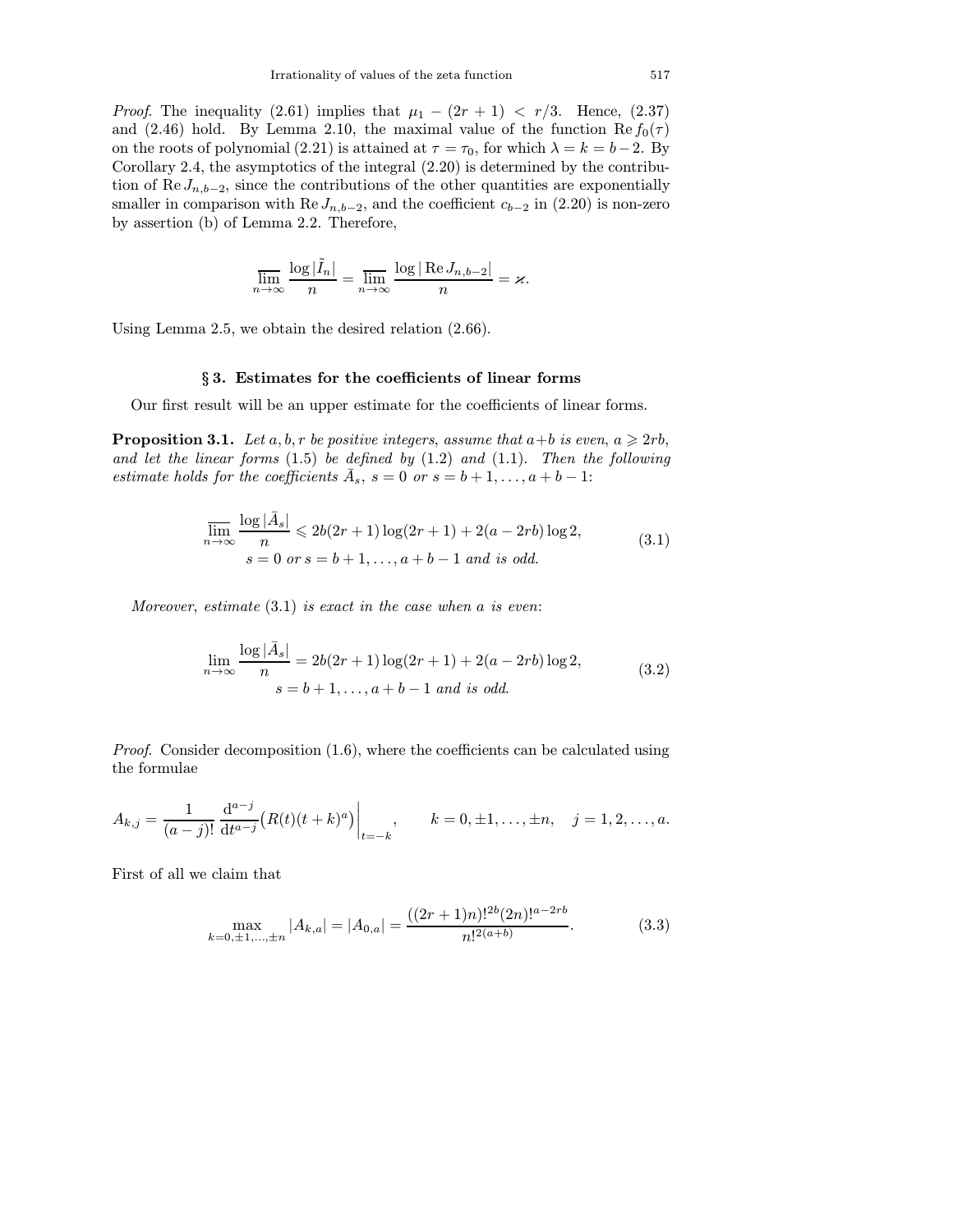*Proof.* The inequality (2.61) implies that $\mu_1 - (2r+1) < r/3$. Hence, (2.37) and (2.46) hold. By Lemma 2.10, the maximal value of the function $\operatorname{Re} f_0(\tau)$ on the roots of polynomial (2.21) is attained at $\tau = \tau_0$, for which $\lambda = k = b-2$. By Corollary 2.4, the asymptotics of the integral (2.20) is determined by the contribution of $\operatorname{Re} J_{n,b-2}$, since the contributions of the other quantities are exponentially smaller in comparison with $\operatorname{Re} J_{n,b-2}$, and the coefficient $c_{b-2}$ in (2.20) is non-zero by assertion (b) of Lemma 2.2. Therefore,

$$\varlimsup_{n\to\infty} \frac{\log|\tilde{I}_n|}{n} = \varlimsup_{n\to\infty} \frac{\log|\operatorname{Re} J_{n,b-2}|}{n} = \varkappa.$$

Using Lemma 2.5, we obtain the desired relation (2.66).

## § 3. Estimates for the coefficients of linear forms

Our first result will be an upper estimate for the coefficients of linear forms.

**Proposition 3.1.** *Let $a, b, r$ be positive integers, assume that $a+b$ is even, $a \geqslant 2rb$, and let the linear forms* (1.5) *be defined by* (1.2) *and* (1.1). *Then the following estimate holds for the coefficients $\bar{A}_s$, $s = 0$ or $s = b+1, \dots, a+b-1$:*

$$\varlimsup_{n\to\infty} \frac{\log|\bar{A}_s|}{n} \leqslant 2b(2r+1)\log(2r+1) + 2(a-2rb)\log 2, \qquad (3.1)$$
$$s = 0 \text{ or } s = b+1, \dots, a+b-1 \text{ and is odd.}$$

*Moreover, estimate* (3.1) *is exact in the case when $a$ is even*:

$$\lim_{n\to\infty} \frac{\log|\bar{A}_s|}{n} = 2b(2r+1)\log(2r+1) + 2(a-2rb)\log 2, \qquad (3.2)$$
$$s = b+1, \dots, a+b-1 \text{ and is odd.}$$

*Proof.* Consider decomposition (1.6), where the coefficients can be calculated using the formulae

$$A_{k,j} = \frac{1}{(a-j)!} \frac{\mathrm{d}^{a-j}}{\mathrm{d}t^{a-j}} \bigl(R(t)(t+k)^a\bigr)\bigg|_{t=-k}, \qquad k = 0, \pm 1, \dots, \pm n, \quad j = 1, 2, \dots, a.$$

First of all we claim that

$$\max_{k=0,\pm1,\dots,\pm n} |A_{k,a}| = |A_{0,a}| = \frac{((2r+1)n)!^{2b}(2n)!^{a-2rb}}{n!^{2(a+b)}}. \qquad (3.3)$$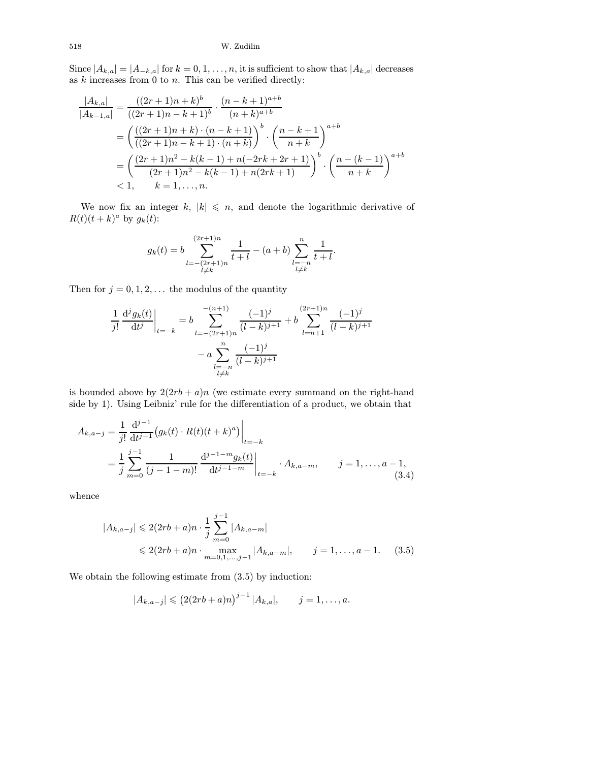Since $|A_{k,a}| = |A_{-k,a}|$ for $k = 0, 1, \ldots, n$, it is sufficient to show that $|A_{k,a}|$ decreases as $k$ increases from 0 to $n$. This can be verified directly:

$$
\begin{aligned}
\frac{|A_{k,a}|}{|A_{k-1,a}|} &= \frac{((2r+1)n+k)^b}{((2r+1)n-k+1)^b} \cdot \frac{(n-k+1)^{a+b}}{(n+k)^{a+b}} \\
&= \left(\frac{((2r+1)n+k)\cdot(n-k+1)}{((2r+1)n-k+1)\cdot(n+k)}\right)^b \cdot \left(\frac{n-k+1}{n+k}\right)^{a+b} \\
&= \left(\frac{(2r+1)n^2 - k(k-1) + n(-2rk+2r+1)}{(2r+1)n^2 - k(k-1) + n(2rk+1)}\right)^b \cdot \left(\frac{n-(k-1)}{n+k}\right)^{a+b} \\
&< 1, \qquad k = 1, \ldots, n.
\end{aligned}
$$

We now fix an integer $k$, $|k| \leqslant n$, and denote the logarithmic derivative of $R(t)(t+k)^a$ by $g_k(t)$:

$$
g_k(t) = b \sum_{\substack{l=-(2r+1)n \\ l \neq k}}^{(2r+1)n} \frac{1}{t+l} - (a+b) \sum_{\substack{l=-n \\ l \neq k}}^{n} \frac{1}{t+l}.
$$

Then for $j = 0, 1, 2, \ldots$ the modulus of the quantity

$$
\begin{aligned}
\frac{1}{j!} \frac{\mathrm{d}^j g_k(t)}{\mathrm{d}t^j}\bigg|_{t=-k} = b \sum_{l=-(2r+1)n}^{-(n+1)} \frac{(-1)^j}{(l-k)^{j+1}} + b \sum_{l=n+1}^{(2r+1)n} \frac{(-1)^j}{(l-k)^{j+1}} \\
- a \sum_{\substack{l=-n \\ l \neq k}}^{n} \frac{(-1)^j}{(l-k)^{j+1}}
\end{aligned}
$$

is bounded above by $2(2rb+a)n$ (we estimate every summand on the right-hand side by 1). Using Leibniz' rule for the differentiation of a product, we obtain that

$$
\begin{aligned}
A_{k,a-j} &= \frac{1}{j!} \frac{\mathrm{d}^{j-1}}{\mathrm{d}t^{j-1}} \big(g_k(t) \cdot R(t)(t+k)^a\big)\bigg|_{t=-k} \\
&= \frac{1}{j} \sum_{m=0}^{j-1} \frac{1}{(j-1-m)!} \frac{\mathrm{d}^{j-1-m} g_k(t)}{\mathrm{d}t^{j-1-m}}\bigg|_{t=-k} \cdot A_{k,a-m}, \qquad j = 1, \ldots, a-1,
\end{aligned}
\tag{3.4}
$$

whence

$$
\begin{aligned}
|A_{k,a-j}| &\leqslant 2(2rb+a)n \cdot \frac{1}{j} \sum_{m=0}^{j-1} |A_{k,a-m}| \\
&\leqslant 2(2rb+a)n \cdot \max_{m=0,1,\ldots,j-1} |A_{k,a-m}|, \qquad j = 1, \ldots, a-1.
\end{aligned}
\tag{3.5}
$$

We obtain the following estimate from (3.5) by induction:

$$
|A_{k,a-j}| \leqslant \big(2(2rb+a)n\big)^{j-1} |A_{k,a}|, \qquad j = 1, \ldots, a.
$$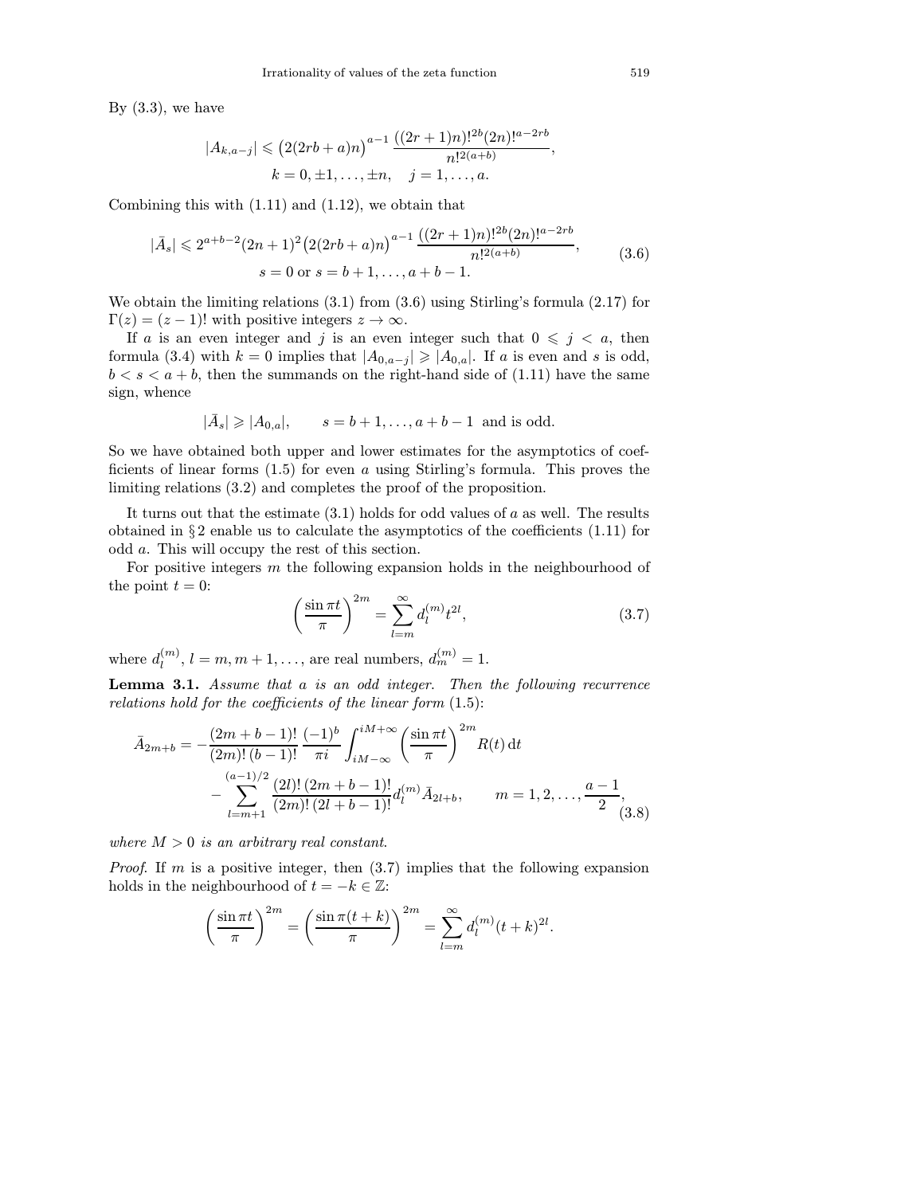By (3.3), we have

$$|A_{k,a-j}| \leqslant \bigl(2(2rb+a)n\bigr)^{a-1} \frac{((2r+1)n)!^{2b}(2n)!^{a-2rb}}{n!^{2(a+b)}},$$
$$k=0,\pm1,\dots,\pm n, \quad j=1,\dots,a.$$

Combining this with (1.11) and (1.12), we obtain that

$$|\bar{A}_s| \leqslant 2^{a+b-2}(2n+1)^2\bigl(2(2rb+a)n\bigr)^{a-1} \frac{((2r+1)n)!^{2b}(2n)!^{a-2rb}}{n!^{2(a+b)}}, \tag{3.6}$$
$$s=0 \text{ or } s=b+1,\dots,a+b-1.$$

We obtain the limiting relations (3.1) from (3.6) using Stirling's formula (2.17) for $\Gamma(z)=(z-1)!$ with positive integers $z\to\infty$.

If $a$ is an even integer and $j$ is an even integer such that $0\leqslant j<a$, then formula (3.4) with $k=0$ implies that $|A_{0,a-j}|\geqslant|A_{0,a}|$. If $a$ is even and $s$ is odd, $b<s<a+b$, then the summands on the right-hand side of (1.11) have the same sign, whence

$$|\bar{A}_s| \geqslant |A_{0,a}|, \qquad s=b+1,\dots,a+b-1 \text{ and is odd}.$$

So we have obtained both upper and lower estimates for the asymptotics of coefficients of linear forms (1.5) for even $a$ using Stirling's formula. This proves the limiting relations (3.2) and completes the proof of the proposition.

It turns out that the estimate (3.1) holds for odd values of $a$ as well. The results obtained in § 2 enable us to calculate the asymptotics of the coefficients (1.11) for odd $a$. This will occupy the rest of this section.

For positive integers $m$ the following expansion holds in the neighbourhood of the point $t=0$:

$$\left(\frac{\sin\pi t}{\pi}\right)^{2m} = \sum_{l=m}^{\infty} d_l^{(m)} t^{2l}, \tag{3.7}$$

where $d_l^{(m)}$, $l=m,m+1,\dots$, are real numbers, $d_m^{(m)}=1$.

**Lemma 3.1.** *Assume that $a$ is an odd integer. Then the following recurrence relations hold for the coefficients of the linear form* (1.5):

$$\bar{A}_{2m+b} = -\frac{(2m+b-1)!}{(2m)!\,(b-1)!}\,\frac{(-1)^b}{\pi i}\int_{iM-\infty}^{iM+\infty}\left(\frac{\sin\pi t}{\pi}\right)^{2m} R(t)\,\mathrm{d}t$$
$$-\sum_{l=m+1}^{(a-1)/2}\frac{(2l)!\,(2m+b-1)!}{(2m)!\,(2l+b-1)!}d_l^{(m)}\bar{A}_{2l+b}, \qquad m=1,2,\dots,\frac{a-1}{2}, \tag{3.8}$$

*where $M>0$ is an arbitrary real constant.*

*Proof.* If $m$ is a positive integer, then (3.7) implies that the following expansion holds in the neighbourhood of $t=-k\in\mathbb{Z}$:

$$\left(\frac{\sin\pi t}{\pi}\right)^{2m} = \left(\frac{\sin\pi(t+k)}{\pi}\right)^{2m} = \sum_{l=m}^{\infty} d_l^{(m)}(t+k)^{2l}.$$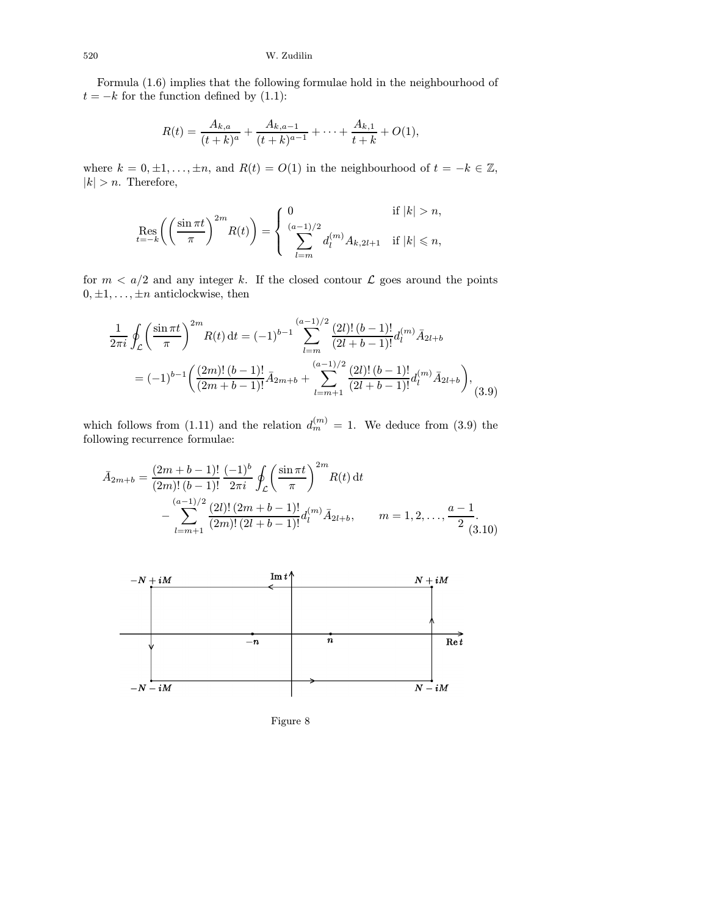Formula (1.6) implies that the following formulae hold in the neighbourhood of $t = -k$ for the function defined by (1.1):

$$R(t) = \frac{A_{k,a}}{(t+k)^a} + \frac{A_{k,a-1}}{(t+k)^{a-1}} + \cdots + \frac{A_{k,1}}{t+k} + O(1),$$

where $k = 0, \pm 1, \ldots, \pm n$, and $R(t) = O(1)$ in the neighbourhood of $t = -k \in \mathbb{Z}$, $|k| > n$. Therefore,

$$\operatorname*{Res}_{t=-k}\biggl(\biggl(\frac{\sin \pi t}{\pi}\biggr)^{2m} R(t)\biggr) = \begin{cases} 0 & \text{if } |k| > n, \\ \displaystyle\sum_{l=m}^{(a-1)/2} d_l^{(m)} A_{k,2l+1} & \text{if } |k| \leqslant n, \end{cases}$$

for $m < a/2$ and any integer $k$. If the closed contour $\mathcal{L}$ goes around the points $0, \pm 1, \ldots, \pm n$ anticlockwise, then

$$\begin{aligned}\frac{1}{2\pi i}\oint_{\mathcal{L}}\biggl(\frac{\sin \pi t}{\pi}\biggr)^{2m} R(t)\,\mathrm{d}t &= (-1)^{b-1}\sum_{l=m}^{(a-1)/2}\frac{(2l)!\,(b-1)!}{(2l+b-1)!}d_l^{(m)}\bar{A}_{2l+b} \\ &= (-1)^{b-1}\biggl(\frac{(2m)!\,(b-1)!}{(2m+b-1)!}\bar{A}_{2m+b} + \sum_{l=m+1}^{(a-1)/2}\frac{(2l)!\,(b-1)!}{(2l+b-1)!}d_l^{(m)}\bar{A}_{2l+b}\biggr),\end{aligned} \tag{3.9}$$

which follows from (1.11) and the relation $d_m^{(m)} = 1$. We deduce from (3.9) the following recurrence formulae:

$$\begin{aligned}\bar{A}_{2m+b} = {} & \frac{(2m+b-1)!}{(2m)!\,(b-1)!}\,\frac{(-1)^b}{2\pi i}\oint_{\mathcal{L}}\biggl(\frac{\sin \pi t}{\pi}\biggr)^{2m} R(t)\,\mathrm{d}t \\ & - \sum_{l=m+1}^{(a-1)/2}\frac{(2l)!\,(2m+b-1)!}{(2m)!\,(2l+b-1)!}d_l^{(m)}\bar{A}_{2l+b}, \qquad m = 1, 2, \ldots, \frac{a-1}{2}.\end{aligned} \tag{3.10}$$

Figure 8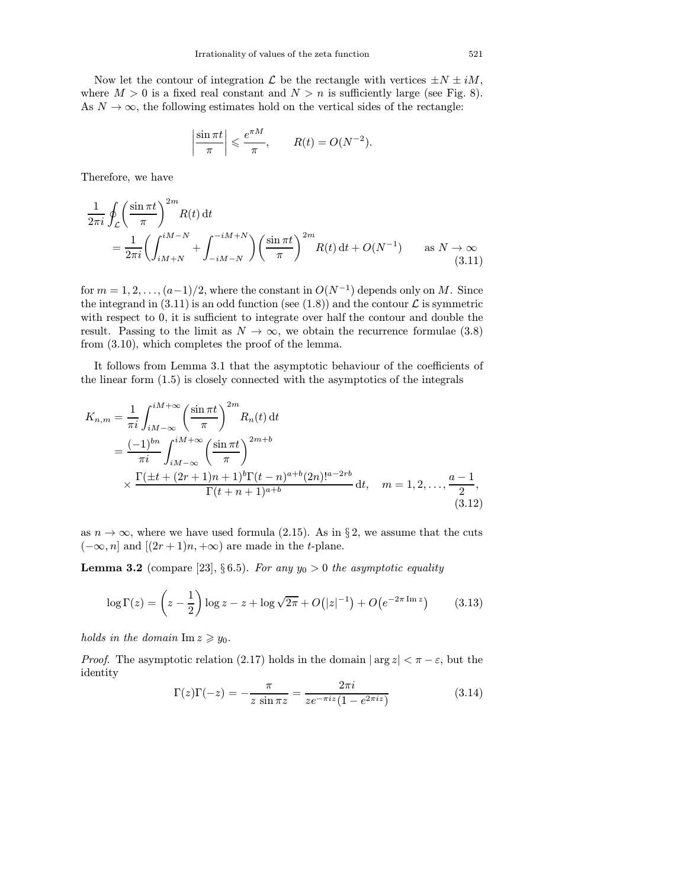Now let the contour of integration $\mathcal{L}$ be the rectangle with vertices $\pm N \pm iM$, where $M > 0$ is a fixed real constant and $N > n$ is sufficiently large (see Fig. 8). As $N \to \infty$, the following estimates hold on the vertical sides of the rectangle:

$$\left|\frac{\sin \pi t}{\pi}\right| \leqslant \frac{e^{\pi M}}{\pi}, \qquad R(t) = O(N^{-2}).$$

Therefore, we have

$$\begin{aligned}\frac{1}{2\pi i}\oint_{\mathcal{L}}\left(\frac{\sin \pi t}{\pi}\right)^{2m} R(t)\,\mathrm{d}t \\ = \frac{1}{2\pi i}\left(\int_{iM+N}^{iM-N} + \int_{-iM-N}^{-iM+N}\right)\left(\frac{\sin \pi t}{\pi}\right)^{2m} R(t)\,\mathrm{d}t + O(N^{-1}) \qquad \text{as } N \to \infty\end{aligned} \tag{3.11}$$

for $m = 1, 2, \ldots, (a-1)/2$, where the constant in $O(N^{-1})$ depends only on $M$. Since the integrand in (3.11) is an odd function (see (1.8)) and the contour $\mathcal{L}$ is symmetric with respect to 0, it is sufficient to integrate over half the contour and double the result. Passing to the limit as $N \to \infty$, we obtain the recurrence formulae (3.8) from (3.10), which completes the proof of the lemma.

It follows from Lemma 3.1 that the asymptotic behaviour of the coefficients of the linear form (1.5) is closely connected with the asymptotics of the integrals

$$\begin{aligned}K_{n,m} &= \frac{1}{\pi i}\int_{iM-\infty}^{iM+\infty}\left(\frac{\sin \pi t}{\pi}\right)^{2m} R_n(t)\,\mathrm{d}t \\ &= \frac{(-1)^{bn}}{\pi i}\int_{iM-\infty}^{iM+\infty}\left(\frac{\sin \pi t}{\pi}\right)^{2m+b} \\ &\quad\times \frac{\Gamma(\pm t + (2r+1)n + 1)^b \Gamma(t-n)^{a+b}(2n)!^{a-2rb}}{\Gamma(t+n+1)^{a+b}}\,\mathrm{d}t, \quad m = 1, 2, \ldots, \frac{a-1}{2},\end{aligned} \tag{3.12}$$

as $n \to \infty$, where we have used formula (2.15). As in § 2, we assume that the cuts $(-\infty, n]$ and $[(2r+1)n, +\infty)$ are made in the $t$-plane.

**Lemma 3.2** (compare [23], § 6.5). *For any $y_0 > 0$ the asymptotic equality*

$$\log \Gamma(z) = \left(z - \frac{1}{2}\right)\log z - z + \log\sqrt{2\pi} + O\big(|z|^{-1}\big) + O\big(e^{-2\pi \operatorname{Im} z}\big) \tag{3.13}$$

*holds in the domain* $\operatorname{Im} z \geqslant y_0$.

*Proof.* The asymptotic relation (2.17) holds in the domain $|\arg z| < \pi - \varepsilon$, but the identity

$$\Gamma(z)\Gamma(-z) = -\frac{\pi}{z \sin \pi z} = \frac{2\pi i}{z e^{-\pi i z}(1 - e^{2\pi i z})} \tag{3.14}$$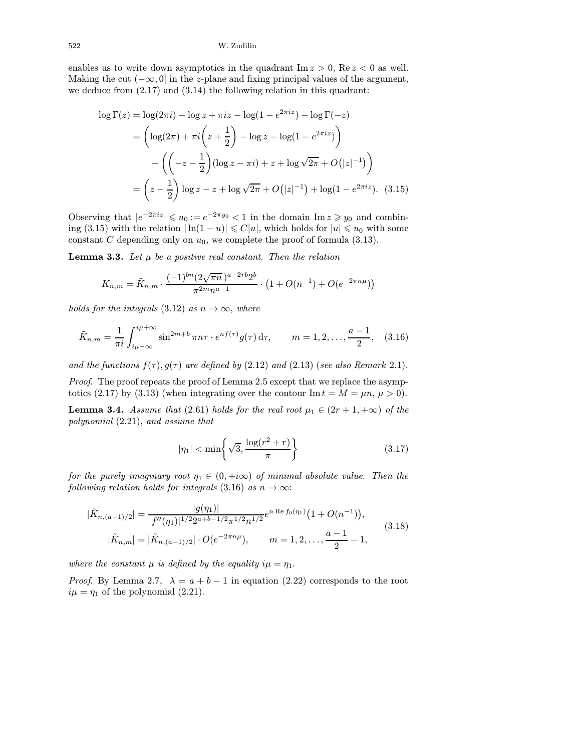enables us to write down asymptotics in the quadrant $\operatorname{Im} z > 0$, $\operatorname{Re} z < 0$ as well. Making the cut $(-\infty, 0]$ in the $z$-plane and fixing principal values of the argument, we deduce from (2.17) and (3.14) the following relation in this quadrant:

$$\begin{aligned}
\log \Gamma(z) &= \log(2\pi i) - \log z + \pi i z - \log(1 - e^{2\pi i z}) - \log \Gamma(-z) \\
&= \left( \log(2\pi) + \pi i \left( z + \frac{1}{2} \right) - \log z - \log(1 - e^{2\pi i z}) \right) \\
&\quad - \left( \left( -z - \frac{1}{2} \right) (\log z - \pi i) + z + \log \sqrt{2\pi} + O\big(|z|^{-1}\big) \right) \\
&= \left( z - \frac{1}{2} \right) \log z - z + \log \sqrt{2\pi} + O\big(|z|^{-1}\big) + \log(1 - e^{2\pi i z}). \quad (3.15)
\end{aligned}$$

Observing that $|e^{-2\pi i z}| \leqslant u_0 := e^{-2\pi y_0} < 1$ in the domain $\operatorname{Im} z \geqslant y_0$ and combining (3.15) with the relation $|\ln(1-u)| \leqslant C|u|$, which holds for $|u| \leqslant u_0$ with some constant $C$ depending only on $u_0$, we complete the proof of formula (3.13).

**Lemma 3.3.** *Let $\mu$ be a positive real constant. Then the relation*

$$K_{n,m} = \tilde{K}_{n,m} \cdot \frac{(-1)^{bn} (2\sqrt{\pi n})^{a-2rb} 2^b}{\pi^{2m} n^{a-1}} \cdot \big(1 + O(n^{-1}) + O(e^{-2\pi n \mu})\big)$$

*holds for the integrals* (3.12) *as $n \to \infty$, where*

$$\tilde{K}_{n,m} = \frac{1}{\pi i} \int_{i\mu - \infty}^{i\mu + \infty} \sin^{2m+b} \pi n \tau \cdot e^{n f(\tau)} g(\tau) \, d\tau, \qquad m = 1, 2, \ldots, \frac{a-1}{2}, \quad (3.16)$$

*and the functions $f(\tau), g(\tau)$ are defined by* (2.12) *and* (2.13) (*see also Remark* 2.1).

*Proof.* The proof repeats the proof of Lemma 2.5 except that we replace the asymptotics (2.17) by (3.13) (when integrating over the contour $\operatorname{Im} t = M = \mu n$, $\mu > 0$).

**Lemma 3.4.** *Assume that* (2.61) *holds for the real root $\mu_1 \in (2r+1, +\infty)$ of the polynomial* (2.21), *and assume that*

$$|\eta_1| < \min\left\{ \sqrt{3}, \frac{\log(r^2 + r)}{\pi} \right\} \quad (3.17)$$

*for the purely imaginary root $\eta_1 \in (0, +i\infty)$ of minimal absolute value. Then the following relation holds for integrals* (3.16) *as $n \to \infty$:*

$$\begin{aligned}
|\tilde{K}_{n,(a-1)/2}| &= \frac{|g(\eta_1)|}{|f''(\eta_1)|^{1/2} 2^{a+b-1/2} \pi^{1/2} n^{1/2}} e^{n \operatorname{Re} f_0(\eta_1)} \big(1 + O(n^{-1})\big), \\
|\tilde{K}_{n,m}| &= |\tilde{K}_{n,(a-1)/2}| \cdot O(e^{-2\pi n \mu}), \qquad m = 1, 2, \ldots, \frac{a-1}{2} - 1,
\end{aligned} \quad (3.18)$$

*where the constant $\mu$ is defined by the equality $i\mu = \eta_1$.*

*Proof.* By Lemma 2.7, $\lambda = a + b - 1$ in equation (2.22) corresponds to the root $i\mu = \eta_1$ of the polynomial (2.21).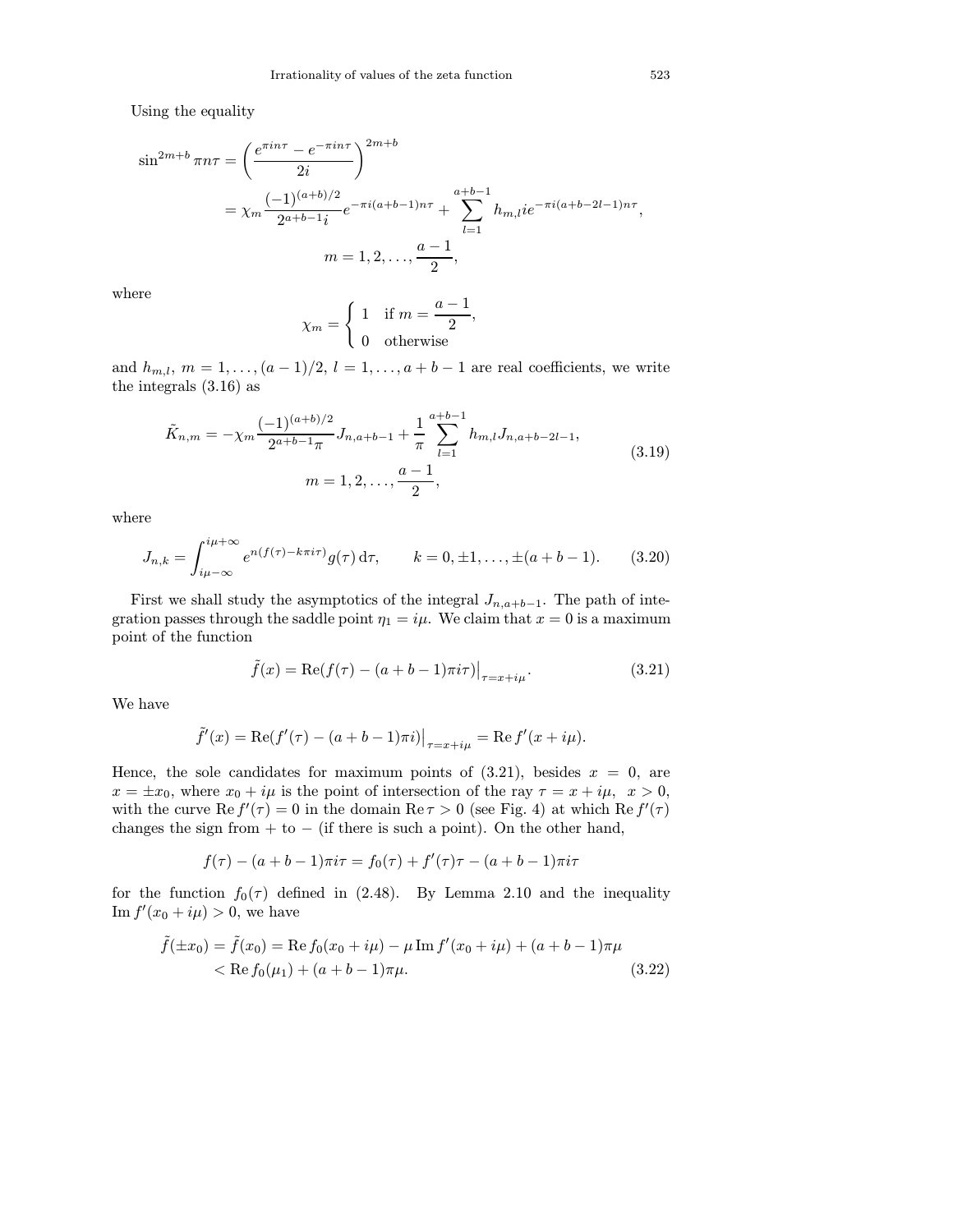Using the equality

$$\sin^{2m+b}\pi n\tau = \left(\frac{e^{\pi i n\tau} - e^{-\pi i n\tau}}{2i}\right)^{2m+b}$$

$$= \chi_m \frac{(-1)^{(a+b)/2}}{2^{a+b-1}i} e^{-\pi i(a+b-1)n\tau} + \sum_{l=1}^{a+b-1} h_{m,l} i e^{-\pi i(a+b-2l-1)n\tau},$$

$$m = 1, 2, \ldots, \frac{a-1}{2},$$

where

$$\chi_m = \begin{cases} 1 & \text{if } m = \dfrac{a-1}{2}, \\ 0 & \text{otherwise} \end{cases}$$

and $h_{m,l}$, $m = 1, \ldots, (a-1)/2$, $l = 1, \ldots, a+b-1$ are real coefficients, we write the integrals (3.16) as

$$\tilde{K}_{n,m} = -\chi_m \frac{(-1)^{(a+b)/2}}{2^{a+b-1}\pi} J_{n,a+b-1} + \frac{1}{\pi}\sum_{l=1}^{a+b-1} h_{m,l} J_{n,a+b-2l-1}, \qquad m = 1, 2, \ldots, \frac{a-1}{2}, \tag{3.19}$$

where

$$J_{n,k} = \int_{i\mu-\infty}^{i\mu+\infty} e^{n(f(\tau)-k\pi i\tau)} g(\tau)\,\mathrm{d}\tau, \qquad k = 0, \pm 1, \ldots, \pm(a+b-1). \tag{3.20}$$

First we shall study the asymptotics of the integral $J_{n,a+b-1}$. The path of integration passes through the saddle point $\eta_1 = i\mu$. We claim that $x = 0$ is a maximum point of the function

$$\tilde{f}(x) = \operatorname{Re}(f(\tau) - (a+b-1)\pi i\tau)\big|_{\tau=x+i\mu}. \tag{3.21}$$

We have

$$\tilde{f}'(x) = \operatorname{Re}(f'(\tau) - (a+b-1)\pi i)\big|_{\tau=x+i\mu} = \operatorname{Re} f'(x+i\mu).$$

Hence, the sole candidates for maximum points of (3.21), besides $x = 0$, are $x = \pm x_0$, where $x_0 + i\mu$ is the point of intersection of the ray $\tau = x + i\mu$, $x > 0$, with the curve $\operatorname{Re} f'(\tau) = 0$ in the domain $\operatorname{Re}\tau > 0$ (see Fig. 4) at which $\operatorname{Re} f'(\tau)$ changes the sign from $+$ to $-$ (if there is such a point). On the other hand,

$$f(\tau) - (a+b-1)\pi i\tau = f_0(\tau) + f'(\tau)\tau - (a+b-1)\pi i\tau$$

for the function $f_0(\tau)$ defined in (2.48). By Lemma 2.10 and the inequality $\operatorname{Im} f'(x_0 + i\mu) > 0$, we have

$$\begin{aligned}\tilde{f}(\pm x_0) = \tilde{f}(x_0) &= \operatorname{Re} f_0(x_0 + i\mu) - \mu \operatorname{Im} f'(x_0 + i\mu) + (a+b-1)\pi\mu \\ &< \operatorname{Re} f_0(\mu_1) + (a+b-1)\pi\mu.\end{aligned} \tag{3.22}$$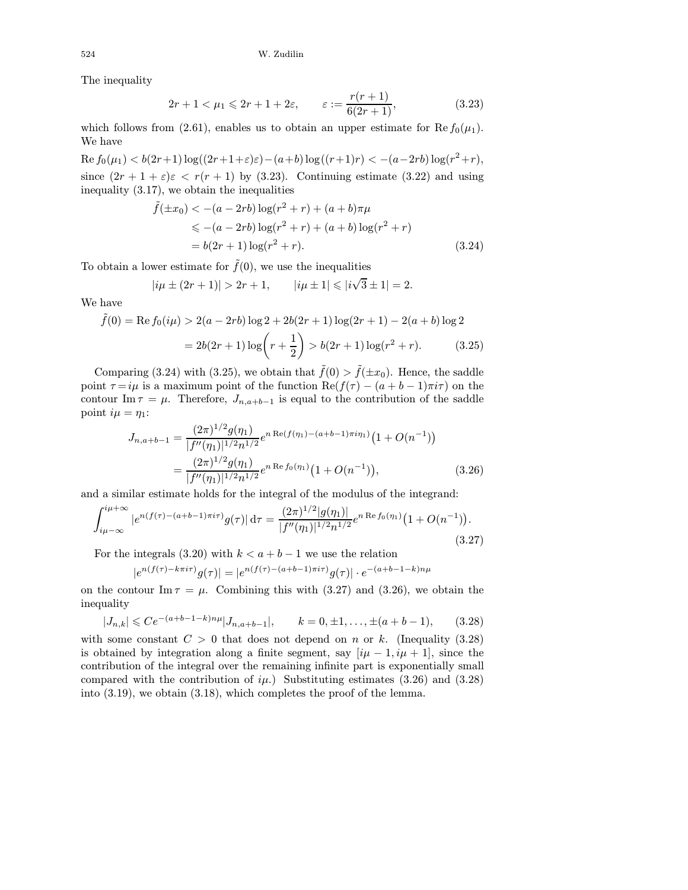The inequality

$$2r+1 < \mu_1 \leqslant 2r+1+2\varepsilon, \qquad \varepsilon := \frac{r(r+1)}{6(2r+1)}, \tag{3.23}$$

which follows from (2.61), enables us to obtain an upper estimate for $\operatorname{Re} f_0(\mu_1)$. We have

$$\operatorname{Re} f_0(\mu_1) < b(2r+1)\log((2r+1+\varepsilon)\varepsilon) - (a+b)\log((r+1)r) < -(a-2rb)\log(r^2+r),$$

since $(2r+1+\varepsilon)\varepsilon < r(r+1)$ by (3.23). Continuing estimate (3.22) and using inequality (3.17), we obtain the inequalities

$$\begin{aligned}\tilde{f}(\pm x_0) &< -(a-2rb)\log(r^2+r) + (a+b)\pi\mu \\ &\leqslant -(a-2rb)\log(r^2+r) + (a+b)\log(r^2+r) \\ &= b(2r+1)\log(r^2+r).\end{aligned} \tag{3.24}$$

To obtain a lower estimate for $\tilde{f}(0)$, we use the inequalities

$$|i\mu \pm (2r+1)| > 2r+1, \qquad |i\mu \pm 1| \leqslant |i\sqrt{3} \pm 1| = 2.$$

We have

$$\begin{aligned}\tilde{f}(0) = \operatorname{Re} f_0(i\mu) &> 2(a-2rb)\log 2 + 2b(2r+1)\log(2r+1) - 2(a+b)\log 2 \\ &= 2b(2r+1)\log\biggl(r+\frac{1}{2}\biggr) > b(2r+1)\log(r^2+r).\end{aligned} \tag{3.25}$$

Comparing (3.24) with (3.25), we obtain that $\tilde{f}(0) > \tilde{f}(\pm x_0)$. Hence, the saddle point $\tau = i\mu$ is a maximum point of the function $\operatorname{Re}(f(\tau) - (a+b-1)\pi i\tau)$ on the contour $\operatorname{Im}\tau = \mu$. Therefore, $J_{n,a+b-1}$ is equal to the contribution of the saddle point $i\mu = \eta_1$:

$$\begin{aligned}J_{n,a+b-1} &= \frac{(2\pi)^{1/2} g(\eta_1)}{|f''(\eta_1)|^{1/2} n^{1/2}} e^{n\operatorname{Re}(f(\eta_1) - (a+b-1)\pi i\eta_1)}\bigl(1+O(n^{-1})\bigr) \\ &= \frac{(2\pi)^{1/2} g(\eta_1)}{|f''(\eta_1)|^{1/2} n^{1/2}} e^{n\operatorname{Re} f_0(\eta_1)}\bigl(1+O(n^{-1})\bigr),\end{aligned} \tag{3.26}$$

and a similar estimate holds for the integral of the modulus of the integrand:

$$\int_{i\mu-\infty}^{i\mu+\infty} |e^{n(f(\tau)-(a+b-1)\pi i\tau)} g(\tau)|\,\mathrm{d}\tau = \frac{(2\pi)^{1/2}|g(\eta_1)|}{|f''(\eta_1)|^{1/2} n^{1/2}} e^{n\operatorname{Re} f_0(\eta_1)}\bigl(1+O(n^{-1})\bigr). \tag{3.27}$$

For the integrals (3.20) with $k < a+b-1$ we use the relation

$$|e^{n(f(\tau)-k\pi i\tau)} g(\tau)| = |e^{n(f(\tau)-(a+b-1)\pi i\tau)} g(\tau)| \cdot e^{-(a+b-1-k)n\mu}$$

on the contour $\operatorname{Im}\tau = \mu$. Combining this with (3.27) and (3.26), we obtain the inequality

$$|J_{n,k}| \leqslant Ce^{-(a+b-1-k)n\mu}|J_{n,a+b-1}|, \qquad k = 0, \pm 1, \dots, \pm(a+b-1), \tag{3.28}$$

with some constant $C > 0$ that does not depend on $n$ or $k$. (Inequality (3.28) is obtained by integration along a finite segment, say $[i\mu-1, i\mu+1]$, since the contribution of the integral over the remaining infinite part is exponentially small compared with the contribution of $i\mu$.) Substituting estimates (3.26) and (3.28) into (3.19), we obtain (3.18), which completes the proof of the lemma.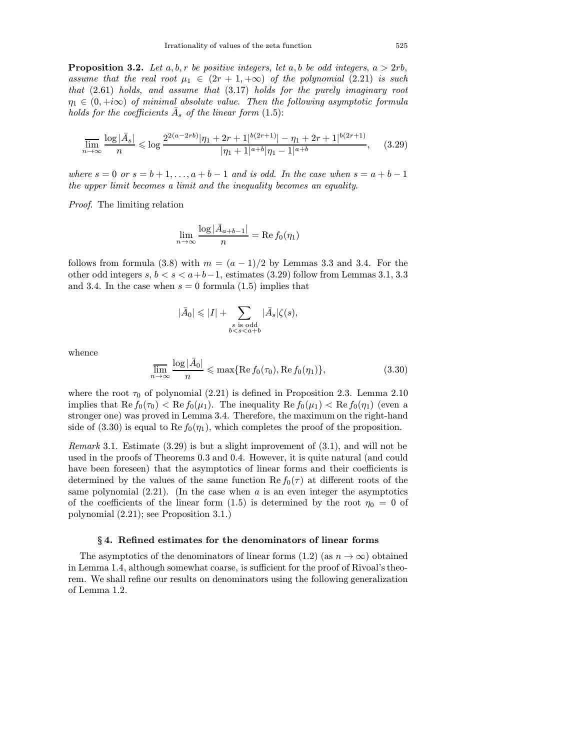**Proposition 3.2.** *Let $a, b, r$ be positive integers, let $a, b$ be odd integers, $a > 2rb$, assume that the real root $\mu_1 \in (2r+1, +\infty)$ of the polynomial (2.21) is such that (2.61) holds, and assume that (3.17) holds for the purely imaginary root $\eta_1 \in (0, +i\infty)$ of minimal absolute value. Then the following asymptotic formula holds for the coefficients $\bar{A}_s$ of the linear form (1.5):*

$$\varlimsup_{n\to\infty} \frac{\log|\bar{A}_s|}{n} \leqslant \log \frac{2^{2(a-2rb)}|\eta_1+2r+1|^{b(2r+1)}|-\eta_1+2r+1|^{b(2r+1)}}{|\eta_1+1|^{a+b}|\eta_1-1|^{a+b}}, \tag{3.29}$$

*where $s = 0$ or $s = b+1, \dots, a+b-1$ and is odd. In the case when $s = a+b-1$ the upper limit becomes a limit and the inequality becomes an equality.*

*Proof.* The limiting relation

$$\lim_{n\to\infty} \frac{\log|\bar{A}_{a+b-1}|}{n} = \operatorname{Re} f_0(\eta_1)$$

follows from formula (3.8) with $m = (a-1)/2$ by Lemmas 3.3 and 3.4. For the other odd integers $s$, $b < s < a+b-1$, estimates (3.29) follow from Lemmas 3.1, 3.3 and 3.4. In the case when $s = 0$ formula (1.5) implies that

$$|\bar{A}_0| \leqslant |I| + \sum_{\substack{s \text{ is odd} \\ b<s<a+b}} |\bar{A}_s|\zeta(s),$$

whence

$$\varlimsup_{n\to\infty} \frac{\log|\bar{A}_0|}{n} \leqslant \max\{\operatorname{Re} f_0(\tau_0), \operatorname{Re} f_0(\eta_1)\}, \tag{3.30}$$

where the root $\tau_0$ of polynomial (2.21) is defined in Proposition 2.3. Lemma 2.10 implies that $\operatorname{Re} f_0(\tau_0) < \operatorname{Re} f_0(\mu_1)$. The inequality $\operatorname{Re} f_0(\mu_1) < \operatorname{Re} f_0(\eta_1)$ (even a stronger one) was proved in Lemma 3.4. Therefore, the maximum on the right-hand side of (3.30) is equal to $\operatorname{Re} f_0(\eta_1)$, which completes the proof of the proposition.

*Remark* 3.1. Estimate (3.29) is but a slight improvement of (3.1), and will not be used in the proofs of Theorems 0.3 and 0.4. However, it is quite natural (and could have been foreseen) that the asymptotics of linear forms and their coefficients is determined by the values of the same function $\operatorname{Re} f_0(\tau)$ at different roots of the same polynomial (2.21). (In the case when $a$ is an even integer the asymptotics of the coefficients of the linear form (1.5) is determined by the root $\eta_0 = 0$ of polynomial (2.21); see Proposition 3.1.)

## § 4. Refined estimates for the denominators of linear forms

The asymptotics of the denominators of linear forms (1.2) (as $n \to \infty$) obtained in Lemma 1.4, although somewhat coarse, is sufficient for the proof of Rivoal's theorem. We shall refine our results on denominators using the following generalization of Lemma 1.2.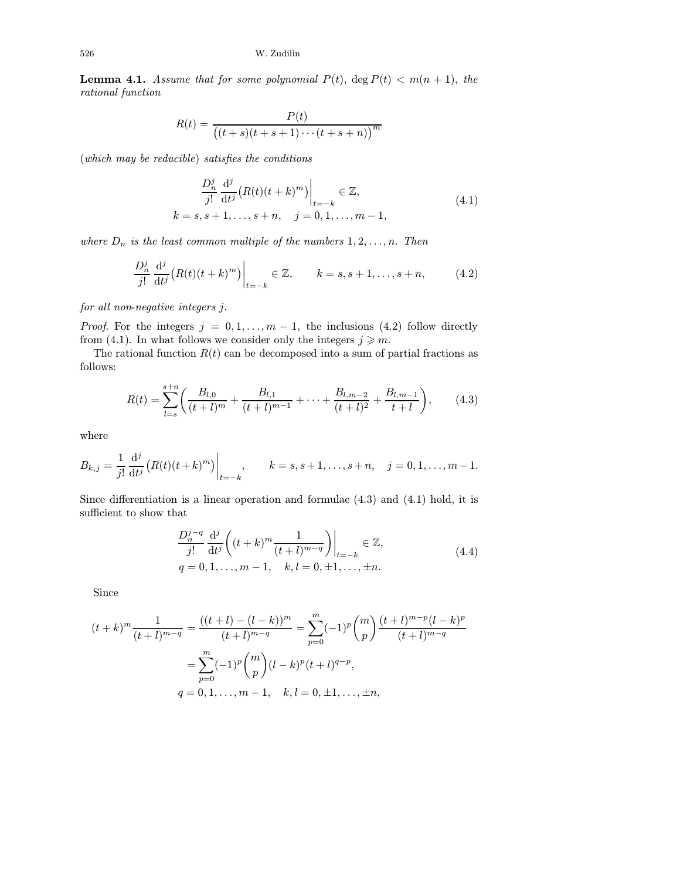**Lemma 4.1.** *Assume that for some polynomial $P(t)$, $\deg P(t) < m(n+1)$, the rational function*

$$R(t) = \frac{P(t)}{\big((t+s)(t+s+1)\cdots(t+s+n)\big)^m}$$

(*which may be reducible*) *satisfies the conditions*

$$\begin{gathered} \frac{D_n^j}{j!}\,\frac{\mathrm{d}^j}{\mathrm{d}t^j}\big(R(t)(t+k)^m\big)\Big|_{t=-k} \in \mathbb{Z}, \\ k = s, s+1, \dots, s+n, \quad j = 0, 1, \dots, m-1, \end{gathered} \tag{4.1}$$

*where $D_n$ is the least common multiple of the numbers $1, 2, \dots, n$. Then*

$$\frac{D_n^j}{j!}\,\frac{\mathrm{d}^j}{\mathrm{d}t^j}\big(R(t)(t+k)^m\big)\Big|_{t=-k} \in \mathbb{Z}, \qquad k = s, s+1, \dots, s+n, \tag{4.2}$$

*for all non-negative integers $j$.*

*Proof.* For the integers $j = 0, 1, \dots, m-1$, the inclusions (4.2) follow directly from (4.1). In what follows we consider only the integers $j \geqslant m$.

The rational function $R(t)$ can be decomposed into a sum of partial fractions as follows:

$$R(t) = \sum_{l=s}^{s+n}\bigg(\frac{B_{l,0}}{(t+l)^m} + \frac{B_{l,1}}{(t+l)^{m-1}} + \dots + \frac{B_{l,m-2}}{(t+l)^2} + \frac{B_{l,m-1}}{t+l}\bigg), \tag{4.3}$$

where

$$B_{k,j} = \frac{1}{j!}\,\frac{\mathrm{d}^j}{\mathrm{d}t^j}\big(R(t)(t+k)^m\big)\Big|_{t=-k}, \qquad k = s, s+1, \dots, s+n, \quad j = 0, 1, \dots, m-1.$$

Since differentiation is a linear operation and formulae (4.3) and (4.1) hold, it is sufficient to show that

$$\begin{gathered} \frac{D_n^{j-q}}{j!}\,\frac{\mathrm{d}^j}{\mathrm{d}t^j}\bigg((t+k)^m\frac{1}{(t+l)^{m-q}}\bigg)\bigg|_{t=-k} \in \mathbb{Z}, \\ q = 0, 1, \dots, m-1, \quad k, l = 0, \pm 1, \dots, \pm n. \end{gathered} \tag{4.4}$$

Since

$$\begin{aligned} (t+k)^m\frac{1}{(t+l)^{m-q}} &= \frac{((t+l)-(l-k))^m}{(t+l)^{m-q}} = \sum_{p=0}^{m}(-1)^p\binom{m}{p}\frac{(t+l)^{m-p}(l-k)^p}{(t+l)^{m-q}} \\ &= \sum_{p=0}^{m}(-1)^p\binom{m}{p}(l-k)^p(t+l)^{q-p}, \\ &\quad q = 0, 1, \dots, m-1, \quad k, l = 0, \pm 1, \dots, \pm n, \end{aligned}$$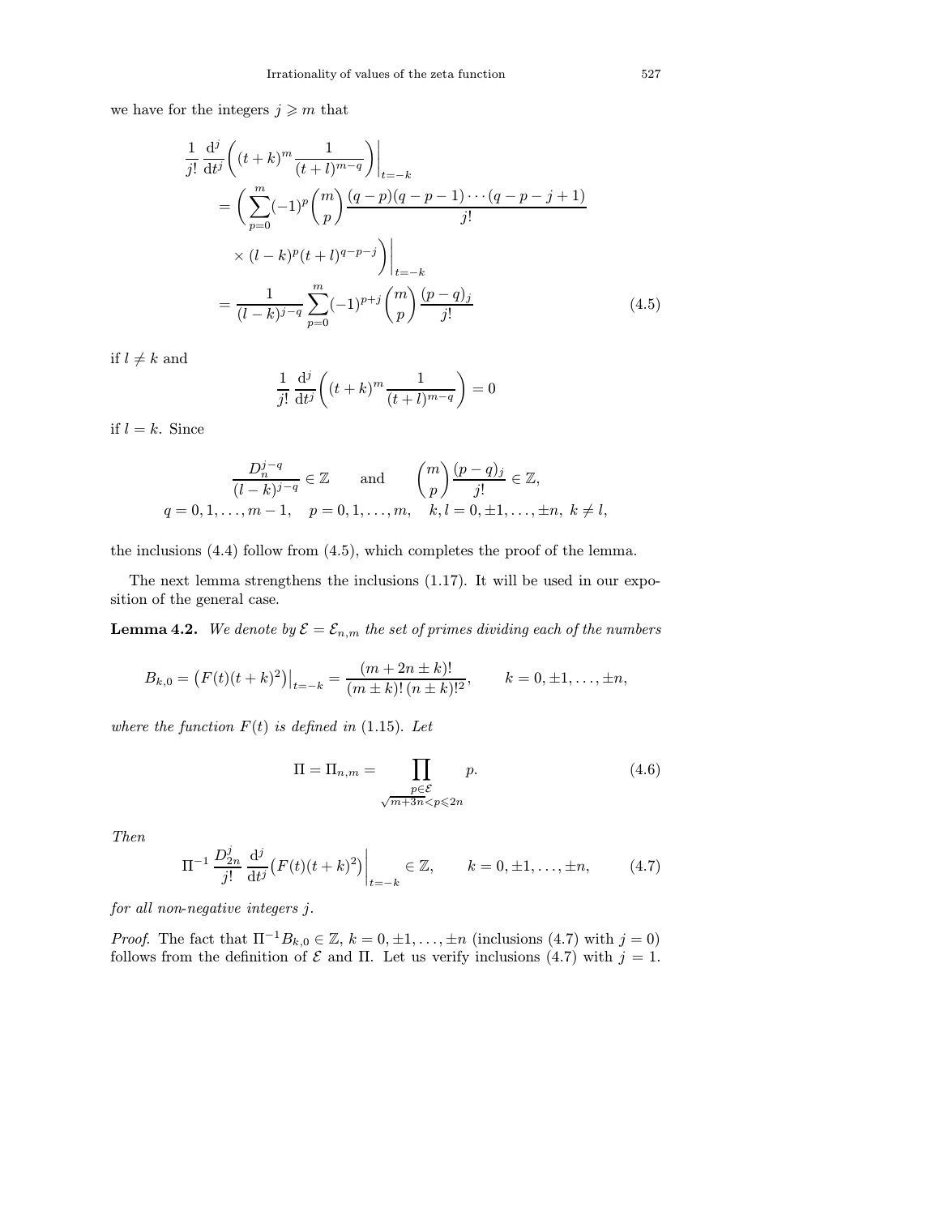we have for the integers $j \geqslant m$ that

$$
\begin{aligned}
\frac{1}{j!}\,\frac{\mathrm{d}^j}{\mathrm{d}t^j}\bigg((t+k)^m\frac{1}{(t+l)^{m-q}}\bigg)\bigg|_{t=-k}
&= \bigg(\sum_{p=0}^{m}(-1)^p\binom{m}{p}\frac{(q-p)(q-p-1)\cdots(q-p-j+1)}{j!} \\
&\qquad\times (l-k)^p(t+l)^{q-p-j}\bigg)\bigg|_{t=-k} \\
&= \frac{1}{(l-k)^{j-q}}\sum_{p=0}^{m}(-1)^{p+j}\binom{m}{p}\frac{(p-q)_j}{j!}
\end{aligned}
\tag{4.5}
$$

if $l \neq k$ and

$$
\frac{1}{j!}\,\frac{\mathrm{d}^j}{\mathrm{d}t^j}\bigg((t+k)^m\frac{1}{(t+l)^{m-q}}\bigg) = 0
$$

if $l = k$. Since

$$
\frac{D_n^{j-q}}{(l-k)^{j-q}} \in \mathbb{Z} \qquad \text{and} \qquad \binom{m}{p}\frac{(p-q)_j}{j!} \in \mathbb{Z},
$$
$$
q = 0, 1, \ldots, m-1, \quad p = 0, 1, \ldots, m, \quad k, l = 0, \pm 1, \ldots, \pm n,\ k \neq l,
$$

the inclusions (4.4) follow from (4.5), which completes the proof of the lemma.

The next lemma strengthens the inclusions (1.17). It will be used in our exposition of the general case.

**Lemma 4.2.** *We denote by $\mathcal{E} = \mathcal{E}_{n,m}$ the set of primes dividing each of the numbers*

$$
B_{k,0} = \big(F(t)(t+k)^2\big)\big|_{t=-k} = \frac{(m+2n\pm k)!}{(m\pm k)!\,(n\pm k)!^2}, \qquad k = 0, \pm 1, \ldots, \pm n,
$$

*where the function $F(t)$ is defined in* (1.15). *Let*

$$
\Pi = \Pi_{n,m} = \prod_{\substack{p \in \mathcal{E} \\ \sqrt{m+3n} < p \leqslant 2n}} p. \tag{4.6}
$$

*Then*

$$
\Pi^{-1}\,\frac{D_{2n}^j}{j!}\,\frac{\mathrm{d}^j}{\mathrm{d}t^j}\big(F(t)(t+k)^2\big)\bigg|_{t=-k} \in \mathbb{Z}, \qquad k = 0, \pm 1, \ldots, \pm n, \tag{4.7}
$$

*for all non-negative integers $j$.*

*Proof.* The fact that $\Pi^{-1}B_{k,0} \in \mathbb{Z}$, $k = 0, \pm 1, \ldots, \pm n$ (inclusions (4.7) with $j = 0$) follows from the definition of $\mathcal{E}$ and $\Pi$. Let us verify inclusions (4.7) with $j = 1$.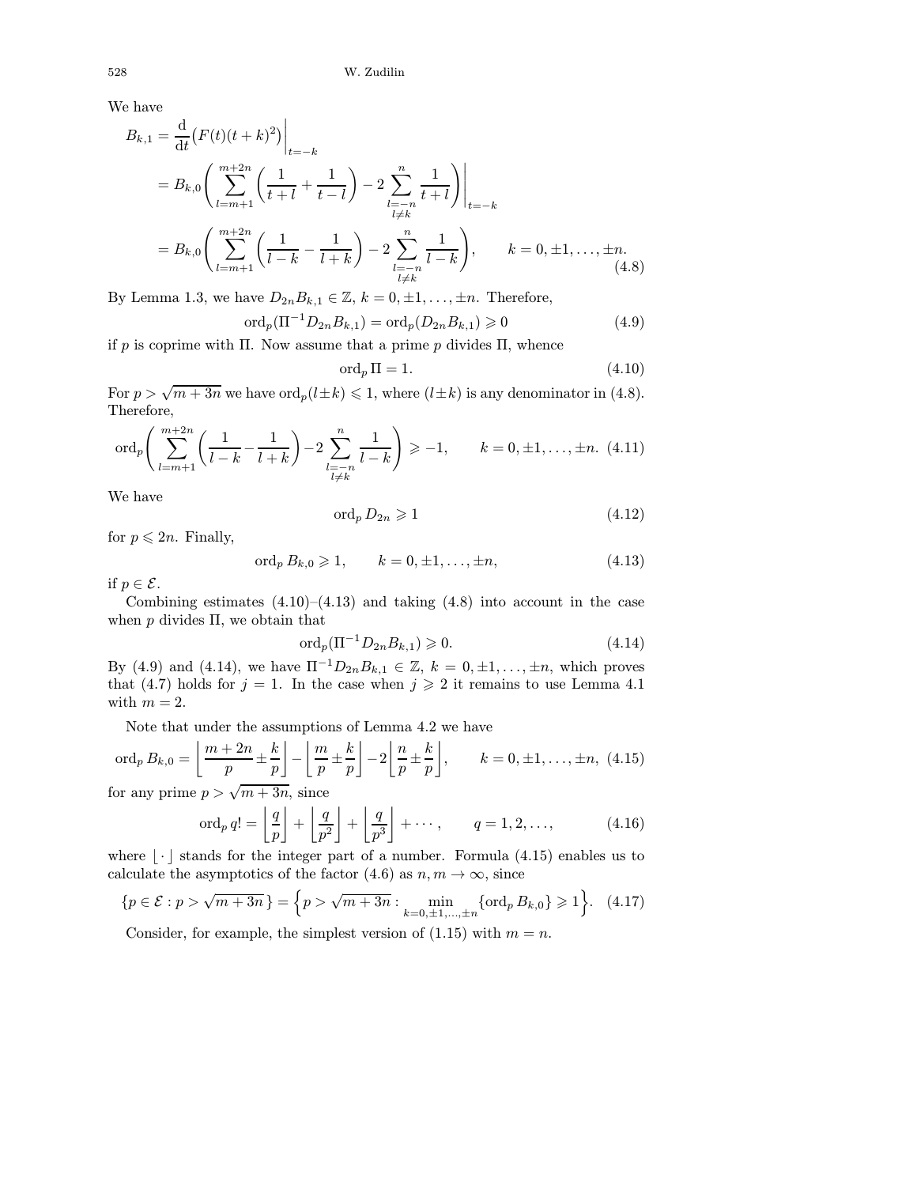We have

$$
\begin{aligned}
B_{k,1} &= \frac{\mathrm{d}}{\mathrm{d}t}\big(F(t)(t+k)^2\big)\bigg|_{t=-k} \\
&= B_{k,0}\Bigg(\sum_{l=m+1}^{m+2n}\bigg(\frac{1}{t+l}+\frac{1}{t-l}\bigg) - 2\sum_{\substack{l=-n\\ l\neq k}}^{n}\frac{1}{t+l}\Bigg)\Bigg|_{t=-k} \\
&= B_{k,0}\Bigg(\sum_{l=m+1}^{m+2n}\bigg(\frac{1}{l-k}-\frac{1}{l+k}\bigg) - 2\sum_{\substack{l=-n\\ l\neq k}}^{n}\frac{1}{l-k}\Bigg), \qquad k=0,\pm1,\dots,\pm n.
\end{aligned} \tag{4.8}
$$

By Lemma 1.3, we have $D_{2n}B_{k,1}\in\mathbb{Z}$, $k=0,\pm1,\dots,\pm n$. Therefore,

$$
\operatorname{ord}_p(\Pi^{-1}D_{2n}B_{k,1}) = \operatorname{ord}_p(D_{2n}B_{k,1}) \geqslant 0 \tag{4.9}
$$

if $p$ is coprime with $\Pi$. Now assume that a prime $p$ divides $\Pi$, whence

$$
\operatorname{ord}_p \Pi = 1. \tag{4.10}
$$

For $p>\sqrt{m+3n}$ we have $\operatorname{ord}_p(l\pm k)\leqslant 1$, where $(l\pm k)$ is any denominator in (4.8). Therefore,

$$
\operatorname{ord}_p\Bigg(\sum_{l=m+1}^{m+2n}\bigg(\frac{1}{l-k}-\frac{1}{l+k}\bigg) - 2\sum_{\substack{l=-n\\ l\neq k}}^{n}\frac{1}{l-k}\Bigg) \geqslant -1, \qquad k=0,\pm1,\dots,\pm n. \tag{4.11}
$$

We have

$$
\operatorname{ord}_p D_{2n} \geqslant 1 \tag{4.12}
$$

for $p\leqslant 2n$. Finally,

$$
\operatorname{ord}_p B_{k,0} \geqslant 1, \qquad k=0,\pm1,\dots,\pm n, \tag{4.13}
$$

if $p\in\mathcal{E}$.

Combining estimates (4.10)–(4.13) and taking (4.8) into account in the case when $p$ divides $\Pi$, we obtain that

$$
\operatorname{ord}_p(\Pi^{-1}D_{2n}B_{k,1}) \geqslant 0. \tag{4.14}
$$

By (4.9) and (4.14), we have $\Pi^{-1}D_{2n}B_{k,1}\in\mathbb{Z}$, $k=0,\pm1,\dots,\pm n$, which proves that (4.7) holds for $j=1$. In the case when $j\geqslant 2$ it remains to use Lemma 4.1 with $m=2$.

Note that under the assumptions of Lemma 4.2 we have

$$
\operatorname{ord}_p B_{k,0} = \left\lfloor \frac{m+2n}{p} \pm \frac{k}{p} \right\rfloor - \left\lfloor \frac{m}{p} \pm \frac{k}{p} \right\rfloor - 2\left\lfloor \frac{n}{p} \pm \frac{k}{p} \right\rfloor, \qquad k=0,\pm1,\dots,\pm n, \tag{4.15}
$$

for any prime $p>\sqrt{m+3n}$, since

$$
\operatorname{ord}_p q! = \left\lfloor \frac{q}{p} \right\rfloor + \left\lfloor \frac{q}{p^2} \right\rfloor + \left\lfloor \frac{q}{p^3} \right\rfloor + \cdots, \qquad q=1,2,\dots, \tag{4.16}
$$

where $\lfloor\cdot\rfloor$ stands for the integer part of a number. Formula (4.15) enables us to calculate the asymptotics of the factor (4.6) as $n,m\to\infty$, since

$$
\{p\in\mathcal{E} : p>\sqrt{m+3n}\} = \Big\{p>\sqrt{m+3n} : \min_{k=0,\pm1,\dots,\pm n}\{\operatorname{ord}_p B_{k,0}\}\geqslant 1\Big\}. \tag{4.17}
$$

Consider, for example, the simplest version of (1.15) with $m=n$.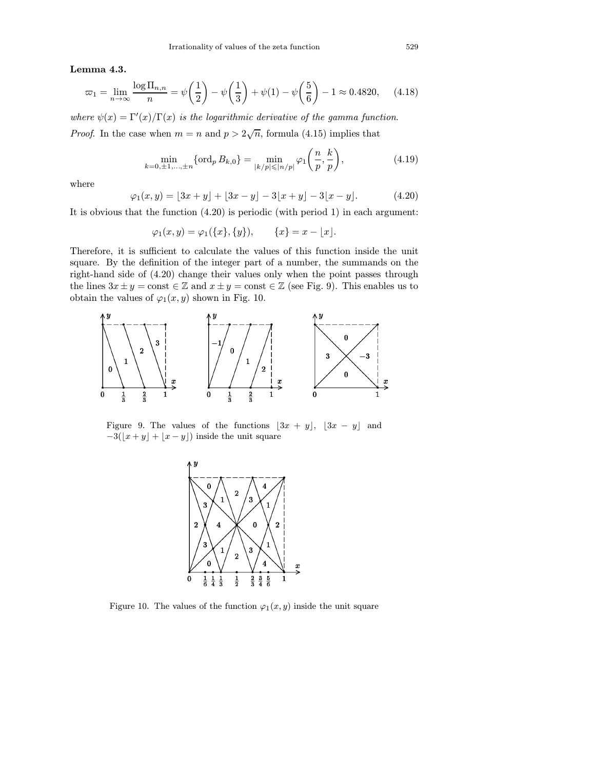**Lemma 4.3.**

$$\varpi_1 = \lim_{n\to\infty} \frac{\log \Pi_{n,n}}{n} = \psi\left(\frac{1}{2}\right) - \psi\left(\frac{1}{3}\right) + \psi(1) - \psi\left(\frac{5}{6}\right) - 1 \approx 0.4820, \tag{4.18}$$

*where $\psi(x) = \Gamma'(x)/\Gamma(x)$ is the logarithmic derivative of the gamma function.*

*Proof.* In the case when $m = n$ and $p > 2\sqrt{n}$, formula (4.15) implies that

$$\min_{k=0,\pm1,\dots,\pm n} \{\operatorname{ord}_p B_{k,0}\} = \min_{|k/p|\leqslant|n/p|} \varphi_1\left(\frac{n}{p}, \frac{k}{p}\right), \tag{4.19}$$

where

$$\varphi_1(x,y) = \lfloor 3x + y \rfloor + \lfloor 3x - y \rfloor - 3\lfloor x + y \rfloor - 3\lfloor x - y \rfloor. \tag{4.20}$$

It is obvious that the function (4.20) is periodic (with period 1) in each argument:

$$\varphi_1(x,y) = \varphi_1(\{x\},\{y\}), \qquad \{x\} = x - \lfloor x \rfloor.$$

Therefore, it is sufficient to calculate the values of this function inside the unit square. By the definition of the integer part of a number, the summands on the right-hand side of (4.20) change their values only when the point passes through the lines $3x \pm y = \text{const} \in \mathbb{Z}$ and $x \pm y = \text{const} \in \mathbb{Z}$ (see Fig. 9). This enables us to obtain the values of $\varphi_1(x,y)$ shown in Fig. 10.

Figure 9. The values of the functions $\lfloor 3x + y \rfloor$, $\lfloor 3x - y \rfloor$ and $-3(\lfloor x + y \rfloor + \lfloor x - y \rfloor)$ inside the unit square

Figure 10. The values of the function $\varphi_1(x,y)$ inside the unit square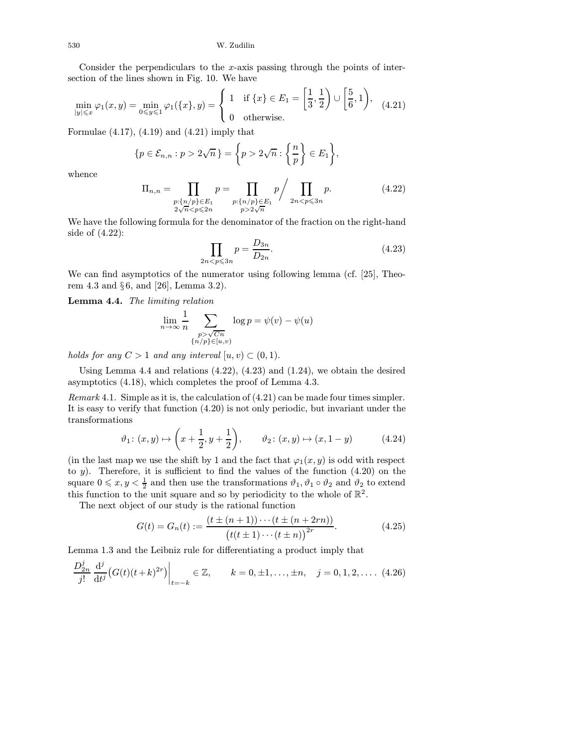Consider the perpendiculars to the $x$-axis passing through the points of intersection of the lines shown in Fig. 10. We have

$$\min_{|y|\leqslant x}\varphi_1(x,y)=\min_{0\leqslant y\leqslant 1}\varphi_1(\{x\},y)=\begin{cases}1 & \text{if } \{x\}\in E_1=\left[\dfrac{1}{3},\dfrac{1}{2}\right)\cup\left[\dfrac{5}{6},1\right),\\[2mm] 0 & \text{otherwise.}\end{cases}\tag{4.21}$$

Formulae (4.17), (4.19) and (4.21) imply that

$$\{p\in\mathcal{E}_{n,n}:p>2\sqrt{n}\,\}=\left\{p>2\sqrt{n}:\left\{\frac{n}{p}\right\}\in E_1\right\},$$

whence

$$\Pi_{n,n}=\prod_{\substack{p:\{n/p\}\in E_1\\ 2\sqrt{n}<p\leqslant 2n}}p=\prod_{\substack{p:\{n/p\}\in E_1\\ p>2\sqrt{n}}}p\Bigg/\prod_{2n<p\leqslant 3n}p.\tag{4.22}$$

We have the following formula for the denominator of the fraction on the right-hand side of (4.22):

$$\prod_{2n<p\leqslant 3n}p=\frac{D_{3n}}{D_{2n}}.\tag{4.23}$$

We can find asymptotics of the numerator using following lemma (cf. [25], Theorem 4.3 and § 6, and [26], Lemma 3.2).

**Lemma 4.4.** *The limiting relation*

$$\lim_{n\to\infty}\frac{1}{n}\sum_{\substack{p>\sqrt{Cn}\\ \{n/p\}\in[u,v)}}\log p=\psi(v)-\psi(u)$$

*holds for any $C>1$ and any interval $[u,v)\subset(0,1)$.*

Using Lemma 4.4 and relations (4.22), (4.23) and (1.24), we obtain the desired asymptotics (4.18), which completes the proof of Lemma 4.3.

*Remark* 4.1. Simple as it is, the calculation of (4.21) can be made four times simpler. It is easy to verify that function (4.20) is not only periodic, but invariant under the transformations

$$\vartheta_1\colon(x,y)\mapsto\left(x+\frac{1}{2},y+\frac{1}{2}\right),\qquad \vartheta_2\colon(x,y)\mapsto(x,1-y)\tag{4.24}$$

(in the last map we use the shift by 1 and the fact that $\varphi_1(x,y)$ is odd with respect to $y$). Therefore, it is sufficient to find the values of the function (4.20) on the square $0\leqslant x,y<\frac{1}{2}$ and then use the transformations $\vartheta_1$, $\vartheta_1\circ\vartheta_2$ and $\vartheta_2$ to extend this function to the unit square and so by periodicity to the whole of $\mathbb{R}^2$.

The next object of our study is the rational function

$$G(t)=G_n(t):=\frac{(t\pm(n+1))\cdots(t\pm(n+2rn))}{\big(t(t\pm 1)\cdots(t\pm n)\big)^{2r}}.\tag{4.25}$$

Lemma 1.3 and the Leibniz rule for differentiating a product imply that

$$\frac{D_{2n}^j}{j!}\,\frac{\mathrm{d}^j}{\mathrm{d}t^j}\big(G(t)(t+k)^{2r}\big)\bigg|_{t=-k}\in\mathbb{Z},\qquad k=0,\pm1,\dots,\pm n,\quad j=0,1,2,\dots.\tag{4.26}$$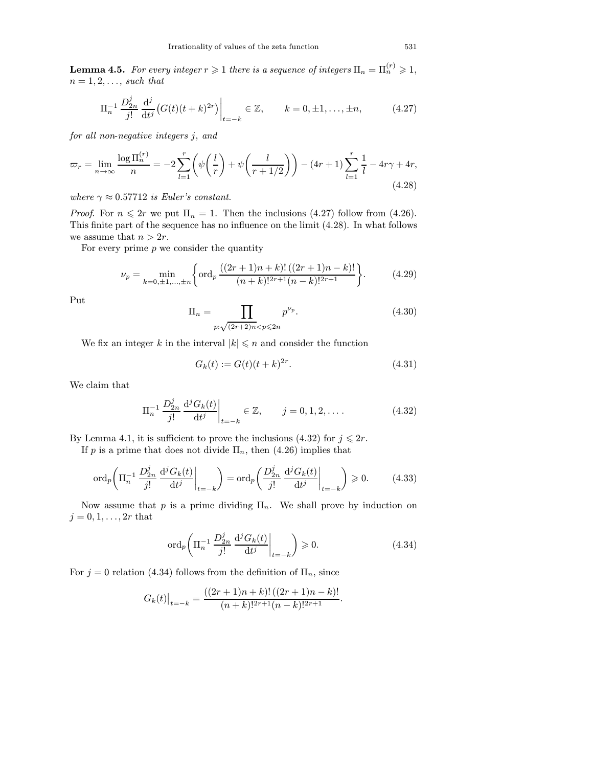**Lemma 4.5.** *For every integer $r \geqslant 1$ there is a sequence of integers $\Pi_n = \Pi_n^{(r)} \geqslant 1$, $n = 1, 2, \dots$, such that*

$$\Pi_n^{-1} \frac{D_{2n}^j}{j!} \frac{\mathrm{d}^j}{\mathrm{d}t^j} \big(G(t)(t+k)^{2r}\big)\bigg|_{t=-k} \in \mathbb{Z}, \qquad k = 0, \pm 1, \dots, \pm n, \tag{4.27}$$

*for all non-negative integers $j$, and*

$$\varpi_r = \lim_{n\to\infty} \frac{\log \Pi_n^{(r)}}{n} = -2\sum_{l=1}^{r}\bigg(\psi\bigg(\frac{l}{r}\bigg) + \psi\bigg(\frac{l}{r+1/2}\bigg)\bigg) - (4r+1)\sum_{l=1}^{r}\frac{1}{l} - 4r\gamma + 4r, \tag{4.28}$$

*where $\gamma \approx 0.57712$ is Euler's constant.*

*Proof.* For $n \leqslant 2r$ we put $\Pi_n = 1$. Then the inclusions (4.27) follow from (4.26). This finite part of the sequence has no influence on the limit (4.28). In what follows we assume that $n > 2r$.

For every prime $p$ we consider the quantity

$$\nu_p = \min_{k=0,\pm 1,\dots,\pm n} \bigg\{ \operatorname{ord}_p \frac{((2r+1)n+k)!\,((2r+1)n-k)!}{(n+k)!^{2r+1}(n-k)!^{2r+1}} \bigg\}. \tag{4.29}$$

Put

$$\Pi_n = \prod_{p:\sqrt{(2r+2)n} < p \leqslant 2n} p^{\nu_p}. \tag{4.30}$$

We fix an integer $k$ in the interval $|k| \leqslant n$ and consider the function

$$G_k(t) := G(t)(t+k)^{2r}. \tag{4.31}$$

We claim that

$$\Pi_n^{-1} \frac{D_{2n}^j}{j!} \frac{\mathrm{d}^j G_k(t)}{\mathrm{d}t^j}\bigg|_{t=-k} \in \mathbb{Z}, \qquad j = 0, 1, 2, \dots. \tag{4.32}$$

By Lemma 4.1, it is sufficient to prove the inclusions (4.32) for $j \leqslant 2r$.

If $p$ is a prime that does not divide $\Pi_n$, then (4.26) implies that

$$\operatorname{ord}_p\bigg(\Pi_n^{-1} \frac{D_{2n}^j}{j!} \frac{\mathrm{d}^j G_k(t)}{\mathrm{d}t^j}\bigg|_{t=-k}\bigg) = \operatorname{ord}_p\bigg(\frac{D_{2n}^j}{j!} \frac{\mathrm{d}^j G_k(t)}{\mathrm{d}t^j}\bigg|_{t=-k}\bigg) \geqslant 0. \tag{4.33}$$

Now assume that $p$ is a prime dividing $\Pi_n$. We shall prove by induction on $j = 0, 1, \dots, 2r$ that

$$\operatorname{ord}_p\bigg(\Pi_n^{-1} \frac{D_{2n}^j}{j!} \frac{\mathrm{d}^j G_k(t)}{\mathrm{d}t^j}\bigg|_{t=-k}\bigg) \geqslant 0. \tag{4.34}$$

For $j = 0$ relation (4.34) follows from the definition of $\Pi_n$, since

$$G_k(t)\big|_{t=-k} = \frac{((2r+1)n+k)!\,((2r+1)n-k)!}{(n+k)!^{2r+1}(n-k)!^{2r+1}}.$$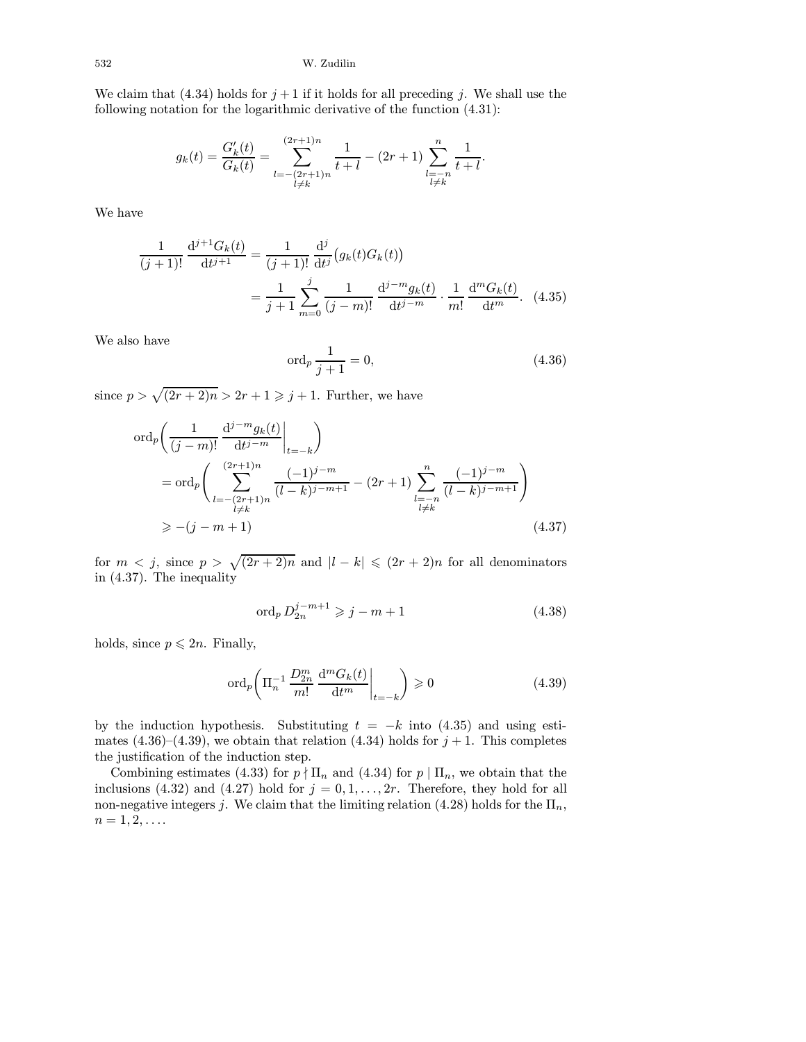We claim that (4.34) holds for $j+1$ if it holds for all preceding $j$. We shall use the following notation for the logarithmic derivative of the function (4.31):

$$g_k(t) = \frac{G_k'(t)}{G_k(t)} = \sum_{\substack{l=-(2r+1)n \\ l\neq k}}^{(2r+1)n} \frac{1}{t+l} - (2r+1)\sum_{\substack{l=-n \\ l\neq k}}^{n} \frac{1}{t+l}.$$

We have

$$\begin{aligned}
\frac{1}{(j+1)!}\,\frac{\mathrm{d}^{j+1}G_k(t)}{\mathrm{d}t^{j+1}} &= \frac{1}{(j+1)!}\,\frac{\mathrm{d}^j}{\mathrm{d}t^j}\bigl(g_k(t)G_k(t)\bigr) \\
&= \frac{1}{j+1}\sum_{m=0}^{j}\frac{1}{(j-m)!}\,\frac{\mathrm{d}^{j-m}g_k(t)}{\mathrm{d}t^{j-m}}\cdot\frac{1}{m!}\,\frac{\mathrm{d}^m G_k(t)}{\mathrm{d}t^m}. \qquad (4.35)
\end{aligned}$$

We also have

$$\operatorname{ord}_p \frac{1}{j+1} = 0, \qquad (4.36)$$

since $p > \sqrt{(2r+2)n} > 2r+1 \geqslant j+1$. Further, we have

$$\begin{aligned}
&\operatorname{ord}_p\biggl(\frac{1}{(j-m)!}\,\frac{\mathrm{d}^{j-m}g_k(t)}{\mathrm{d}t^{j-m}}\bigg|_{t=-k}\biggr) \\
&\quad = \operatorname{ord}_p\biggl(\sum_{\substack{l=-(2r+1)n \\ l\neq k}}^{(2r+1)n}\frac{(-1)^{j-m}}{(l-k)^{j-m+1}} - (2r+1)\sum_{\substack{l=-n \\ l\neq k}}^{n}\frac{(-1)^{j-m}}{(l-k)^{j-m+1}}\biggr) \\
&\quad \geqslant -(j-m+1) \qquad (4.37)
\end{aligned}$$

for $m < j$, since $p > \sqrt{(2r+2)n}$ and $|l-k| \leqslant (2r+2)n$ for all denominators in (4.37). The inequality

$$\operatorname{ord}_p D_{2n}^{j-m+1} \geqslant j-m+1 \qquad (4.38)$$

holds, since $p \leqslant 2n$. Finally,

$$\operatorname{ord}_p\biggl(\Pi_n^{-1}\,\frac{D_{2n}^m}{m!}\,\frac{\mathrm{d}^m G_k(t)}{\mathrm{d}t^m}\bigg|_{t=-k}\biggr) \geqslant 0 \qquad (4.39)$$

by the induction hypothesis. Substituting $t=-k$ into (4.35) and using estimates (4.36)–(4.39), we obtain that relation (4.34) holds for $j+1$. This completes the justification of the induction step.

Combining estimates (4.33) for $p \nmid \Pi_n$ and (4.34) for $p \mid \Pi_n$, we obtain that the inclusions (4.32) and (4.27) hold for $j = 0, 1, \dots, 2r$. Therefore, they hold for all non-negative integers $j$. We claim that the limiting relation (4.28) holds for the $\Pi_n$, $n = 1, 2, \dots$.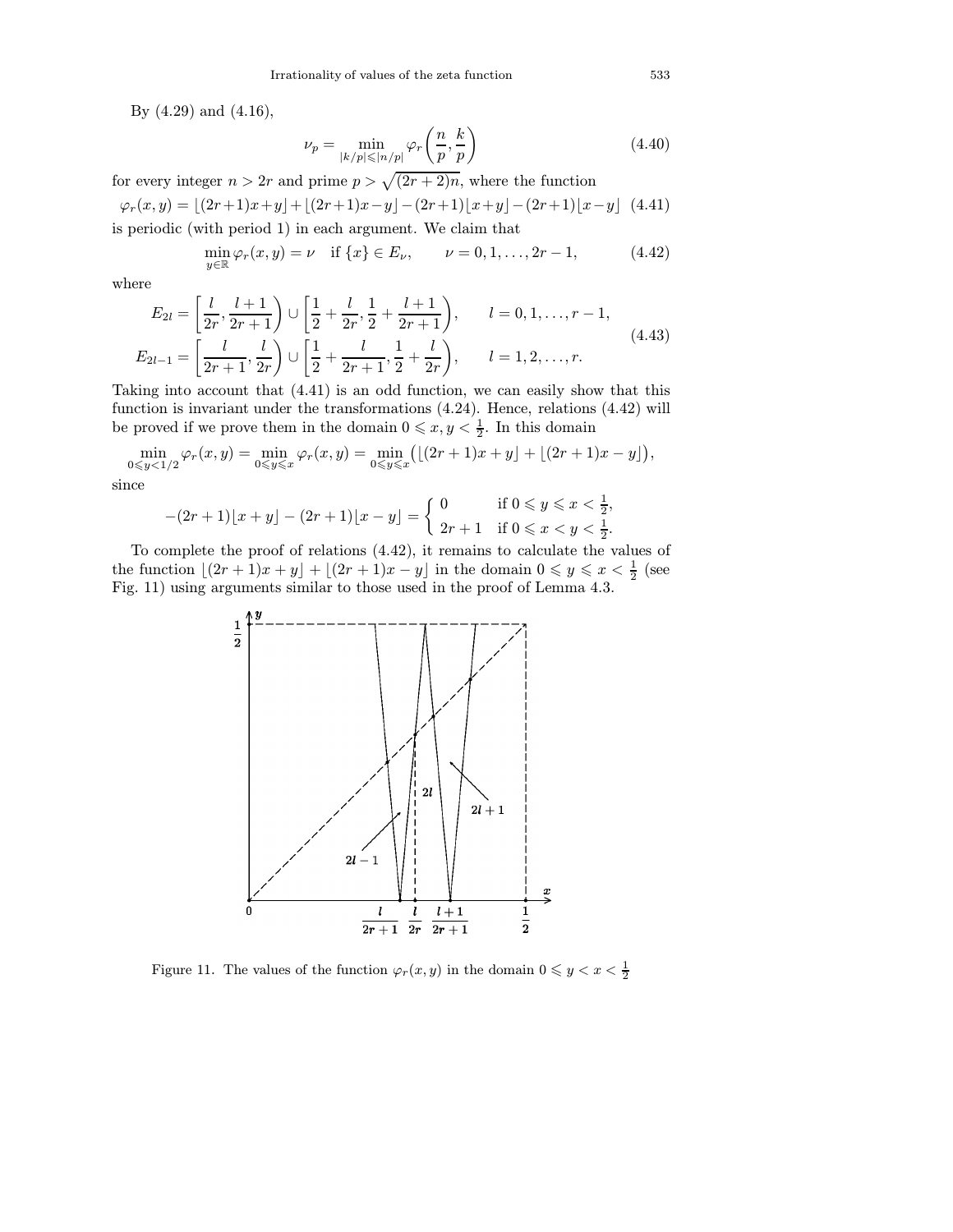By (4.29) and (4.16),

$$\nu_p = \min_{|k/p| \leqslant \lfloor n/p \rfloor} \varphi_r\left(\frac{n}{p}, \frac{k}{p}\right) \tag{4.40}$$

for every integer $n > 2r$ and prime $p > \sqrt{(2r+2)n}$, where the function

$$\varphi_r(x,y) = \lfloor (2r+1)x+y \rfloor + \lfloor (2r+1)x-y \rfloor - (2r+1)\lfloor x+y \rfloor - (2r+1)\lfloor x-y \rfloor \tag{4.41}$$

is periodic (with period 1) in each argument. We claim that

$$\min_{y \in \mathbb{R}} \varphi_r(x,y) = \nu \quad \text{if } \{x\} \in E_\nu, \qquad \nu = 0, 1, \dots, 2r-1, \tag{4.42}$$

where

$$\begin{aligned} E_{2l} &= \left[\frac{l}{2r}, \frac{l+1}{2r+1}\right) \cup \left[\frac{1}{2} + \frac{l}{2r}, \frac{1}{2} + \frac{l+1}{2r+1}\right), \qquad l = 0, 1, \dots, r-1, \\ E_{2l-1} &= \left[\frac{l}{2r+1}, \frac{l}{2r}\right) \cup \left[\frac{1}{2} + \frac{l}{2r+1}, \frac{1}{2} + \frac{l}{2r}\right), \qquad l = 1, 2, \dots, r. \end{aligned} \tag{4.43}$$

Taking into account that (4.41) is an odd function, we can easily show that this function is invariant under the transformations (4.24). Hence, relations (4.42) will be proved if we prove them in the domain $0 \leqslant x, y < \frac{1}{2}$. In this domain

$$\min_{0 \leqslant y < 1/2} \varphi_r(x,y) = \min_{0 \leqslant y \leqslant x} \varphi_r(x,y) = \min_{0 \leqslant y \leqslant x} \bigl(\lfloor (2r+1)x+y \rfloor + \lfloor (2r+1)x-y \rfloor\bigr),$$

since

$$-(2r+1)\lfloor x+y \rfloor - (2r+1)\lfloor x-y \rfloor = \begin{cases} 0 & \text{if } 0 \leqslant y \leqslant x < \frac{1}{2}, \\ 2r+1 & \text{if } 0 \leqslant x < y < \frac{1}{2}. \end{cases}$$

To complete the proof of relations (4.42), it remains to calculate the values of the function $\lfloor (2r+1)x+y \rfloor + \lfloor (2r+1)x-y \rfloor$ in the domain $0 \leqslant y \leqslant x < \frac{1}{2}$ (see Fig. 11) using arguments similar to those used in the proof of Lemma 4.3.

Figure 11. The values of the function $\varphi_r(x,y)$ in the domain $0 \leqslant y < x < \frac{1}{2}$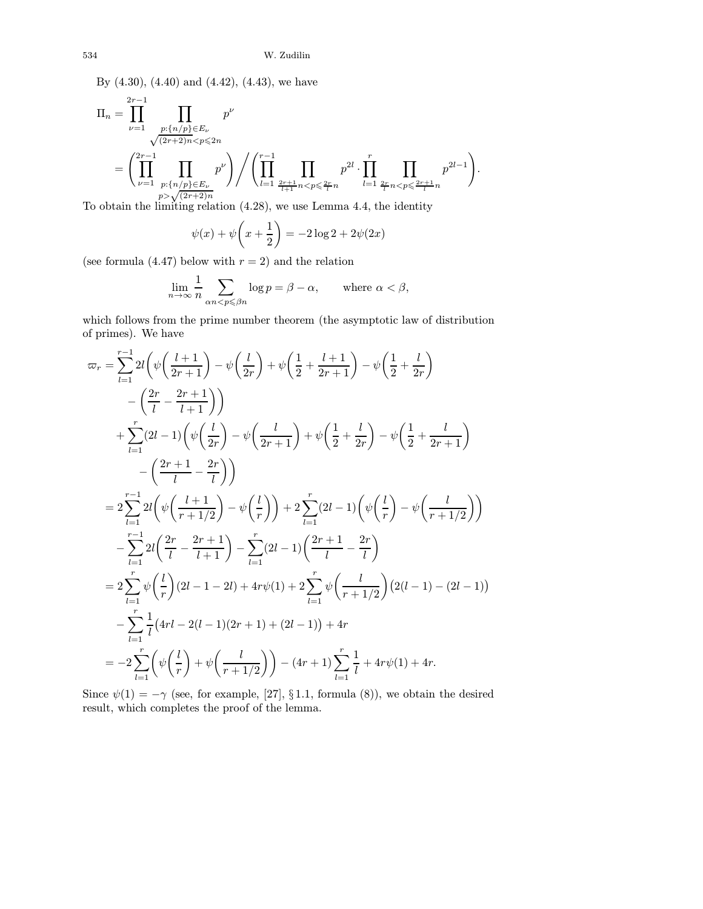By (4.30), (4.40) and (4.42), (4.43), we have

$$
\begin{aligned}
\Pi_n &= \prod_{\nu=1}^{2r-1} \prod_{\substack{p:\{n/p\}\in E_\nu \\ \sqrt{(2r+2)n}<p\leqslant 2n}} p^\nu \\
&= \Biggl(\prod_{\nu=1}^{2r-1} \prod_{\substack{p:\{n/p\}\in E_\nu \\ p>\sqrt{(2r+2)n}}} p^\nu\Biggr) \Bigg/ \Biggl(\prod_{l=1}^{r-1} \prod_{\frac{2r+1}{l+1}n<p\leqslant\frac{2r}{l}n} p^{2l} \cdot \prod_{l=1}^{r} \prod_{\frac{2r}{l}n<p\leqslant\frac{2r+1}{l}n} p^{2l-1}\Biggr).
\end{aligned}
$$

To obtain the limiting relation (4.28), we use Lemma 4.4, the identity

$$
\psi(x) + \psi\biggl(x+\frac{1}{2}\biggr) = -2\log 2 + 2\psi(2x)
$$

(see formula (4.47) below with $r=2$) and the relation

$$
\lim_{n\to\infty} \frac{1}{n} \sum_{\alpha n<p\leqslant\beta n} \log p = \beta - \alpha, \qquad \text{where } \alpha<\beta,
$$

which follows from the prime number theorem (the asymptotic law of distribution of primes). We have

$$
\begin{aligned}
\varpi_r &= \sum_{l=1}^{r-1} 2l\biggl(\psi\biggl(\frac{l+1}{2r+1}\biggr) - \psi\biggl(\frac{l}{2r}\biggr) + \psi\biggl(\frac{1}{2}+\frac{l+1}{2r+1}\biggr) - \psi\biggl(\frac{1}{2}+\frac{l}{2r}\biggr) \\
&\qquad - \biggl(\frac{2r}{l} - \frac{2r+1}{l+1}\biggr)\biggr) \\
&\quad + \sum_{l=1}^{r} (2l-1)\biggl(\psi\biggl(\frac{l}{2r}\biggr) - \psi\biggl(\frac{l}{2r+1}\biggr) + \psi\biggl(\frac{1}{2}+\frac{l}{2r}\biggr) - \psi\biggl(\frac{1}{2}+\frac{l}{2r+1}\biggr) \\
&\qquad - \biggl(\frac{2r+1}{l} - \frac{2r}{l}\biggr)\biggr) \\
&= 2\sum_{l=1}^{r-1} 2l\biggl(\psi\biggl(\frac{l+1}{r+1/2}\biggr) - \psi\biggl(\frac{l}{r}\biggr)\biggr) + 2\sum_{l=1}^{r} (2l-1)\biggl(\psi\biggl(\frac{l}{r}\biggr) - \psi\biggl(\frac{l}{r+1/2}\biggr)\biggr) \\
&\quad - \sum_{l=1}^{r-1} 2l\biggl(\frac{2r}{l} - \frac{2r+1}{l+1}\biggr) - \sum_{l=1}^{r} (2l-1)\biggl(\frac{2r+1}{l} - \frac{2r}{l}\biggr) \\
&= 2\sum_{l=1}^{r} \psi\biggl(\frac{l}{r}\biggr)(2l-1-2l) + 4r\psi(1) + 2\sum_{l=1}^{r} \psi\biggl(\frac{l}{r+1/2}\biggr)\bigl(2(l-1)-(2l-1)\bigr) \\
&\quad - \sum_{l=1}^{r} \frac{1}{l}\bigl(4rl - 2(l-1)(2r+1) + (2l-1)\bigr) + 4r \\
&= -2\sum_{l=1}^{r} \biggl(\psi\biggl(\frac{l}{r}\biggr) + \psi\biggl(\frac{l}{r+1/2}\biggr)\biggr) - (4r+1)\sum_{l=1}^{r} \frac{1}{l} + 4r\psi(1) + 4r.
\end{aligned}
$$

Since $\psi(1) = -\gamma$ (see, for example, [27], § 1.1, formula (8)), we obtain the desired result, which completes the proof of the lemma.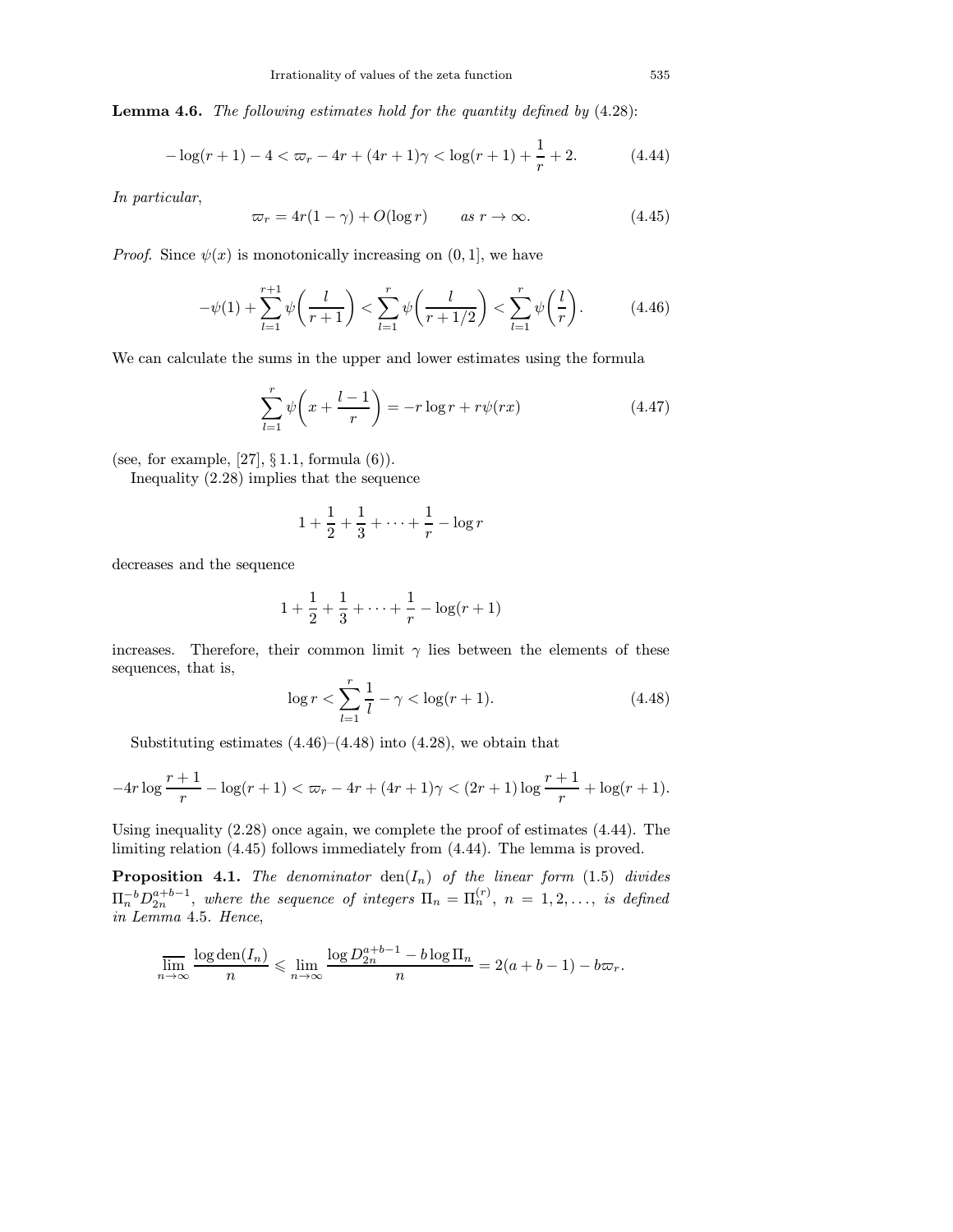**Lemma 4.6.** *The following estimates hold for the quantity defined by* (4.28)*:*

$$-\log(r+1)-4<\varpi_r-4r+(4r+1)\gamma<\log(r+1)+\frac{1}{r}+2. \tag{4.44}$$

*In particular,*

$$\varpi_r=4r(1-\gamma)+O(\log r) \qquad \text{as } r\to\infty. \tag{4.45}$$

*Proof.* Since $\psi(x)$ is monotonically increasing on $(0,1]$, we have

$$-\psi(1)+\sum_{l=1}^{r+1}\psi\biggl(\frac{l}{r+1}\biggr)<\sum_{l=1}^{r}\psi\biggl(\frac{l}{r+1/2}\biggr)<\sum_{l=1}^{r}\psi\biggl(\frac{l}{r}\biggr). \tag{4.46}$$

We can calculate the sums in the upper and lower estimates using the formula

$$\sum_{l=1}^{r}\psi\biggl(x+\frac{l-1}{r}\biggr)=-r\log r+r\psi(rx) \tag{4.47}$$

(see, for example, [27], § 1.1, formula (6)).

Inequality (2.28) implies that the sequence

$$1+\frac{1}{2}+\frac{1}{3}+\dots+\frac{1}{r}-\log r$$

decreases and the sequence

$$1+\frac{1}{2}+\frac{1}{3}+\dots+\frac{1}{r}-\log(r+1)$$

increases. Therefore, their common limit $\gamma$ lies between the elements of these sequences, that is,

$$\log r<\sum_{l=1}^{r}\frac{1}{l}-\gamma<\log(r+1). \tag{4.48}$$

Substituting estimates (4.46)–(4.48) into (4.28), we obtain that

$$-4r\log\frac{r+1}{r}-\log(r+1)<\varpi_r-4r+(4r+1)\gamma<(2r+1)\log\frac{r+1}{r}+\log(r+1).$$

Using inequality (2.28) once again, we complete the proof of estimates (4.44). The limiting relation (4.45) follows immediately from (4.44). The lemma is proved.

**Proposition 4.1.** *The denominator* $\operatorname{den}(I_n)$ *of the linear form* (1.5) *divides* $\Pi_n^{-b}D_{2n}^{a+b-1}$*, where the sequence of integers* $\Pi_n=\Pi_n^{(r)}$*,* $n=1,2,\dots$*, is defined in Lemma* 4.5*. Hence,*

$$\varlimsup_{n\to\infty}\frac{\log\operatorname{den}(I_n)}{n}\leqslant\lim_{n\to\infty}\frac{\log D_{2n}^{a+b-1}-b\log\Pi_n}{n}=2(a+b-1)-b\varpi_r.$$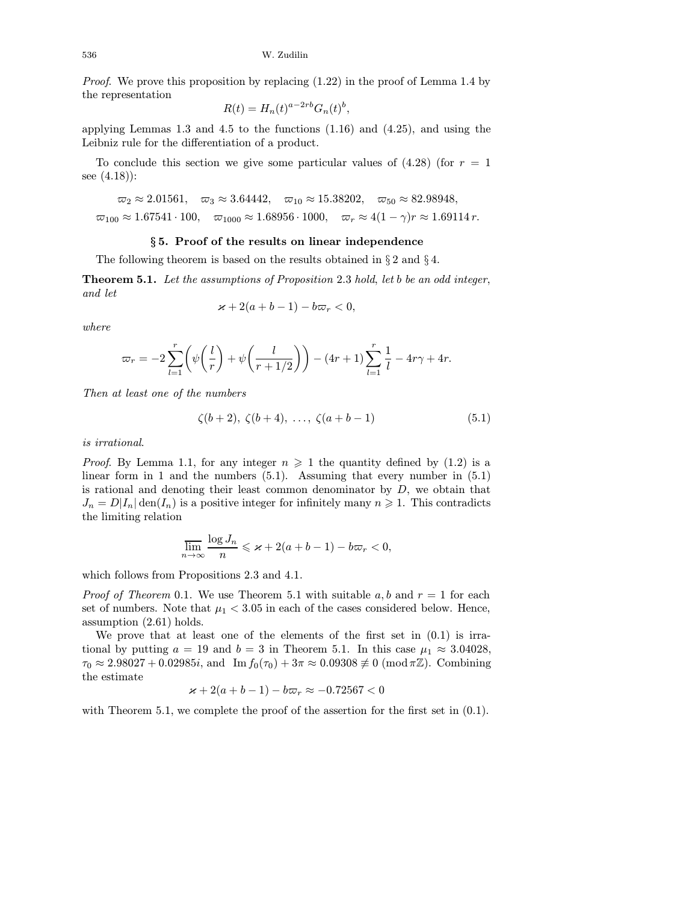*Proof.* We prove this proposition by replacing (1.22) in the proof of Lemma 1.4 by the representation

$$R(t) = H_n(t)^{a-2rb} G_n(t)^b,$$

applying Lemmas 1.3 and 4.5 to the functions (1.16) and (4.25), and using the Leibniz rule for the differentiation of a product.

To conclude this section we give some particular values of (4.28) (for $r = 1$ see (4.18)):

$$\varpi_2 \approx 2.01561, \quad \varpi_3 \approx 3.64442, \quad \varpi_{10} \approx 15.38202, \quad \varpi_{50} \approx 82.98948,$$
$$\varpi_{100} \approx 1.67541 \cdot 100, \quad \varpi_{1000} \approx 1.68956 \cdot 1000, \quad \varpi_r \approx 4(1-\gamma)r \approx 1.69114\, r.$$

## § 5. Proof of the results on linear independence

The following theorem is based on the results obtained in § 2 and § 4.

**Theorem 5.1.** *Let the assumptions of Proposition* 2.3 *hold, let $b$ be an odd integer, and let*

$$\varkappa + 2(a+b-1) - b\varpi_r < 0,$$

*where*

$$\varpi_r = -2\sum_{l=1}^{r}\left(\psi\left(\frac{l}{r}\right) + \psi\left(\frac{l}{r+1/2}\right)\right) - (4r+1)\sum_{l=1}^{r}\frac{1}{l} - 4r\gamma + 4r.$$

*Then at least one of the numbers*

$$\zeta(b+2),\ \zeta(b+4),\ \dots,\ \zeta(a+b-1) \tag{5.1}$$

*is irrational.*

*Proof.* By Lemma 1.1, for any integer $n \geqslant 1$ the quantity defined by (1.2) is a linear form in 1 and the numbers (5.1). Assuming that every number in (5.1) is rational and denoting their least common denominator by $D$, we obtain that $J_n = D|I_n|\operatorname{den}(I_n)$ is a positive integer for infinitely many $n \geqslant 1$. This contradicts the limiting relation

$$\varlimsup_{n\to\infty}\frac{\log J_n}{n} \leqslant \varkappa + 2(a+b-1) - b\varpi_r < 0,$$

which follows from Propositions 2.3 and 4.1.

*Proof of Theorem* 0.1. We use Theorem 5.1 with suitable $a, b$ and $r = 1$ for each set of numbers. Note that $\mu_1 < 3.05$ in each of the cases considered below. Hence, assumption (2.61) holds.

We prove that at least one of the elements of the first set in (0.1) is irrational by putting $a = 19$ and $b = 3$ in Theorem 5.1. In this case $\mu_1 \approx 3.04028$, $\tau_0 \approx 2.98027 + 0.02985i$, and $\operatorname{Im} f_0(\tau_0) + 3\pi \approx 0.09308 \not\equiv 0 \pmod{\pi\mathbb{Z}}$. Combining the estimate

$$\varkappa + 2(a+b-1) - b\varpi_r \approx -0.72567 < 0$$

with Theorem 5.1, we complete the proof of the assertion for the first set in (0.1).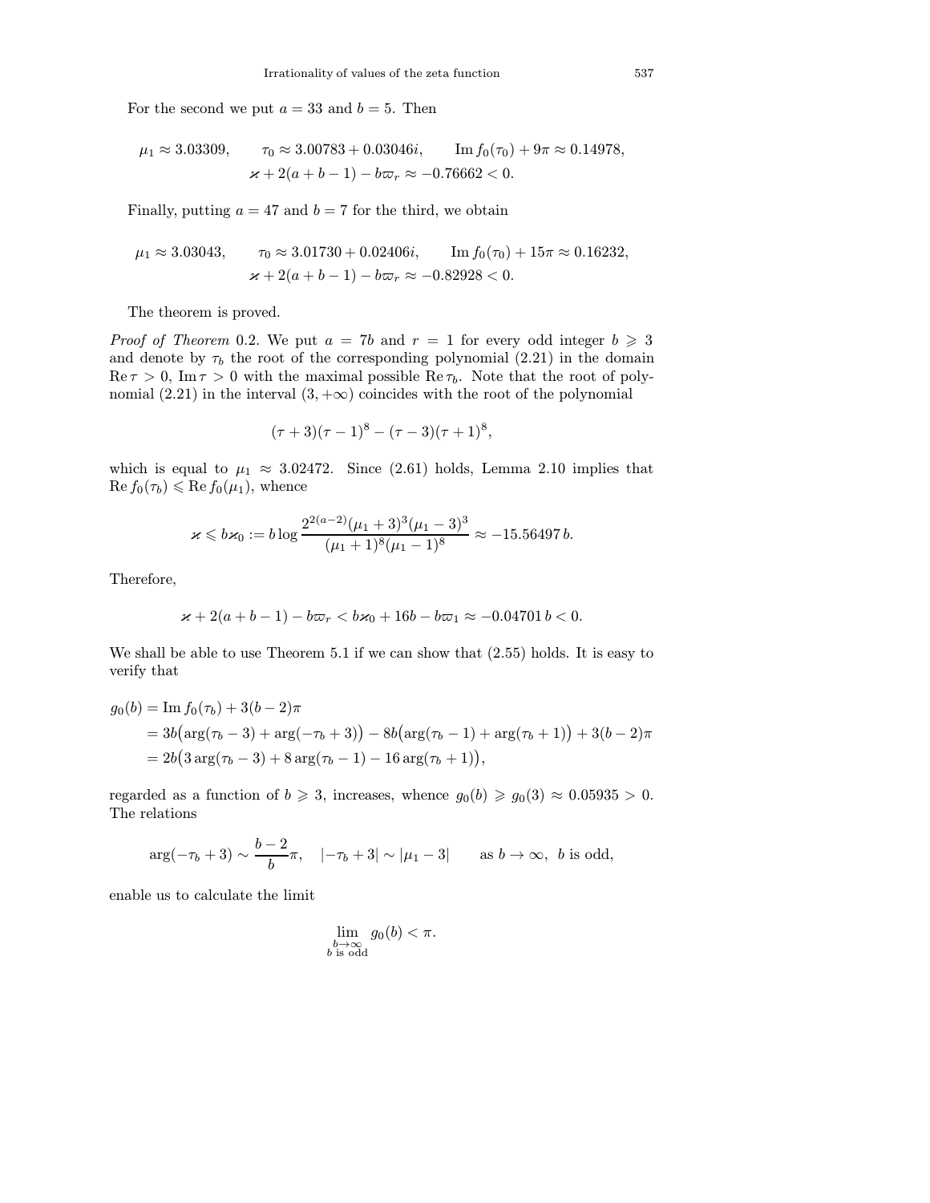For the second we put $a = 33$ and $b = 5$. Then

$$\mu_1 \approx 3.03309, \qquad \tau_0 \approx 3.00783 + 0.03046i, \qquad \operatorname{Im} f_0(\tau_0) + 9\pi \approx 0.14978,$$
$$\varkappa + 2(a+b-1) - b\varpi_r \approx -0.76662 < 0.$$

Finally, putting $a = 47$ and $b = 7$ for the third, we obtain

$$\mu_1 \approx 3.03043, \qquad \tau_0 \approx 3.01730 + 0.02406i, \qquad \operatorname{Im} f_0(\tau_0) + 15\pi \approx 0.16232,$$
$$\varkappa + 2(a+b-1) - b\varpi_r \approx -0.82928 < 0.$$

The theorem is proved.

*Proof of Theorem* 0.2. We put $a = 7b$ and $r = 1$ for every odd integer $b \geqslant 3$ and denote by $\tau_b$ the root of the corresponding polynomial (2.21) in the domain $\operatorname{Re}\tau > 0$, $\operatorname{Im}\tau > 0$ with the maximal possible $\operatorname{Re}\tau_b$. Note that the root of polynomial (2.21) in the interval $(3, +\infty)$ coincides with the root of the polynomial

$$(\tau+3)(\tau-1)^8 - (\tau-3)(\tau+1)^8,$$

which is equal to $\mu_1 \approx 3.02472$. Since (2.61) holds, Lemma 2.10 implies that $\operatorname{Re} f_0(\tau_b) \leqslant \operatorname{Re} f_0(\mu_1)$, whence

$$\varkappa \leqslant b\varkappa_0 := b \log \frac{2^{2(a-2)}(\mu_1+3)^3(\mu_1-3)^3}{(\mu_1+1)^8(\mu_1-1)^8} \approx -15.56497\, b.$$

Therefore,

$$\varkappa + 2(a+b-1) - b\varpi_r < b\varkappa_0 + 16b - b\varpi_1 \approx -0.04701\, b < 0.$$

We shall be able to use Theorem 5.1 if we can show that (2.55) holds. It is easy to verify that

$$\begin{aligned}
g_0(b) &= \operatorname{Im} f_0(\tau_b) + 3(b-2)\pi \\
&= 3b\big(\arg(\tau_b - 3) + \arg(-\tau_b + 3)\big) - 8b\big(\arg(\tau_b - 1) + \arg(\tau_b + 1)\big) + 3(b-2)\pi \\
&= 2b\big(3\arg(\tau_b - 3) + 8\arg(\tau_b - 1) - 16\arg(\tau_b + 1)\big),
\end{aligned}$$

regarded as a function of $b \geqslant 3$, increases, whence $g_0(b) \geqslant g_0(3) \approx 0.05935 > 0$. The relations

$$\arg(-\tau_b + 3) \sim \frac{b-2}{b}\pi, \quad |-\tau_b + 3| \sim |\mu_1 - 3| \qquad \text{as } b \to \infty,\ b \text{ is odd},$$

enable us to calculate the limit

$$\lim_{\substack{b\to\infty \\ b \text{ is odd}}} g_0(b) < \pi.$$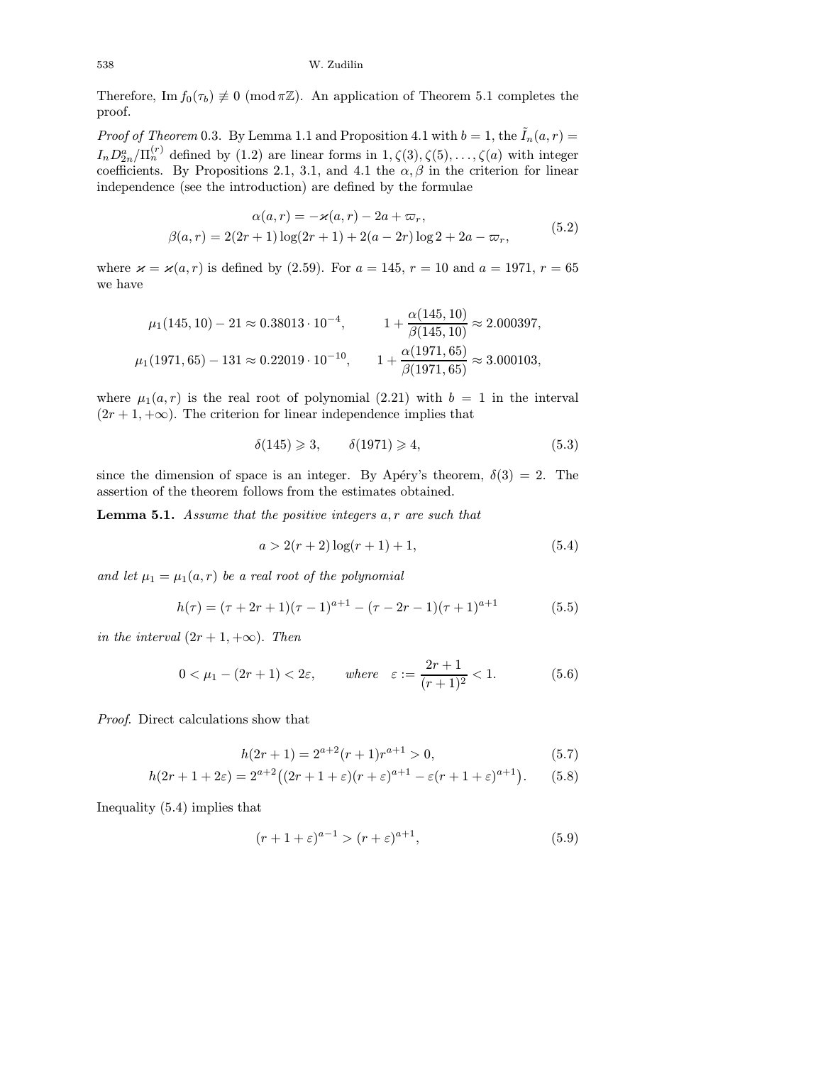Therefore, $\operatorname{Im} f_0(\tau_b) \not\equiv 0 \pmod{\pi\mathbb{Z}}$. An application of Theorem 5.1 completes the proof.

*Proof of Theorem* 0.3. By Lemma 1.1 and Proposition 4.1 with $b=1$, the $\tilde{I}_n(a,r) = I_n D_{2n}^a / \Pi_n^{(r)}$ defined by (1.2) are linear forms in $1, \zeta(3), \zeta(5), \dots, \zeta(a)$ with integer coefficients. By Propositions 2.1, 3.1, and 4.1 the $\alpha, \beta$ in the criterion for linear independence (see the introduction) are defined by the formulae

$$
\begin{aligned}
\alpha(a,r) &= -\varkappa(a,r) - 2a + \varpi_r, \\
\beta(a,r) &= 2(2r+1)\log(2r+1) + 2(a-2r)\log 2 + 2a - \varpi_r,
\end{aligned}
\tag{5.2}
$$

where $\varkappa = \varkappa(a,r)$ is defined by (2.59). For $a=145$, $r=10$ and $a=1971$, $r=65$ we have

$$
\begin{aligned}
\mu_1(145,10) - 21 &\approx 0.38013 \cdot 10^{-4}, & 1 + \frac{\alpha(145,10)}{\beta(145,10)} &\approx 2.000397, \\
\mu_1(1971,65) - 131 &\approx 0.22019 \cdot 10^{-10}, & 1 + \frac{\alpha(1971,65)}{\beta(1971,65)} &\approx 3.000103,
\end{aligned}
$$

where $\mu_1(a,r)$ is the real root of polynomial (2.21) with $b=1$ in the interval $(2r+1, +\infty)$. The criterion for linear independence implies that

$$
\delta(145) \geqslant 3, \qquad \delta(1971) \geqslant 4,
\tag{5.3}
$$

since the dimension of space is an integer. By Apéry's theorem, $\delta(3) = 2$. The assertion of the theorem follows from the estimates obtained.

**Lemma 5.1.** *Assume that the positive integers $a, r$ are such that*

$$
a > 2(r+2)\log(r+1) + 1,
\tag{5.4}
$$

*and let $\mu_1 = \mu_1(a,r)$ be a real root of the polynomial*

$$
h(\tau) = (\tau + 2r + 1)(\tau - 1)^{a+1} - (\tau - 2r - 1)(\tau + 1)^{a+1}
\tag{5.5}
$$

*in the interval $(2r+1, +\infty)$. Then*

$$
0 < \mu_1 - (2r+1) < 2\varepsilon, \qquad \text{where} \quad \varepsilon := \frac{2r+1}{(r+1)^2} < 1.
\tag{5.6}
$$

*Proof.* Direct calculations show that

$$
h(2r+1) = 2^{a+2}(r+1)r^{a+1} > 0,
\tag{5.7}
$$

$$
h(2r+1+2\varepsilon) = 2^{a+2}\big((2r+1+\varepsilon)(r+\varepsilon)^{a+1} - \varepsilon(r+1+\varepsilon)^{a+1}\big).
\tag{5.8}
$$

Inequality (5.4) implies that

$$
(r+1+\varepsilon)^{a-1} > (r+\varepsilon)^{a+1},
\tag{5.9}
$$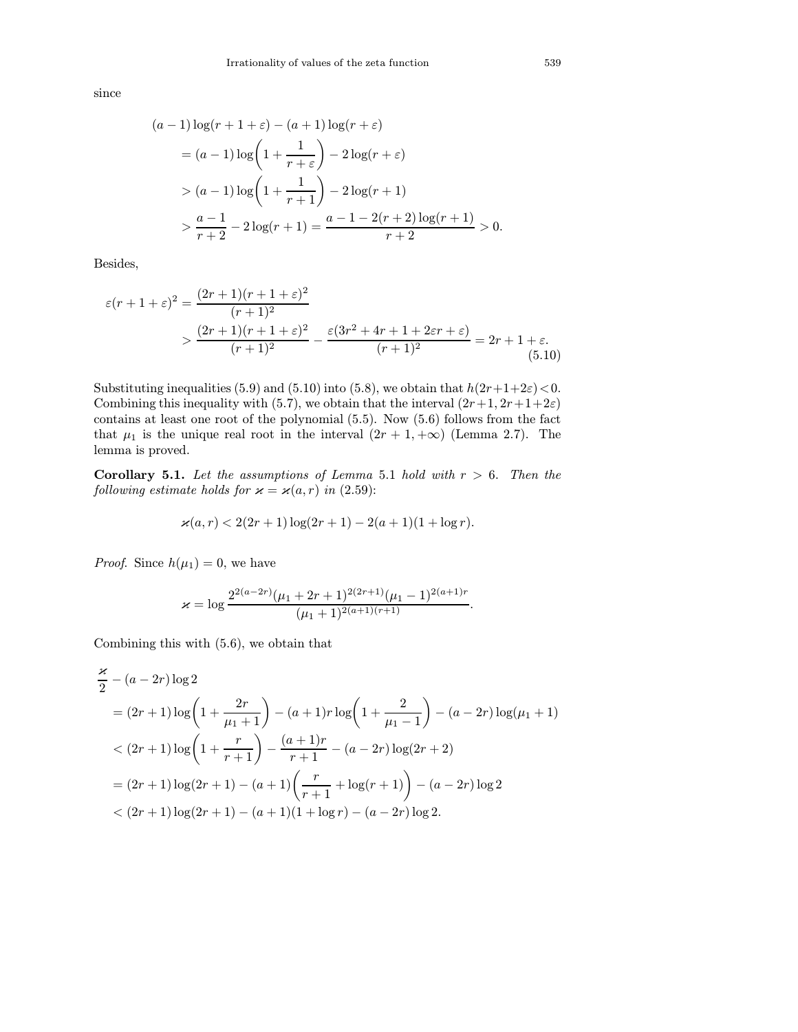since

$$
\begin{aligned}
&(a-1)\log(r+1+\varepsilon)-(a+1)\log(r+\varepsilon)\\
&\quad=(a-1)\log\biggl(1+\frac{1}{r+\varepsilon}\biggr)-2\log(r+\varepsilon)\\
&\quad>(a-1)\log\biggl(1+\frac{1}{r+1}\biggr)-2\log(r+1)\\
&\quad>\frac{a-1}{r+2}-2\log(r+1)=\frac{a-1-2(r+2)\log(r+1)}{r+2}>0.
\end{aligned}
$$

Besides,

$$
\begin{aligned}
\varepsilon(r+1+\varepsilon)^2&=\frac{(2r+1)(r+1+\varepsilon)^2}{(r+1)^2}\\
&>\frac{(2r+1)(r+1+\varepsilon)^2}{(r+1)^2}-\frac{\varepsilon(3r^2+4r+1+2\varepsilon r+\varepsilon)}{(r+1)^2}=2r+1+\varepsilon.
\end{aligned}
\tag{5.10}
$$

Substituting inequalities (5.9) and (5.10) into (5.8), we obtain that $h(2r+1+2\varepsilon)<0$. Combining this inequality with (5.7), we obtain that the interval $(2r+1,2r+1+2\varepsilon)$ contains at least one root of the polynomial (5.5). Now (5.6) follows from the fact that $\mu_1$ is the unique real root in the interval $(2r+1,+\infty)$ (Lemma 2.7). The lemma is proved.

**Corollary 5.1.** *Let the assumptions of Lemma* 5.1 *hold with $r>6$. Then the following estimate holds for $\varkappa=\varkappa(a,r)$ in* (2.59):

$$
\varkappa(a,r)<2(2r+1)\log(2r+1)-2(a+1)(1+\log r).
$$

*Proof.* Since $h(\mu_1)=0$, we have

$$
\varkappa=\log\frac{2^{2(a-2r)}(\mu_1+2r+1)^{2(2r+1)}(\mu_1-1)^{2(a+1)r}}{(\mu_1+1)^{2(a+1)(r+1)}}.
$$

Combining this with (5.6), we obtain that

$$
\begin{aligned}
&\frac{\varkappa}{2}-(a-2r)\log 2\\
&\quad=(2r+1)\log\biggl(1+\frac{2r}{\mu_1+1}\biggr)-(a+1)r\log\biggl(1+\frac{2}{\mu_1-1}\biggr)-(a-2r)\log(\mu_1+1)\\
&\quad<(2r+1)\log\biggl(1+\frac{r}{r+1}\biggr)-\frac{(a+1)r}{r+1}-(a-2r)\log(2r+2)\\
&\quad=(2r+1)\log(2r+1)-(a+1)\biggl(\frac{r}{r+1}+\log(r+1)\biggr)-(a-2r)\log 2\\
&\quad<(2r+1)\log(2r+1)-(a+1)(1+\log r)-(a-2r)\log 2.
\end{aligned}
$$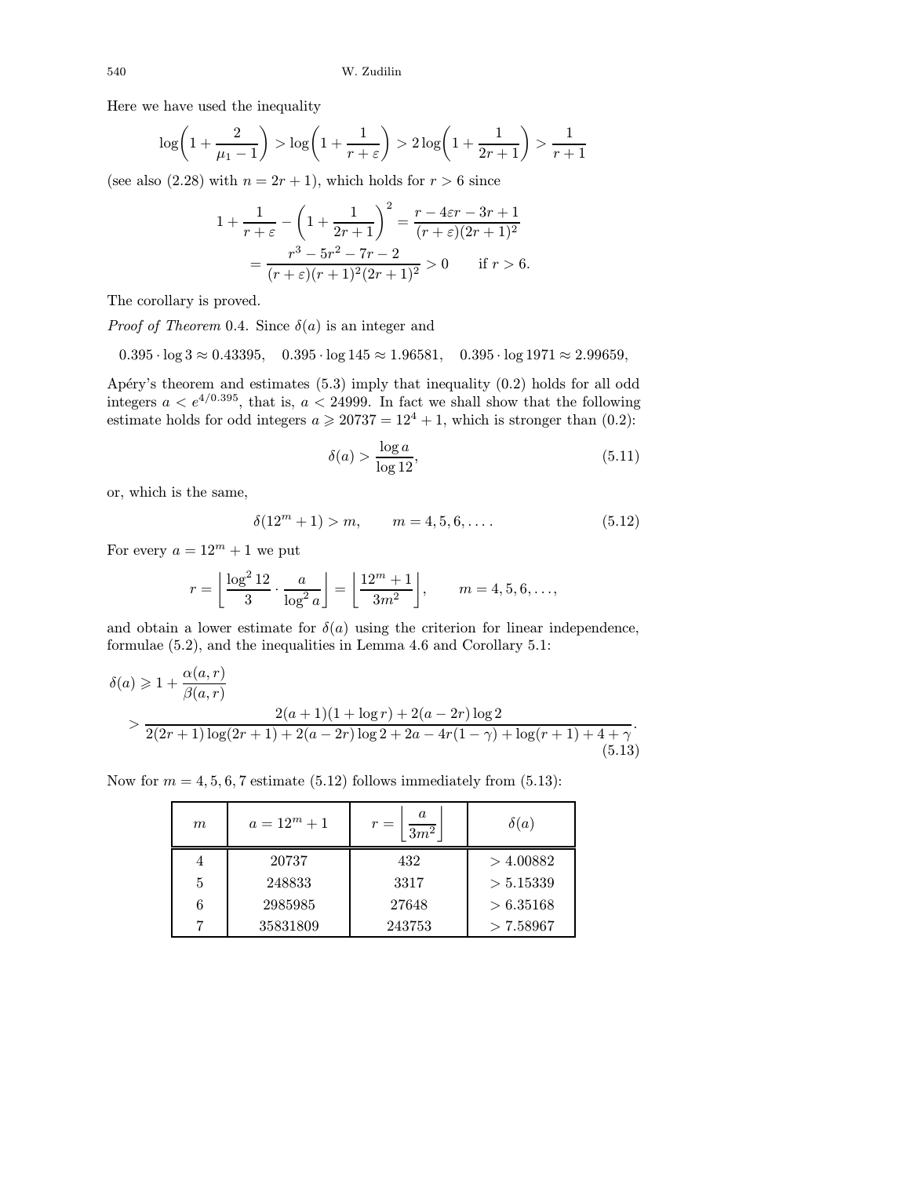Here we have used the inequality

$$\log\left(1+\frac{2}{\mu_1-1}\right) > \log\left(1+\frac{1}{r+\varepsilon}\right) > 2\log\left(1+\frac{1}{2r+1}\right) > \frac{1}{r+1}$$

(see also (2.28) with $n=2r+1$), which holds for $r>6$ since

$$\begin{aligned}1+\frac{1}{r+\varepsilon}-\left(1+\frac{1}{2r+1}\right)^2 &= \frac{r-4\varepsilon r-3r+1}{(r+\varepsilon)(2r+1)^2}\\ &= \frac{r^3-5r^2-7r-2}{(r+\varepsilon)(r+1)^2(2r+1)^2}>0 \qquad \text{if } r>6.\end{aligned}$$

The corollary is proved.

*Proof of Theorem* 0.4. Since $\delta(a)$ is an integer and

$$0.395\cdot\log 3\approx 0.43395,\quad 0.395\cdot\log 145\approx 1.96581,\quad 0.395\cdot\log 1971\approx 2.99659,$$

Apéry's theorem and estimates (5.3) imply that inequality (0.2) holds for all odd integers $a<e^{4/0.395}$, that is, $a<24999$. In fact we shall show that the following estimate holds for odd integers $a\geqslant 20737=12^4+1$, which is stronger than (0.2):

$$\delta(a)>\frac{\log a}{\log 12}, \tag{5.11}$$

or, which is the same,

$$\delta(12^m+1)>m, \qquad m=4,5,6,\dots. \tag{5.12}$$

For every $a=12^m+1$ we put

$$r=\left\lfloor\frac{\log^2 12}{3}\cdot\frac{a}{\log^2 a}\right\rfloor=\left\lfloor\frac{12^m+1}{3m^2}\right\rfloor, \qquad m=4,5,6,\dots,$$

and obtain a lower estimate for $\delta(a)$ using the criterion for linear independence, formulae (5.2), and the inequalities in Lemma 4.6 and Corollary 5.1:

$$\begin{aligned}\delta(a)&\geqslant 1+\frac{\alpha(a,r)}{\beta(a,r)}\\ &>\frac{2(a+1)(1+\log r)+2(a-2r)\log 2}{2(2r+1)\log(2r+1)+2(a-2r)\log 2+2a-4r(1-\gamma)+\log(r+1)+4+\gamma}.\end{aligned} \tag{5.13}$$

Now for $m=4,5,6,7$ estimate (5.12) follows immediately from (5.13):

| $m$ | $a=12^m+1$ | $r=\left\lfloor\dfrac{a}{3m^2}\right\rfloor$ | $\delta(a)$ |
|---|---|---|---|
| 4 | 20737 | 432 | $>4.00882$ |
| 5 | 248833 | 3317 | $>5.15339$ |
| 6 | 2985985 | 27648 | $>6.35168$ |
| 7 | 35831809 | 243753 | $>7.58967$ |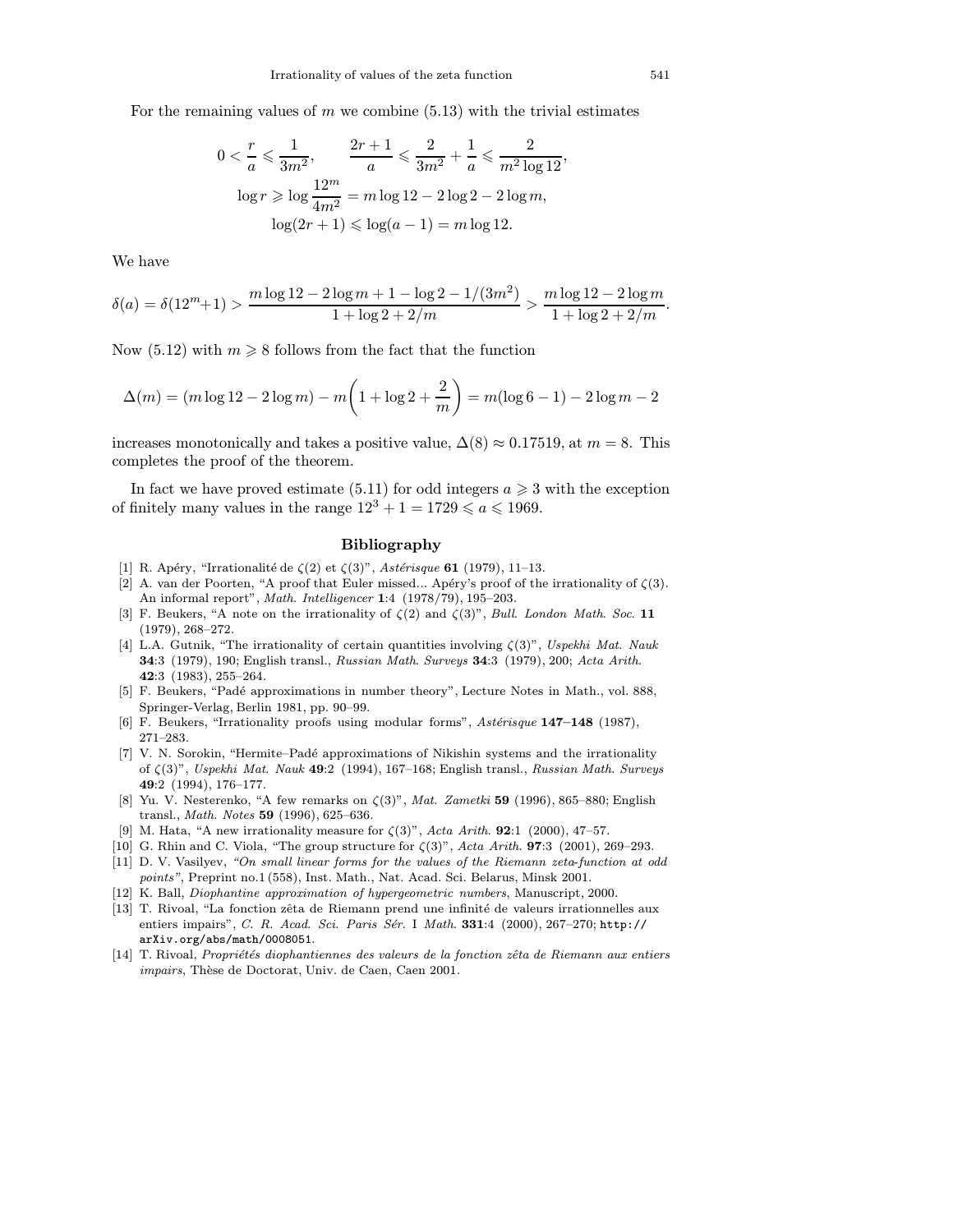For the remaining values of $m$ we combine (5.13) with the trivial estimates

$$0 < \frac{r}{a} \leqslant \frac{1}{3m^2}, \qquad \frac{2r+1}{a} \leqslant \frac{2}{3m^2} + \frac{1}{a} \leqslant \frac{2}{m^2 \log 12},$$
$$\log r \geqslant \log \frac{12^m}{4m^2} = m \log 12 - 2\log 2 - 2\log m,$$
$$\log(2r+1) \leqslant \log(a-1) = m \log 12.$$

We have

$$\delta(a) = \delta(12^m+1) > \frac{m\log 12 - 2\log m + 1 - \log 2 - 1/(3m^2)}{1 + \log 2 + 2/m} > \frac{m \log 12 - 2\log m}{1 + \log 2 + 2/m}.$$

Now (5.12) with $m \geqslant 8$ follows from the fact that the function

$$\Delta(m) = (m\log 12 - 2\log m) - m\biggl(1 + \log 2 + \frac{2}{m}\biggr) = m(\log 6 - 1) - 2\log m - 2$$

increases monotonically and takes a positive value, $\Delta(8) \approx 0.17519$, at $m = 8$. This completes the proof of the theorem.

In fact we have proved estimate (5.11) for odd integers $a \geqslant 3$ with the exception of finitely many values in the range $12^3 + 1 = 1729 \leqslant a \leqslant 1969$.

## Bibliography

[1] R. Apéry, "Irrationalité de $\zeta(2)$ et $\zeta(3)$", *Astérisque* **61** (1979), 11–13.

[2] A. van der Poorten, "A proof that Euler missed... Apéry's proof of the irrationality of $\zeta(3)$. An informal report", *Math. Intelligencer* **1**:4 (1978/79), 195–203.

[3] F. Beukers, "A note on the irrationality of $\zeta(2)$ and $\zeta(3)$", *Bull. London Math. Soc.* **11** (1979), 268–272.

[4] L.A. Gutnik, "The irrationality of certain quantities involving $\zeta(3)$", *Uspekhi Mat. Nauk* **34**:3 (1979), 190; English transl., *Russian Math. Surveys* **34**:3 (1979), 200; *Acta Arith.* **42**:3 (1983), 255–264.

[5] F. Beukers, "Padé approximations in number theory", Lecture Notes in Math., vol. 888, Springer-Verlag, Berlin 1981, pp. 90–99.

[6] F. Beukers, "Irrationality proofs using modular forms", *Astérisque* **147–148** (1987), 271–283.

[7] V. N. Sorokin, "Hermite–Padé approximations of Nikishin systems and the irrationality of $\zeta(3)$", *Uspekhi Mat. Nauk* **49**:2 (1994), 167–168; English transl., *Russian Math. Surveys* **49**:2 (1994), 176–177.

[8] Yu. V. Nesterenko, "A few remarks on $\zeta(3)$", *Mat. Zametki* **59** (1996), 865–880; English transl., *Math. Notes* **59** (1996), 625–636.

[9] M. Hata, "A new irrationality measure for $\zeta(3)$", *Acta Arith.* **92**:1 (2000), 47–57.

[10] G. Rhin and C. Viola, "The group structure for $\zeta(3)$", *Acta Arith.* **97**:3 (2001), 269–293.

[11] D. V. Vasilyev, *"On small linear forms for the values of the Riemann zeta-function at odd points"*, Preprint no.1 (558), Inst. Math., Nat. Acad. Sci. Belarus, Minsk 2001.

[12] K. Ball, *Diophantine approximation of hypergeometric numbers*, Manuscript, 2000.

[13] T. Rivoal, "La fonction zêta de Riemann prend une infinité de valeurs irrationnelles aux entiers impairs", *C. R. Acad. Sci. Paris Sér.* I *Math.* **331**:4 (2000), 267–270; `http://arXiv.org/abs/math/0008051`.

[14] T. Rivoal, *Propriétés diophantiennes des valeurs de la fonction zêta de Riemann aux entiers impairs*, Thèse de Doctorat, Univ. de Caen, Caen 2001.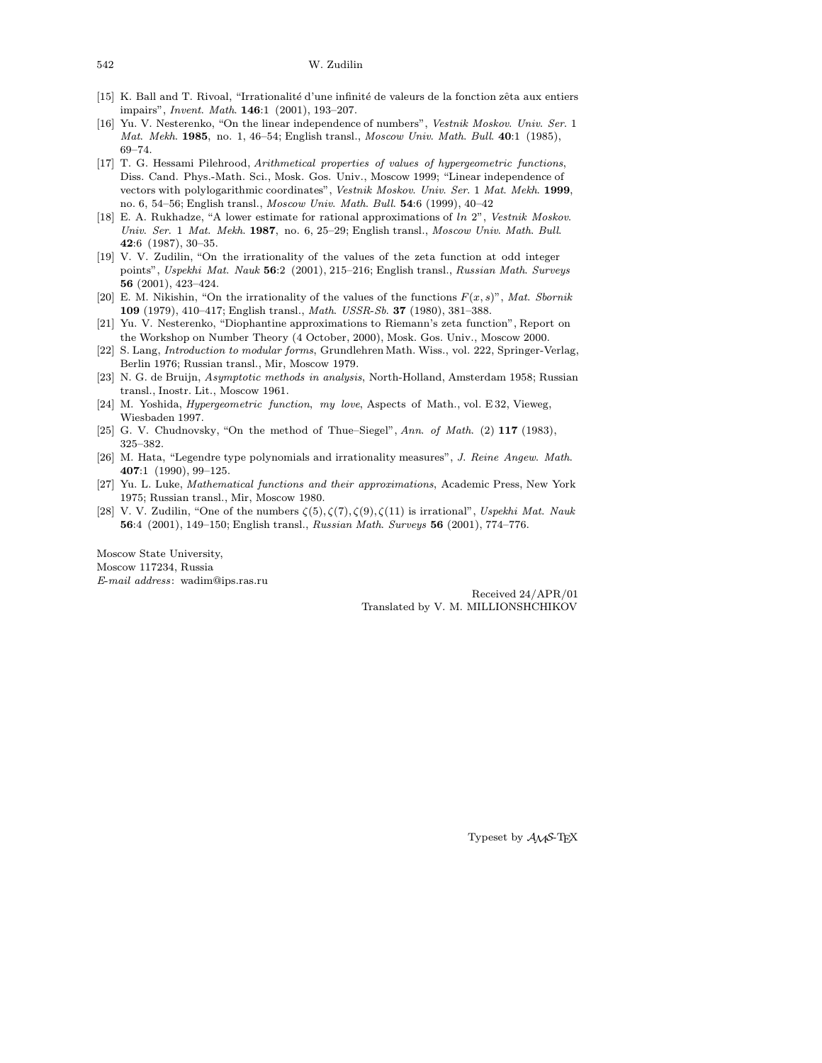[15] K. Ball and T. Rivoal, "Irrationalité d'une infinité de valeurs de la fonction zêta aux entiers impairs", *Invent. Math.* **146**:1 (2001), 193–207.

[16] Yu. V. Nesterenko, "On the linear independence of numbers", *Vestnik Moskov. Univ. Ser.* 1 *Mat. Mekh.* **1985**, no. 1, 46–54; English transl., *Moscow Univ. Math. Bull.* **40**:1 (1985), 69–74.

[17] T. G. Hessami Pilehrood, *Arithmetical properties of values of hypergeometric functions*, Diss. Cand. Phys.-Math. Sci., Mosk. Gos. Univ., Moscow 1999; "Linear independence of vectors with polylogarithmic coordinates", *Vestnik Moskov. Univ. Ser.* 1 *Mat. Mekh.* **1999**, no. 6, 54–56; English transl., *Moscow Univ. Math. Bull.* **54**:6 (1999), 40–42

[18] E. A. Rukhadze, "A lower estimate for rational approximations of $ln$ 2", *Vestnik Moskov. Univ. Ser.* 1 *Mat. Mekh.* **1987**, no. 6, 25–29; English transl., *Moscow Univ. Math. Bull.* **42**:6 (1987), 30–35.

[19] V. V. Zudilin, "On the irrationality of the values of the zeta function at odd integer points", *Uspekhi Mat. Nauk* **56**:2 (2001), 215–216; English transl., *Russian Math. Surveys* **56** (2001), 423–424.

[20] E. M. Nikishin, "On the irrationality of the values of the functions $F(x, s)$", *Mat. Sbornik* **109** (1979), 410–417; English transl., *Math. USSR-Sb.* **37** (1980), 381–388.

[21] Yu. V. Nesterenko, "Diophantine approximations to Riemann's zeta function", Report on the Workshop on Number Theory (4 October, 2000), Mosk. Gos. Univ., Moscow 2000.

[22] S. Lang, *Introduction to modular forms*, Grundlehren Math. Wiss., vol. 222, Springer-Verlag, Berlin 1976; Russian transl., Mir, Moscow 1979.

[23] N. G. de Bruijn, *Asymptotic methods in analysis*, North-Holland, Amsterdam 1958; Russian transl., Inostr. Lit., Moscow 1961.

[24] M. Yoshida, *Hypergeometric function, my love*, Aspects of Math., vol. E 32, Vieweg, Wiesbaden 1997.

[25] G. V. Chudnovsky, "On the method of Thue–Siegel", *Ann. of Math.* (2) **117** (1983), 325–382.

[26] M. Hata, "Legendre type polynomials and irrationality measures", *J. Reine Angew. Math.* **407**:1 (1990), 99–125.

[27] Yu. L. Luke, *Mathematical functions and their approximations*, Academic Press, New York 1975; Russian transl., Mir, Moscow 1980.

[28] V. V. Zudilin, "One of the numbers $\zeta(5), \zeta(7), \zeta(9), \zeta(11)$ is irrational", *Uspekhi Mat. Nauk* **56**:4 (2001), 149–150; English transl., *Russian Math. Surveys* **56** (2001), 774–776.

Moscow State University,
Moscow 117234, Russia
*E-mail address*: wadim@ips.ras.ru

Received 24/APR/01
Translated by V. M. MILLIONSHCHIKOV

Typeset by $\mathcal{A}\mathcal{M}\mathcal{S}$-TEX